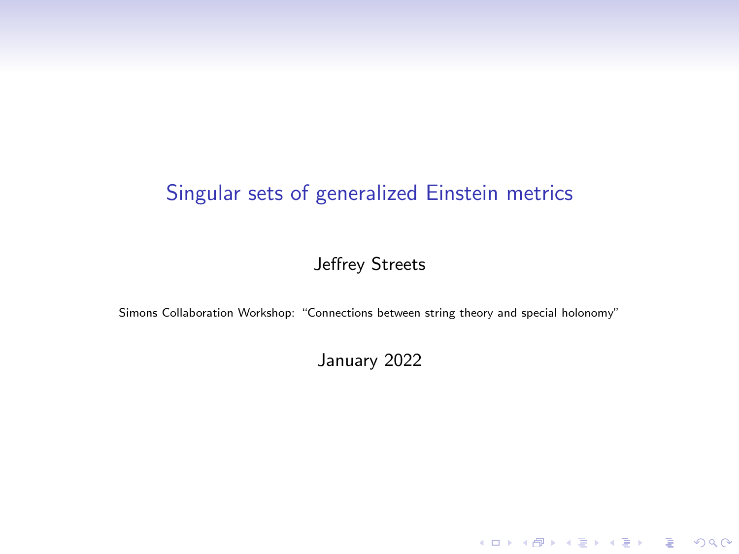# Singular sets of generalized Einstein metrics

Jeffrey Streets

Simons Collaboration Workshop: "Connections between string theory and special holonomy"

January 2022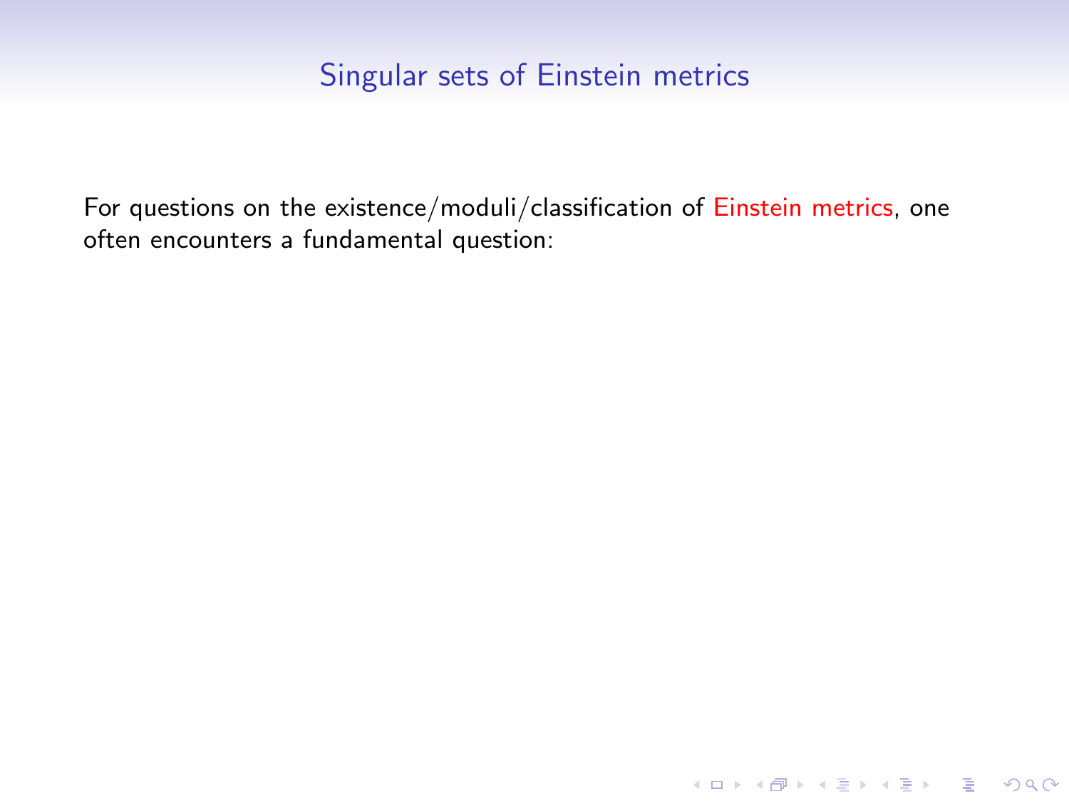## Singular sets of Einstein metrics

For questions on the existence/moduli/classification of Einstein metrics, one often encounters a fundamental question: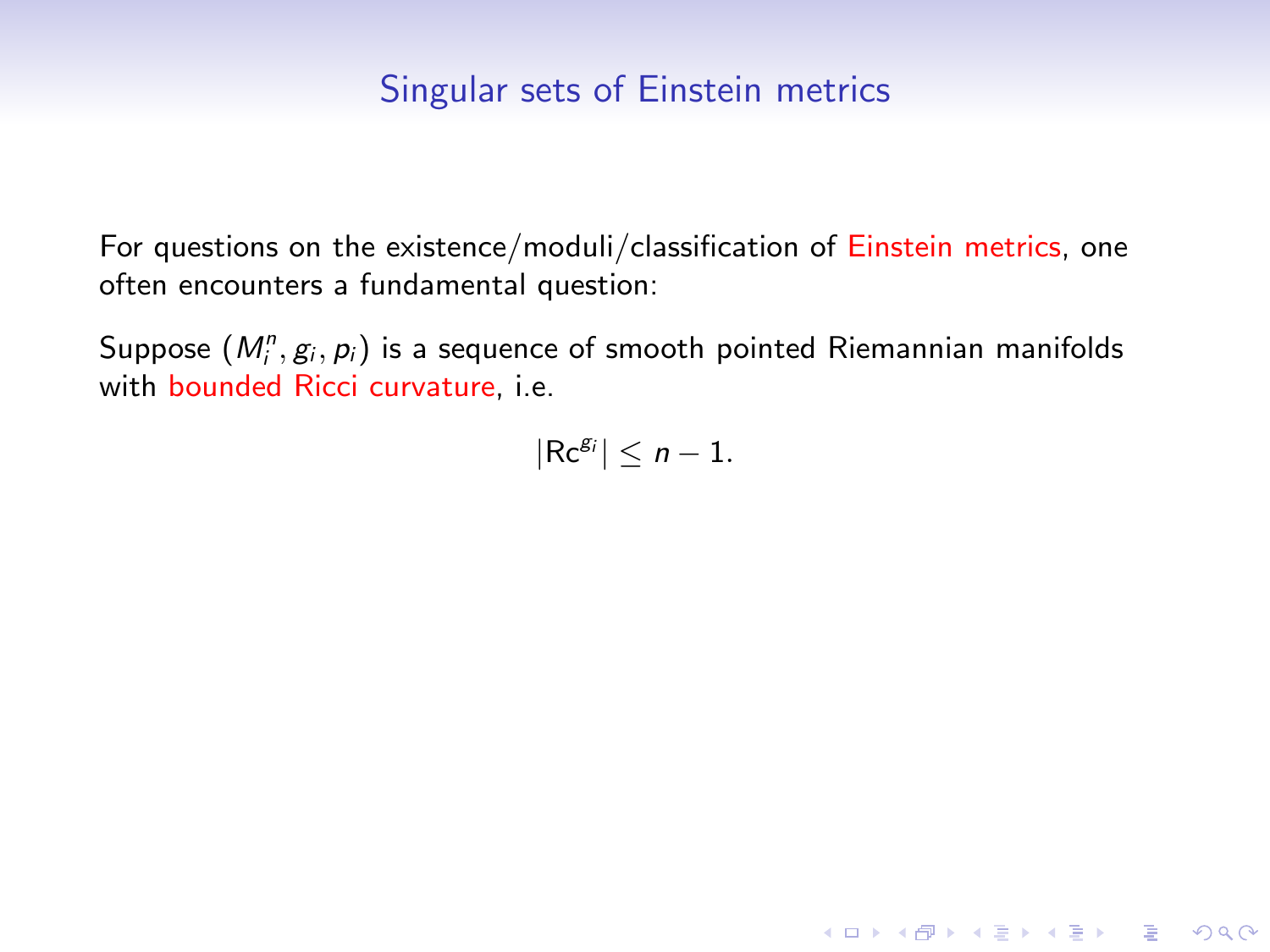# Singular sets of Einstein metrics

For questions on the existence/moduli/classification of Einstein metrics, one often encounters a fundamental question:

Suppose $(M_i^n, g_i, p_i)$ is a sequence of smooth pointed Riemannian manifolds with bounded Ricci curvature, i.e.

$$|\mathrm{Rc}^{g_i}| \leq n - 1.$$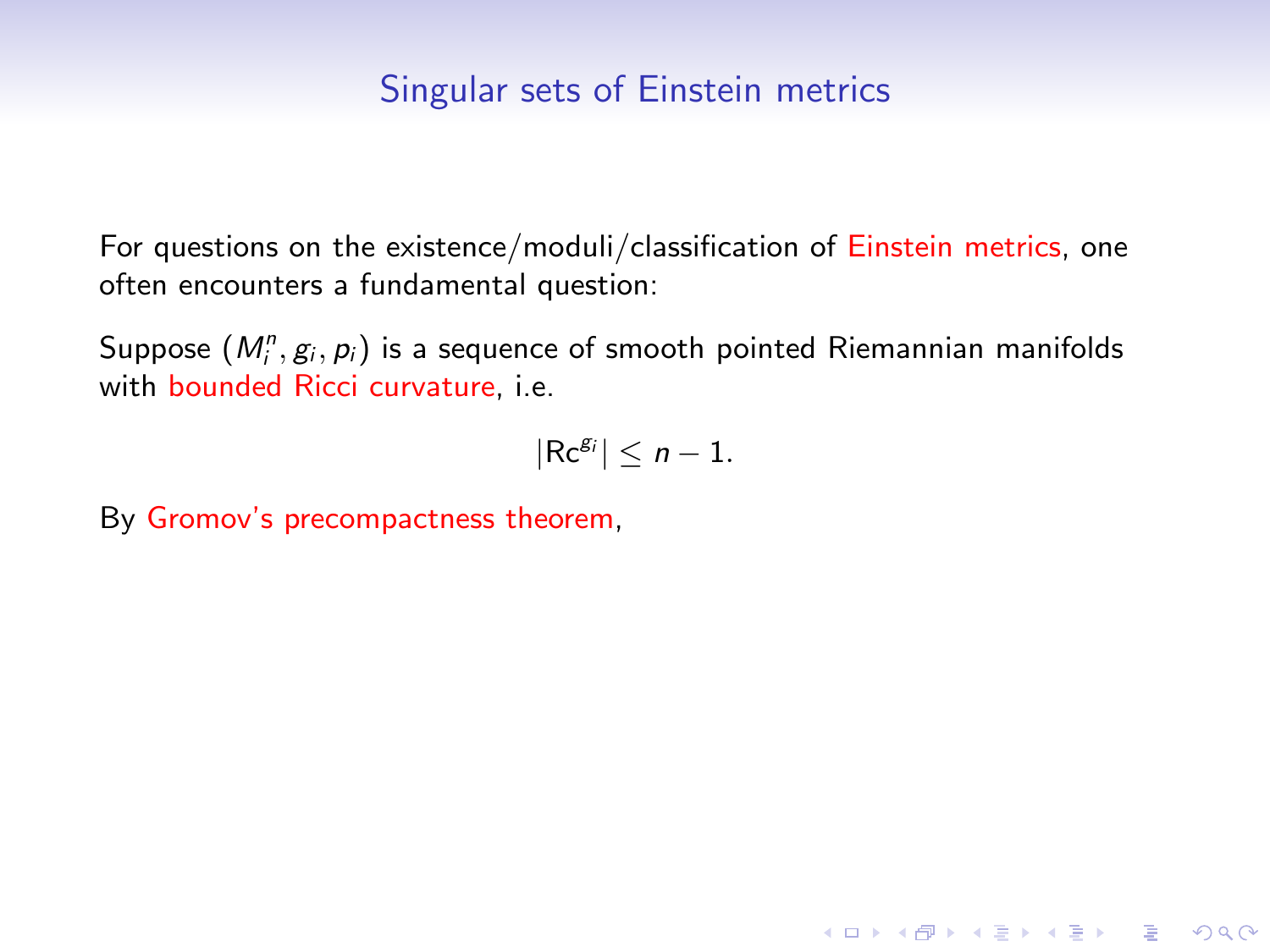## Singular sets of Einstein metrics

For questions on the existence/moduli/classification of Einstein metrics, one often encounters a fundamental question:

Suppose $(M_i^n, g_i, p_i)$ is a sequence of smooth pointed Riemannian manifolds with bounded Ricci curvature, i.e.

$$|\mathrm{Rc}^{g_i}| \le n - 1.$$

By Gromov's precompactness theorem,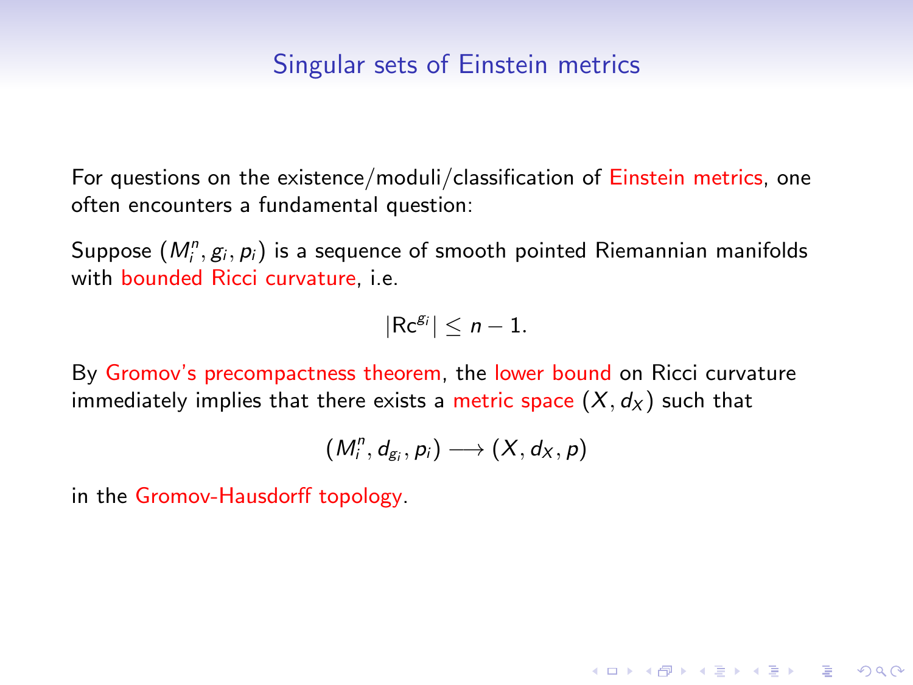## Singular sets of Einstein metrics

For questions on the existence/moduli/classification of Einstein metrics, one often encounters a fundamental question:

Suppose $(M_i^n, g_i, p_i)$ is a sequence of smooth pointed Riemannian manifolds with bounded Ricci curvature, i.e.

$$|\mathrm{Rc}^{g_i}| \leq n-1.$$

By Gromov's precompactness theorem, the lower bound on Ricci curvature immediately implies that there exists a metric space $(X, d_X)$ such that

$$(M_i^n, d_{g_i}, p_i) \longrightarrow (X, d_X, p)$$

in the Gromov-Hausdorff topology.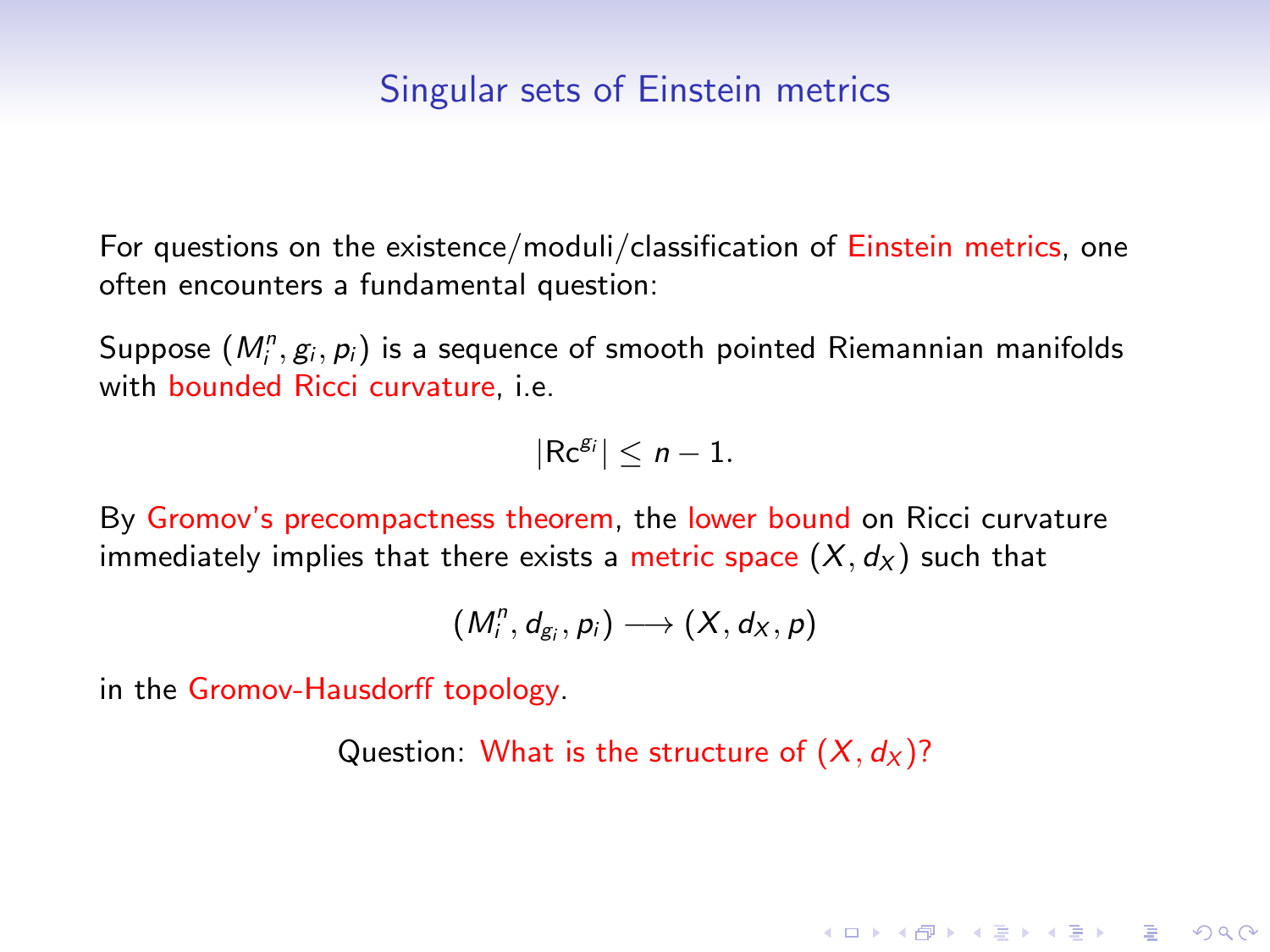## Singular sets of Einstein metrics

For questions on the existence/moduli/classification of Einstein metrics, one often encounters a fundamental question:

Suppose $(M_i^n, g_i, p_i)$ is a sequence of smooth pointed Riemannian manifolds with bounded Ricci curvature, i.e.

$$|\mathrm{Rc}^{g_i}| \le n-1.$$

By Gromov's precompactness theorem, the lower bound on Ricci curvature immediately implies that there exists a metric space $(X, d_X)$ such that

$$(M_i^n, d_{g_i}, p_i) \longrightarrow (X, d_X, p)$$

in the Gromov-Hausdorff topology.

Question: What is the structure of $(X, d_X)$?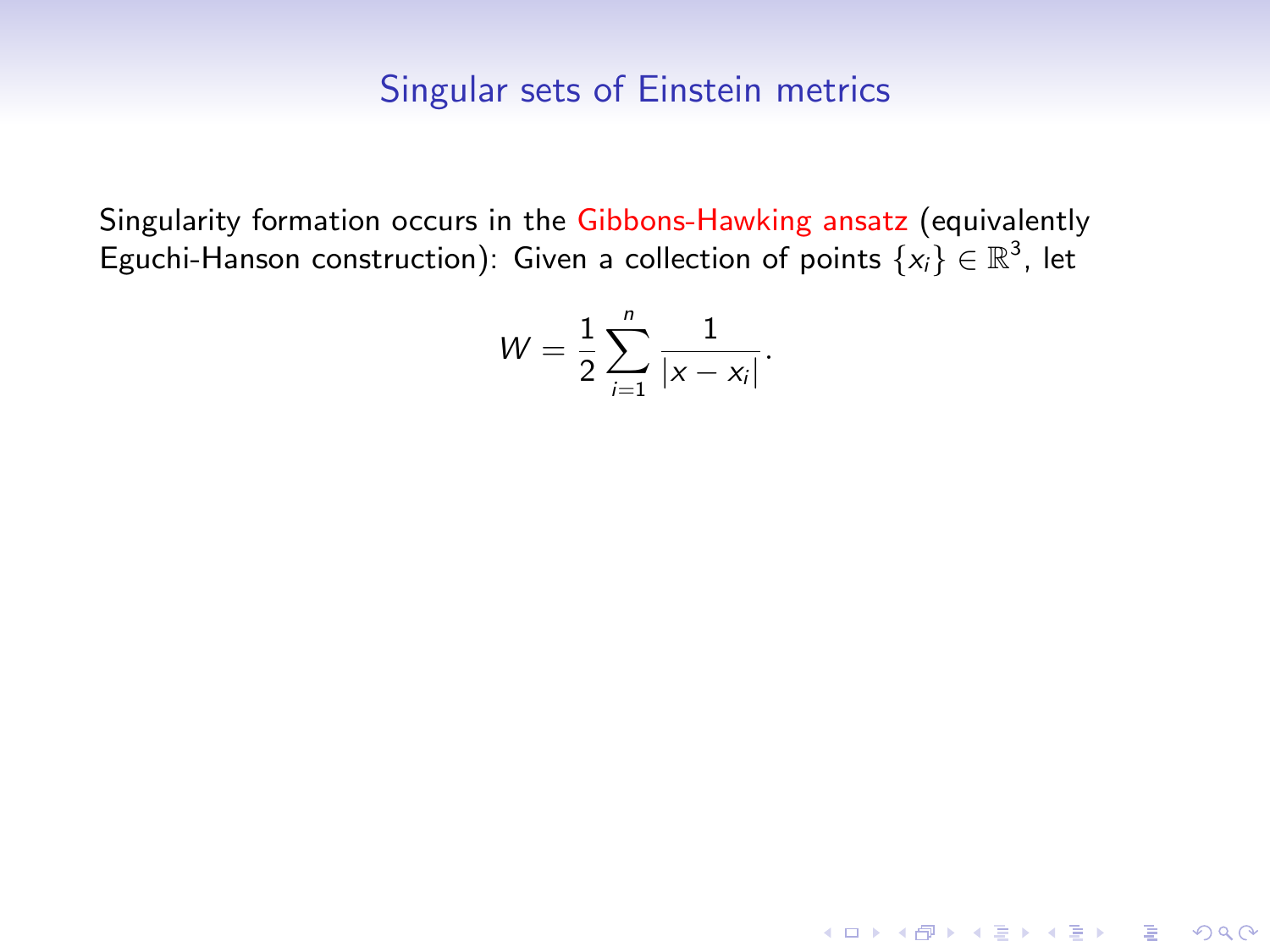# Singular sets of Einstein metrics

Singularity formation occurs in the Gibbons-Hawking ansatz (equivalently Eguchi-Hanson construction): Given a collection of points $\{x_i\} \in \mathbb{R}^3$, let

$$W = \frac{1}{2} \sum_{i=1}^{n} \frac{1}{|x - x_i|}.$$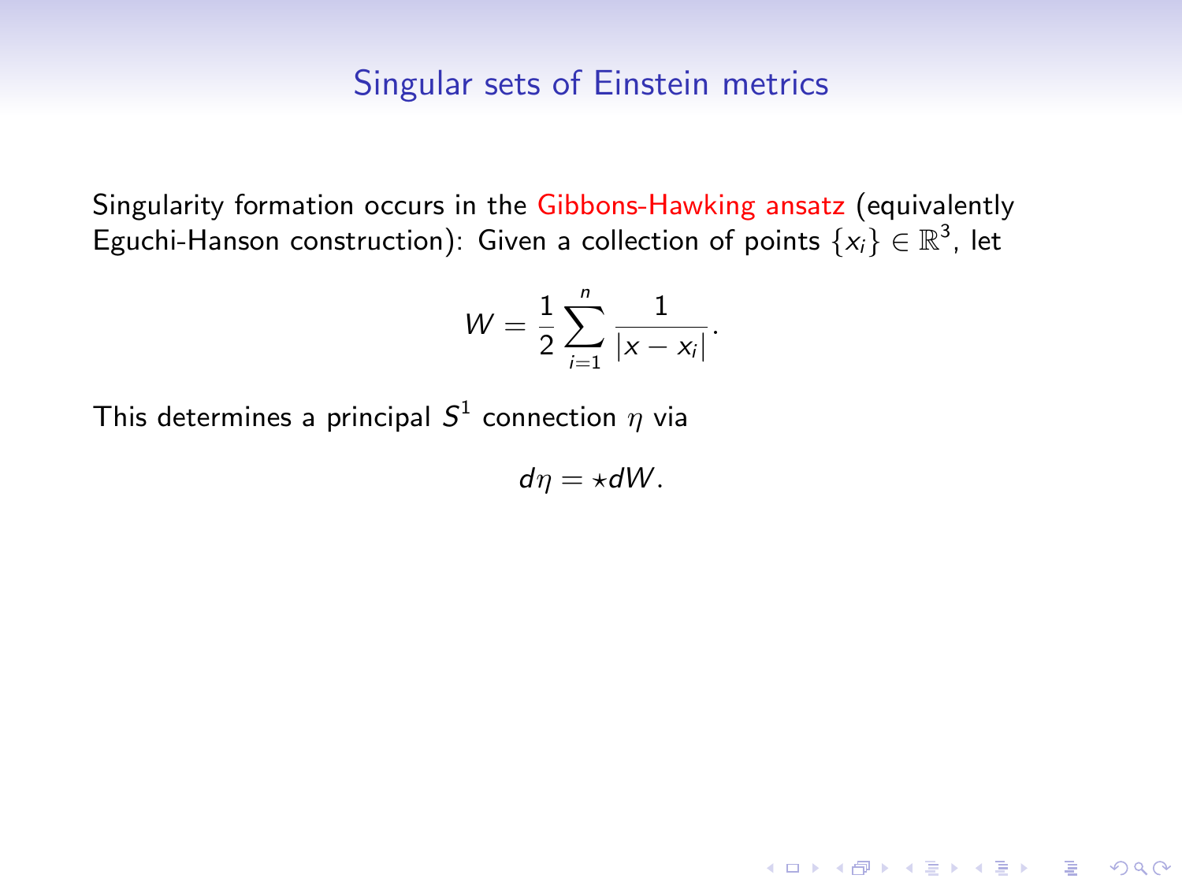# Singular sets of Einstein metrics

Singularity formation occurs in the Gibbons-Hawking ansatz (equivalently Eguchi-Hanson construction): Given a collection of points $\{x_i\} \in \mathbb{R}^3$, let

$$W = \frac{1}{2} \sum_{i=1}^{n} \frac{1}{|x - x_i|}.$$

This determines a principal $S^1$ connection $\eta$ via

$$d\eta = \star dW.$$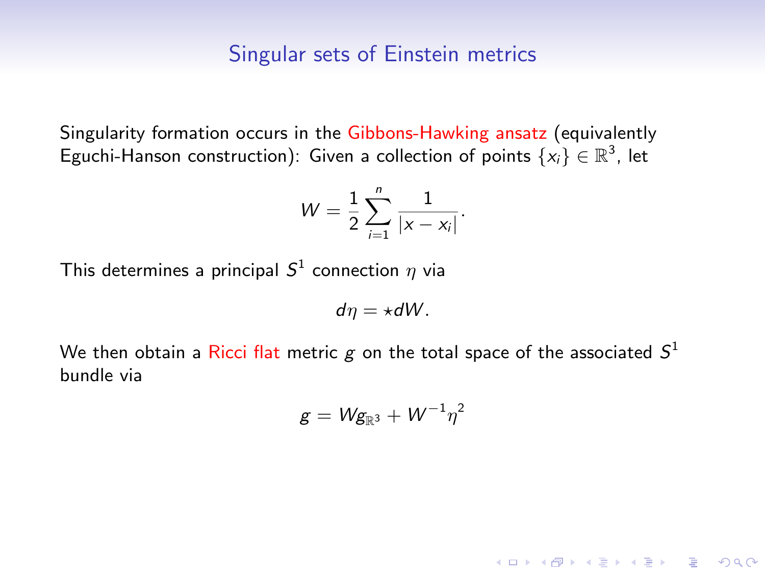## Singular sets of Einstein metrics

Singularity formation occurs in the Gibbons-Hawking ansatz (equivalently Eguchi-Hanson construction): Given a collection of points $\{x_i\} \in \mathbb{R}^3$, let

$$W = \frac{1}{2} \sum_{i=1}^{n} \frac{1}{|x - x_i|}.$$

This determines a principal $S^1$ connection $\eta$ via

$$d\eta = \star dW.$$

We then obtain a Ricci flat metric $g$ on the total space of the associated $S^1$ bundle via

$$g = W g_{\mathbb{R}^3} + W^{-1} \eta^2$$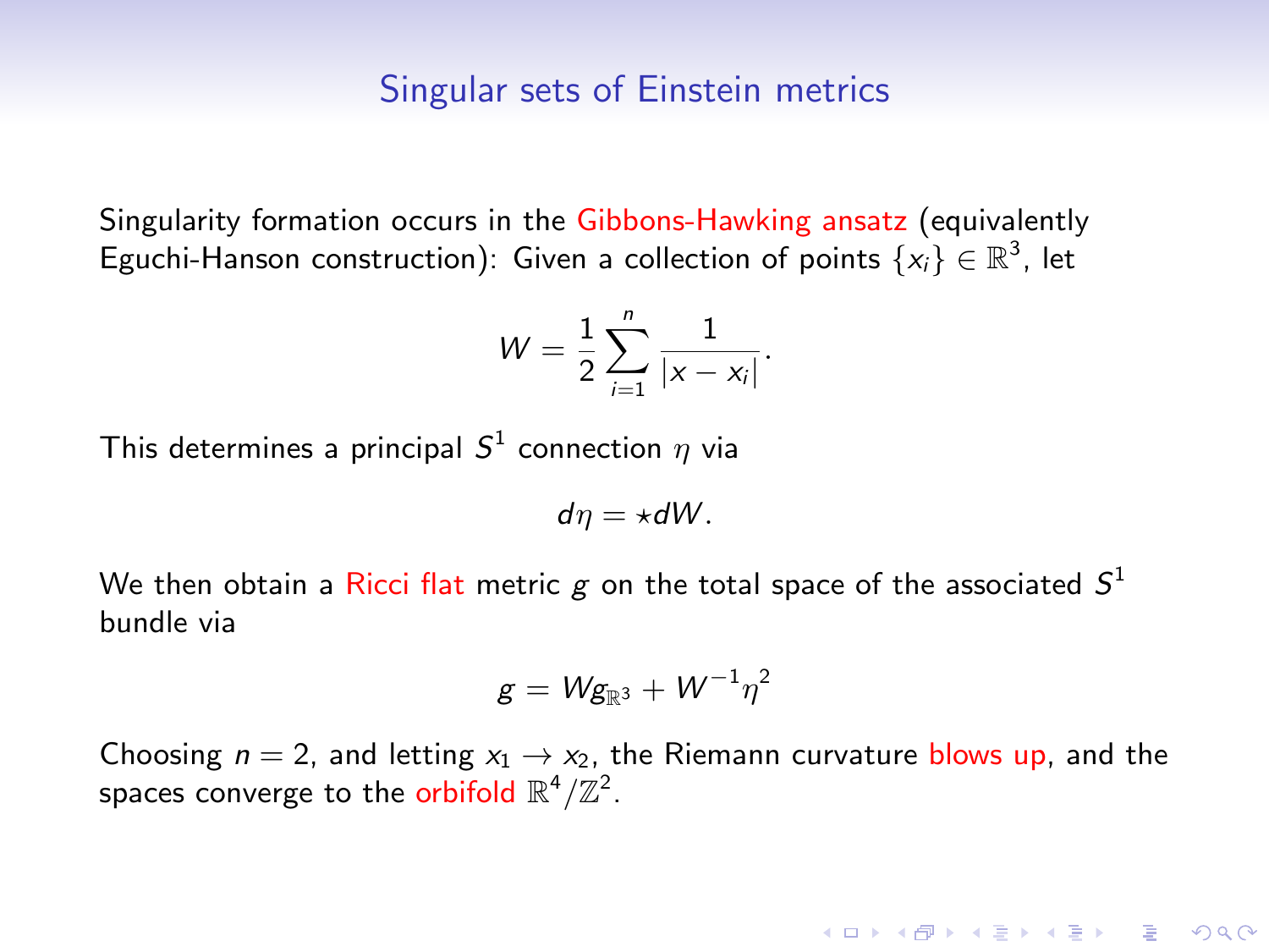# Singular sets of Einstein metrics

Singularity formation occurs in the Gibbons-Hawking ansatz (equivalently Eguchi-Hanson construction): Given a collection of points $\{x_i\} \in \mathbb{R}^3$, let

$$W = \frac{1}{2} \sum_{i=1}^{n} \frac{1}{|x - x_i|}.$$

This determines a principal $S^1$ connection $\eta$ via

$$d\eta = \star dW.$$

We then obtain a Ricci flat metric $g$ on the total space of the associated $S^1$ bundle via

$$g = W g_{\mathbb{R}^3} + W^{-1} \eta^2$$

Choosing $n = 2$, and letting $x_1 \to x_2$, the Riemann curvature blows up, and the spaces converge to the orbifold $\mathbb{R}^4 / \mathbb{Z}^2$.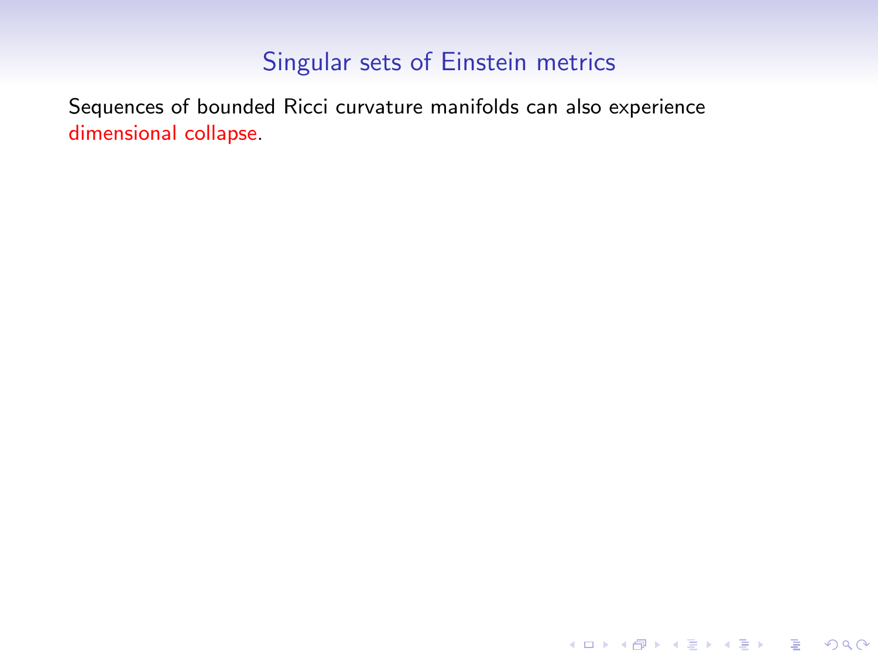## Singular sets of Einstein metrics

Sequences of bounded Ricci curvature manifolds can also experience dimensional collapse.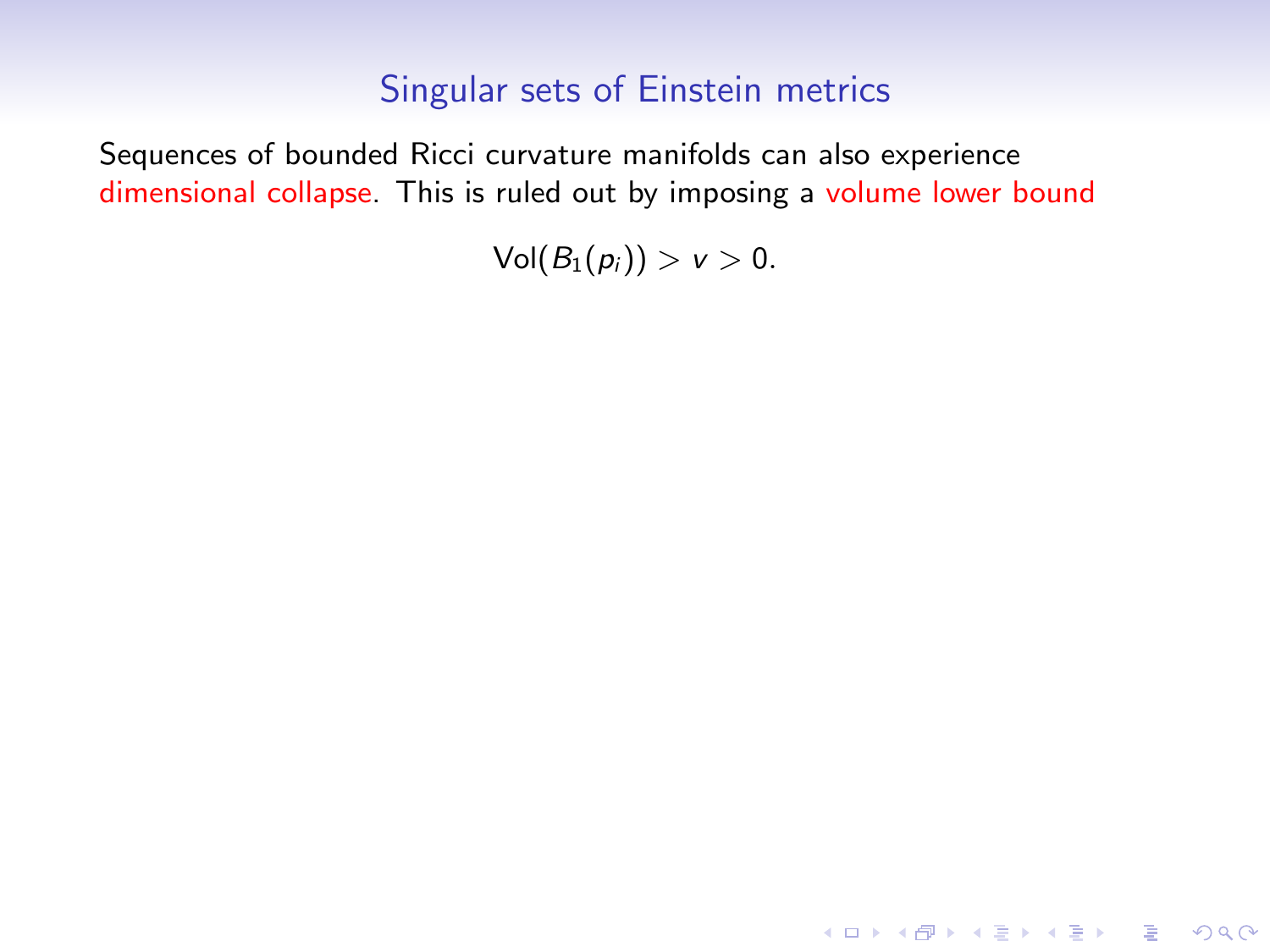## Singular sets of Einstein metrics

Sequences of bounded Ricci curvature manifolds can also experience dimensional collapse. This is ruled out by imposing a volume lower bound

$$\mathrm{Vol}(B_1(p_i)) > v > 0.$$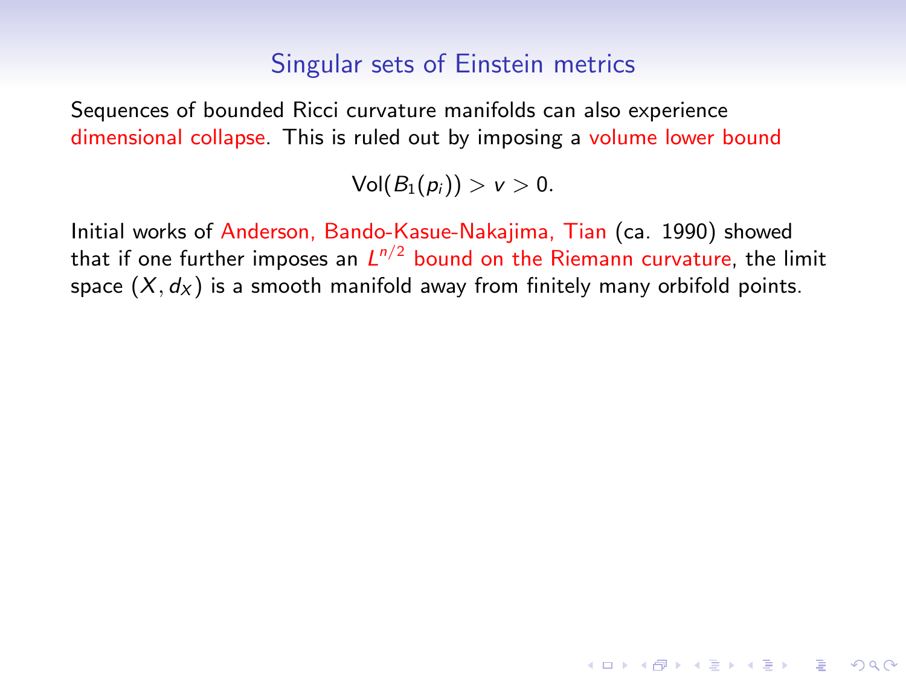## Singular sets of Einstein metrics

Sequences of bounded Ricci curvature manifolds can also experience dimensional collapse. This is ruled out by imposing a volume lower bound

$$\mathrm{Vol}(B_1(p_i)) > v > 0.$$

Initial works of Anderson, Bando-Kasue-Nakajima, Tian (ca. 1990) showed that if one further imposes an $L^{n/2}$ bound on the Riemann curvature, the limit space $(X, d_X)$ is a smooth manifold away from finitely many orbifold points.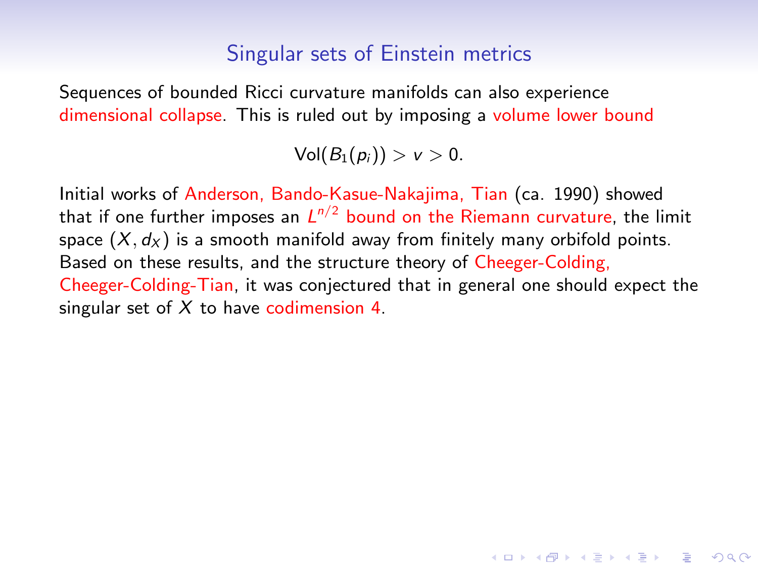## Singular sets of Einstein metrics

Sequences of bounded Ricci curvature manifolds can also experience dimensional collapse. This is ruled out by imposing a volume lower bound

$$\mathrm{Vol}(B_1(p_i)) > v > 0.$$

Initial works of Anderson, Bando-Kasue-Nakajima, Tian (ca. 1990) showed that if one further imposes an $L^{n/2}$ bound on the Riemann curvature, the limit space $(X, d_X)$ is a smooth manifold away from finitely many orbifold points. Based on these results, and the structure theory of Cheeger-Colding, Cheeger-Colding-Tian, it was conjectured that in general one should expect the singular set of $X$ to have codimension 4.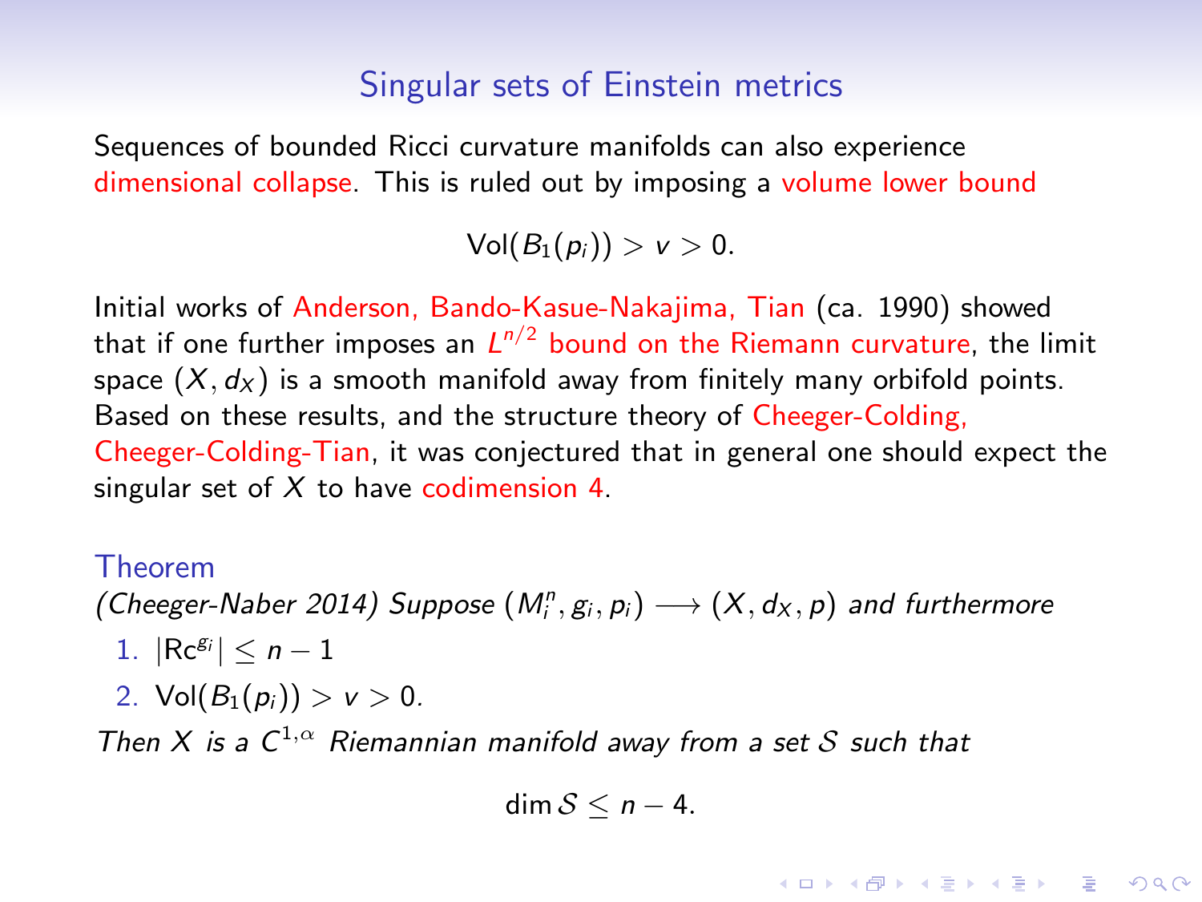# Singular sets of Einstein metrics

Sequences of bounded Ricci curvature manifolds can also experience dimensional collapse. This is ruled out by imposing a volume lower bound

$$\mathrm{Vol}(B_1(p_i)) > v > 0.$$

Initial works of Anderson, Bando-Kasue-Nakajima, Tian (ca. 1990) showed that if one further imposes an $L^{n/2}$ bound on the Riemann curvature, the limit space $(X, d_X)$ is a smooth manifold away from finitely many orbifold points. Based on these results, and the structure theory of Cheeger-Colding, Cheeger-Colding-Tian, it was conjectured that in general one should expect the singular set of $X$ to have codimension 4.

**Theorem**

*(Cheeger-Naber 2014) Suppose $(M_i^n, g_i, p_i) \longrightarrow (X, d_X, p)$ and furthermore*

1. $|\mathrm{Rc}^{g_i}| \leq n - 1$
2. $\mathrm{Vol}(B_1(p_i)) > v > 0.$

*Then $X$ is a $C^{1,\alpha}$ Riemannian manifold away from a set $\mathcal{S}$ such that*

$$\dim \mathcal{S} \leq n - 4.$$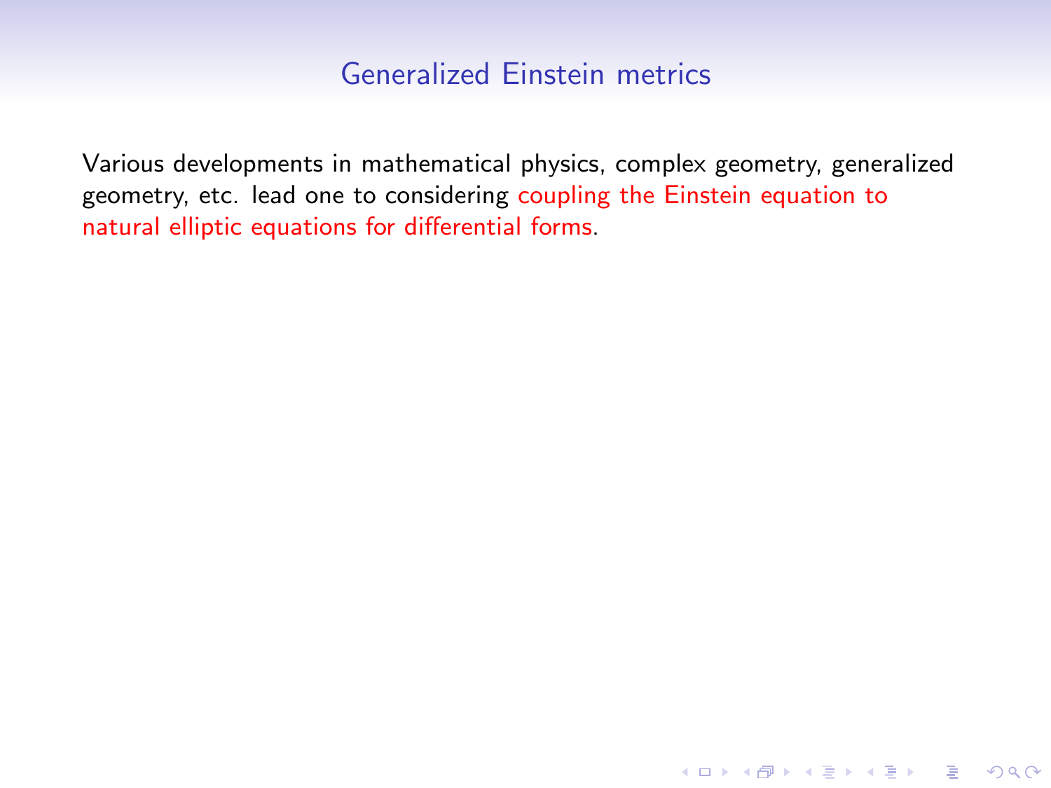## Generalized Einstein metrics

Various developments in mathematical physics, complex geometry, generalized geometry, etc. lead one to considering coupling the Einstein equation to natural elliptic equations for differential forms.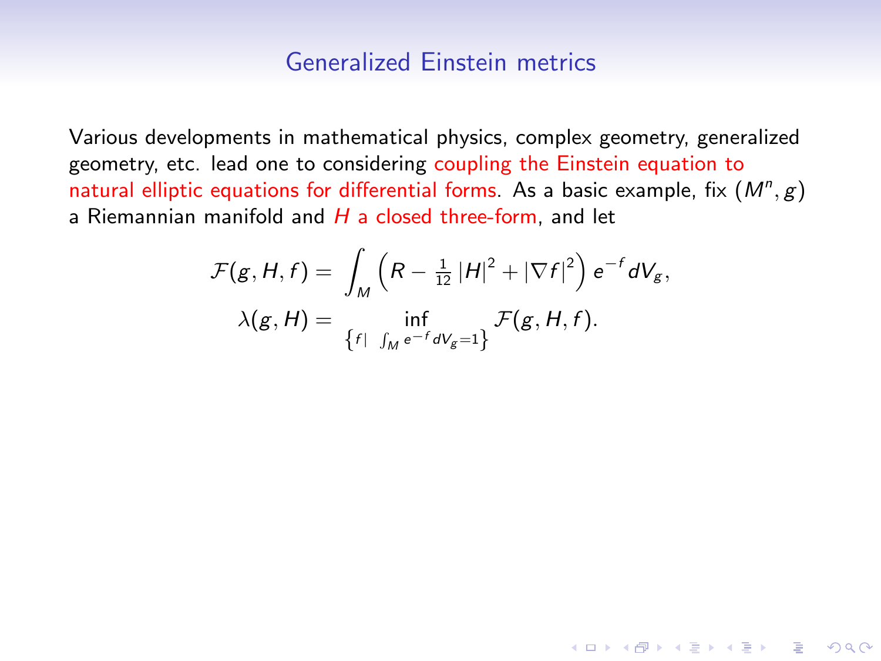## Generalized Einstein metrics

Various developments in mathematical physics, complex geometry, generalized geometry, etc. lead one to considering coupling the Einstein equation to natural elliptic equations for differential forms. As a basic example, fix $(M^n, g)$ a Riemannian manifold and $H$ a closed three-form, and let

$$
\begin{aligned}
\mathcal{F}(g, H, f) &= \int_M \left( R - \tfrac{1}{12} |H|^2 + |\nabla f|^2 \right) e^{-f} dV_g, \\
\lambda(g, H) &= \inf_{\left\{ f \mid \int_M e^{-f} dV_g = 1 \right\}} \mathcal{F}(g, H, f).
\end{aligned}
$$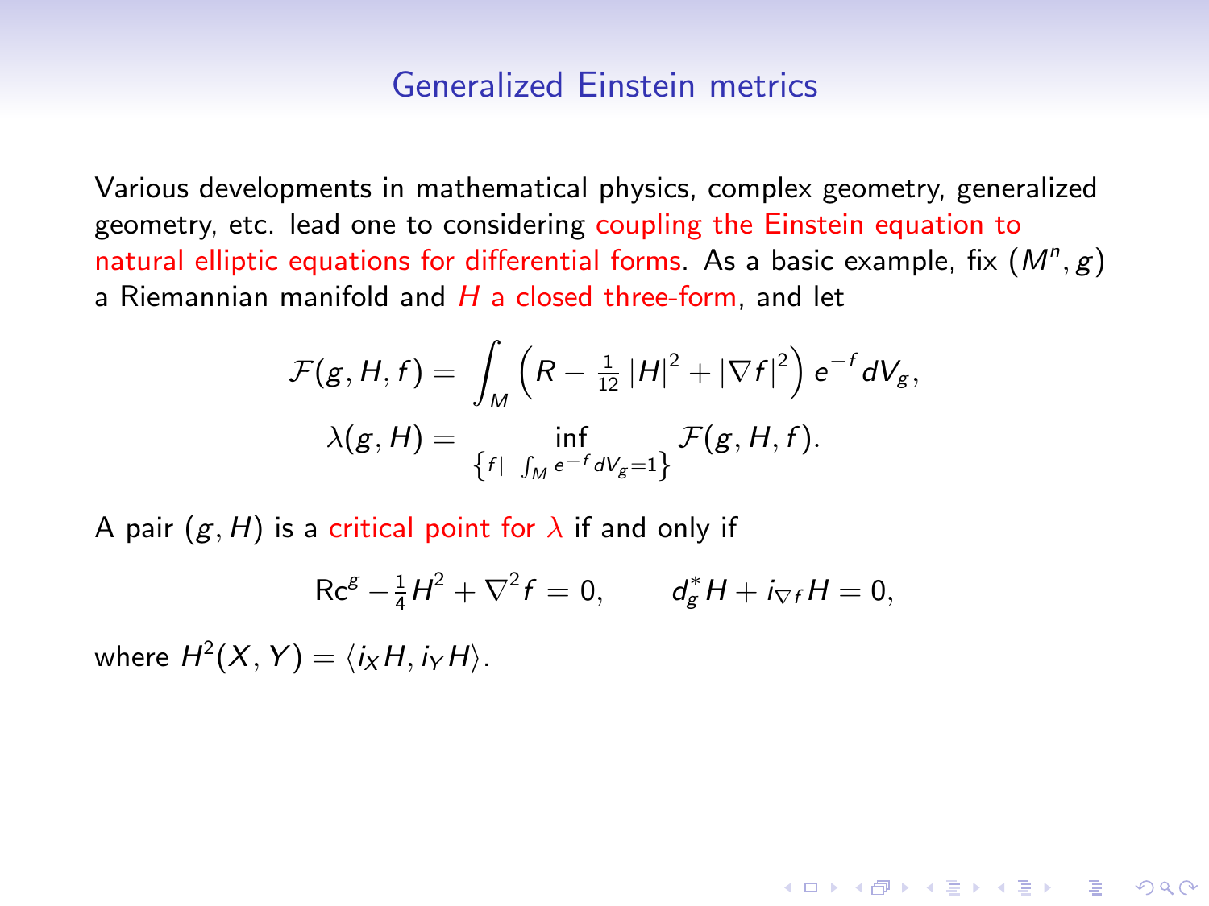## Generalized Einstein metrics

Various developments in mathematical physics, complex geometry, generalized geometry, etc. lead one to considering coupling the Einstein equation to natural elliptic equations for differential forms. As a basic example, fix $(M^n, g)$ a Riemannian manifold and $H$ a closed three-form, and let

$$
\mathcal{F}(g, H, f) = \int_M \left( R - \tfrac{1}{12} \left| H \right|^2 + \left| \nabla f \right|^2 \right) e^{-f} dV_g,
$$

$$
\lambda(g, H) = \inf_{\left\{ f \mid \int_M e^{-f} dV_g = 1 \right\}} \mathcal{F}(g, H, f).
$$

A pair $(g, H)$ is a critical point for $\lambda$ if and only if

$$
\mathrm{Rc}^g - \tfrac{1}{4} H^2 + \nabla^2 f = 0, \qquad d_g^* H + i_{\nabla f} H = 0,
$$

where $H^2(X, Y) = \langle i_X H, i_Y H \rangle$.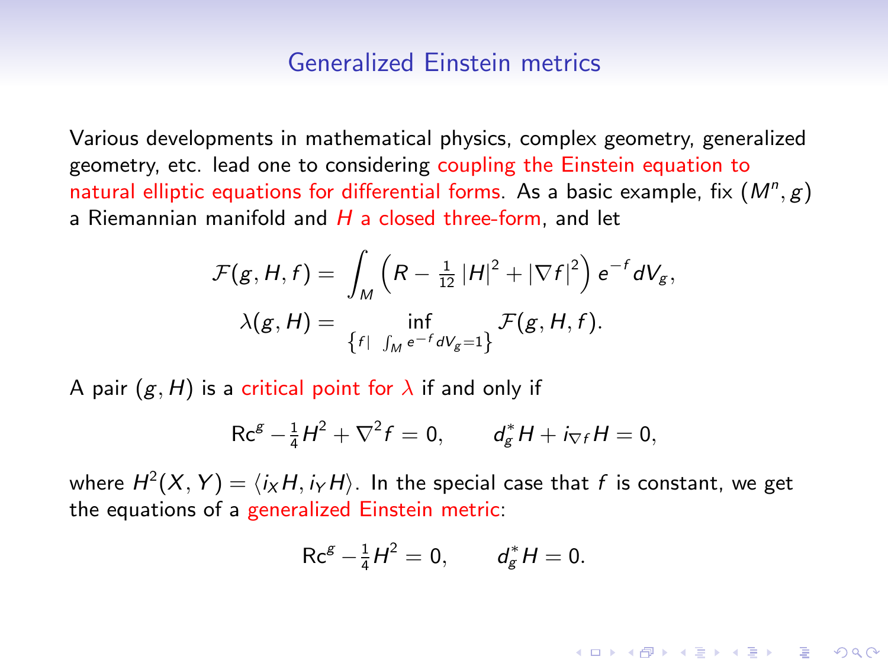## Generalized Einstein metrics

Various developments in mathematical physics, complex geometry, generalized geometry, etc. lead one to considering coupling the Einstein equation to natural elliptic equations for differential forms. As a basic example, fix $(M^n, g)$ a Riemannian manifold and $H$ a closed three-form, and let

$$
\mathcal{F}(g, H, f) = \int_M \left( R - \tfrac{1}{12} |H|^2 + |\nabla f|^2 \right) e^{-f} dV_g,
$$

$$
\lambda(g, H) = \inf_{\left\{ f \mid \int_M e^{-f} dV_g = 1 \right\}} \mathcal{F}(g, H, f).
$$

A pair $(g, H)$ is a critical point for $\lambda$ if and only if

$$
\operatorname{Rc}^g - \tfrac{1}{4} H^2 + \nabla^2 f = 0, \qquad d_g^* H + i_{\nabla f} H = 0,
$$

where $H^2(X, Y) = \langle i_X H, i_Y H \rangle$. In the special case that $f$ is constant, we get the equations of a generalized Einstein metric:

$$
\operatorname{Rc}^g - \tfrac{1}{4} H^2 = 0, \qquad d_g^* H = 0.
$$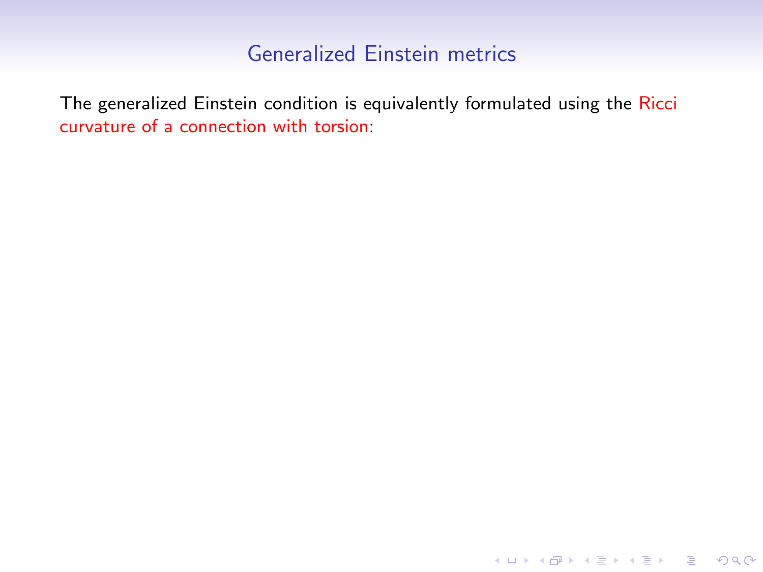# Generalized Einstein metrics

The generalized Einstein condition is equivalently formulated using the Ricci curvature of a connection with torsion: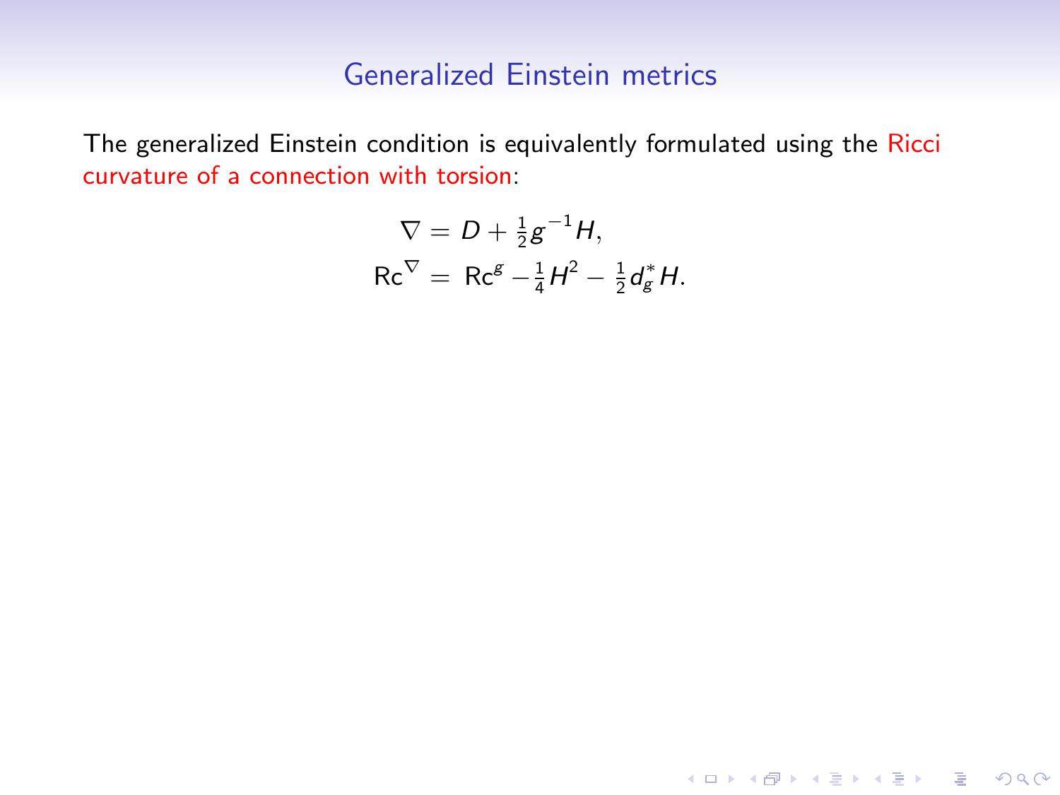## Generalized Einstein metrics

The generalized Einstein condition is equivalently formulated using the Ricci curvature of a connection with torsion:

$$
\begin{aligned}
\nabla &= D + \tfrac{1}{2} g^{-1} H, \\
\mathrm{Rc}^{\nabla} &= \mathrm{Rc}^{g} - \tfrac{1}{4} H^2 - \tfrac{1}{2} d_g^{*} H.
\end{aligned}
$$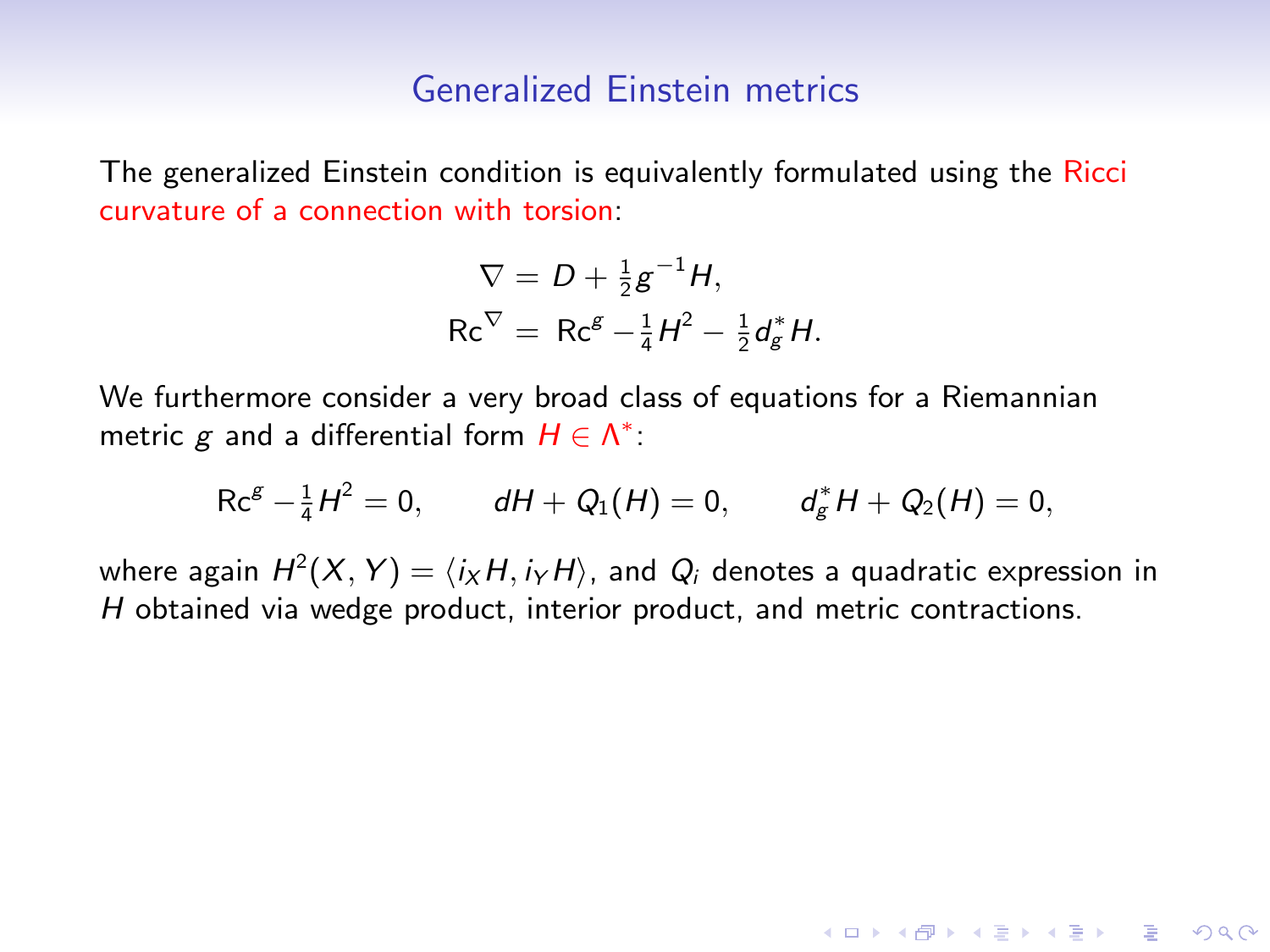## Generalized Einstein metrics

The generalized Einstein condition is equivalently formulated using the Ricci curvature of a connection with torsion:

$$\nabla = D + \tfrac{1}{2} g^{-1} H,$$
$$\mathrm{Rc}^{\nabla} = \mathrm{Rc}^{g} - \tfrac{1}{4} H^2 - \tfrac{1}{2} d_g^* H.$$

We furthermore consider a very broad class of equations for a Riemannian metric $g$ and a differential form $H \in \Lambda^*$:

$$\mathrm{Rc}^{g} - \tfrac{1}{4} H^2 = 0, \qquad dH + Q_1(H) = 0, \qquad d_g^* H + Q_2(H) = 0,$$

where again $H^2(X, Y) = \langle i_X H, i_Y H \rangle$, and $Q_i$ denotes a quadratic expression in $H$ obtained via wedge product, interior product, and metric contractions.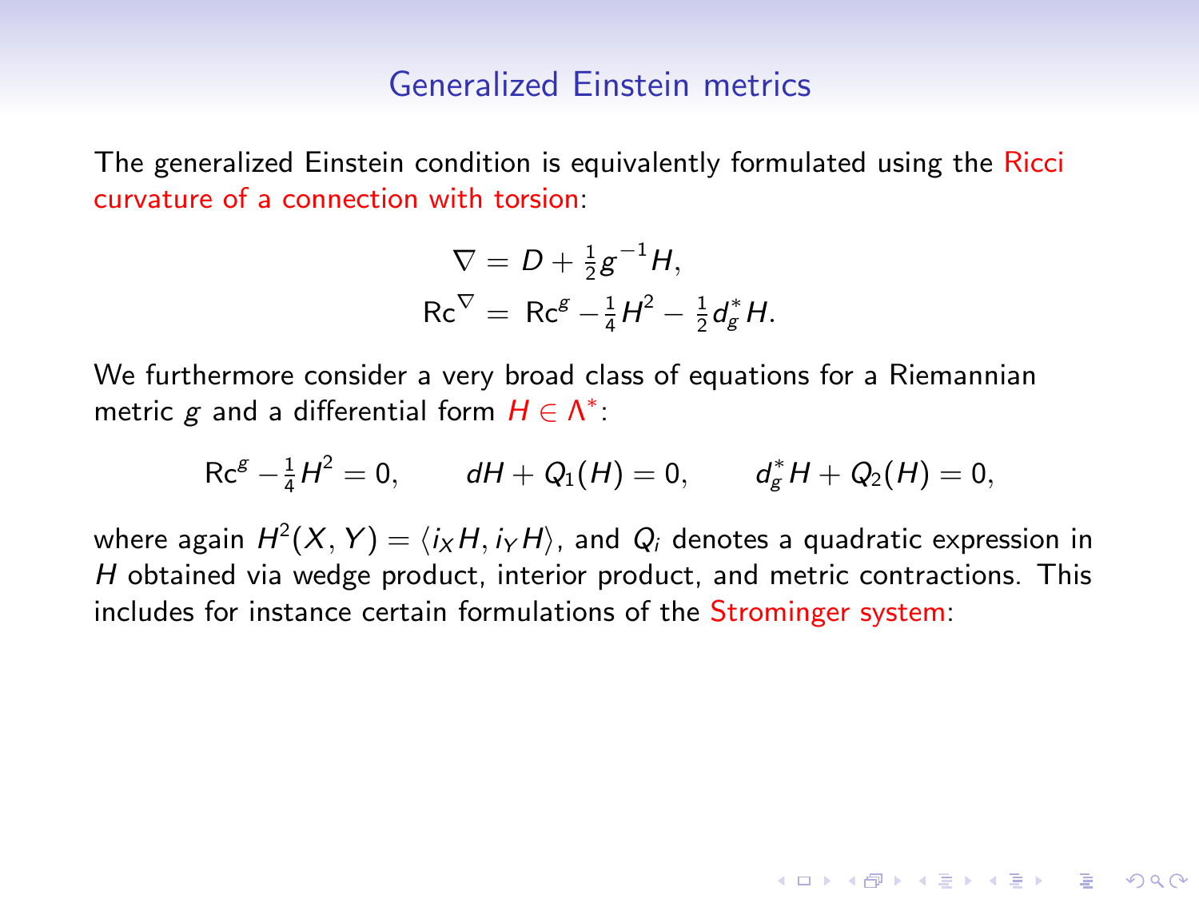## Generalized Einstein metrics

The generalized Einstein condition is equivalently formulated using the Ricci curvature of a connection with torsion:

$$
\begin{aligned}
\nabla &= D + \tfrac{1}{2} g^{-1} H, \\
\mathrm{Rc}^{\nabla} &= \mathrm{Rc}^{g} - \tfrac{1}{4} H^2 - \tfrac{1}{2} d_g^* H.
\end{aligned}
$$

We furthermore consider a very broad class of equations for a Riemannian metric $g$ and a differential form $H \in \Lambda^*$:

$$
\mathrm{Rc}^{g} - \tfrac{1}{4} H^2 = 0, \qquad dH + Q_1(H) = 0, \qquad d_g^* H + Q_2(H) = 0,
$$

where again $H^2(X, Y) = \langle i_X H, i_Y H \rangle$, and $Q_i$ denotes a quadratic expression in $H$ obtained via wedge product, interior product, and metric contractions. This includes for instance certain formulations of the Strominger system: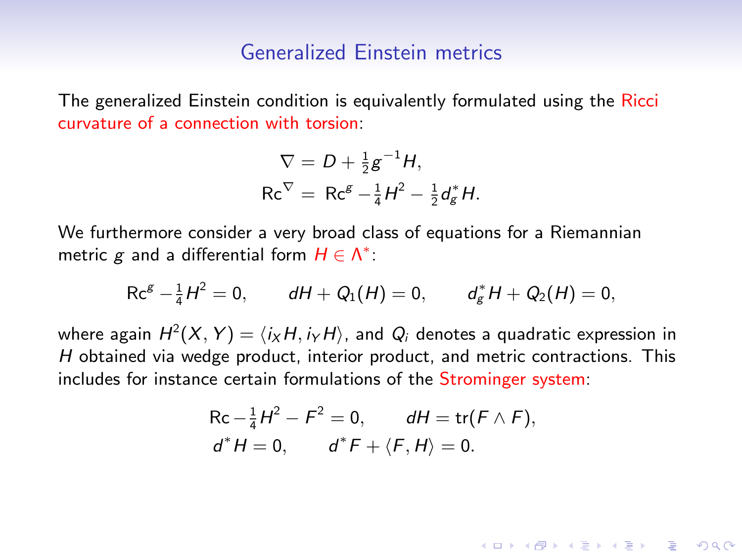## Generalized Einstein metrics

The generalized Einstein condition is equivalently formulated using the Ricci curvature of a connection with torsion:

$$
\begin{aligned}
\nabla &= D + \tfrac{1}{2} g^{-1} H, \\
\mathrm{Rc}^{\nabla} &= \mathrm{Rc}^{g} - \tfrac{1}{4} H^2 - \tfrac{1}{2} d_g^* H.
\end{aligned}
$$

We furthermore consider a very broad class of equations for a Riemannian metric $g$ and a differential form $H \in \Lambda^*$:

$$
\mathrm{Rc}^{g} - \tfrac{1}{4} H^2 = 0, \qquad dH + Q_1(H) = 0, \qquad d_g^* H + Q_2(H) = 0,
$$

where again $H^2(X, Y) = \langle i_X H, i_Y H \rangle$, and $Q_i$ denotes a quadratic expression in $H$ obtained via wedge product, interior product, and metric contractions. This includes for instance certain formulations of the Strominger system:

$$
\begin{aligned}
&\mathrm{Rc} - \tfrac{1}{4} H^2 - F^2 = 0, \qquad dH = \mathrm{tr}(F \wedge F), \\
&d^* H = 0, \qquad d^* F + \langle F, H \rangle = 0.
\end{aligned}
$$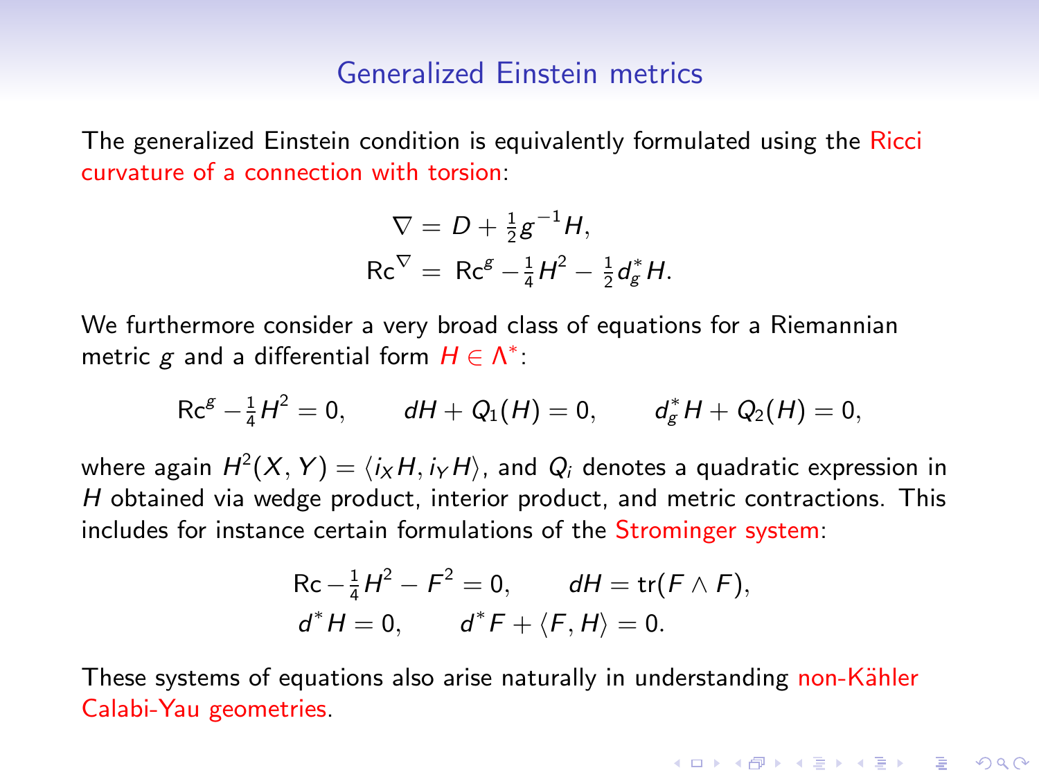## Generalized Einstein metrics

The generalized Einstein condition is equivalently formulated using the Ricci curvature of a connection with torsion:

$$
\begin{aligned}
\nabla &= D + \tfrac{1}{2} g^{-1} H, \\
\operatorname{Rc}^{\nabla} &= \operatorname{Rc}^{g} - \tfrac{1}{4} H^2 - \tfrac{1}{2} d_g^* H.
\end{aligned}
$$

We furthermore consider a very broad class of equations for a Riemannian metric $g$ and a differential form $H \in \Lambda^*$:

$$
\operatorname{Rc}^{g} - \tfrac{1}{4} H^2 = 0, \qquad dH + Q_1(H) = 0, \qquad d_g^* H + Q_2(H) = 0,
$$

where again $H^2(X, Y) = \langle i_X H, i_Y H \rangle$, and $Q_i$ denotes a quadratic expression in $H$ obtained via wedge product, interior product, and metric contractions. This includes for instance certain formulations of the Strominger system:

$$
\begin{aligned}
&\operatorname{Rc} - \tfrac{1}{4} H^2 - F^2 = 0, \qquad dH = \operatorname{tr}(F \wedge F), \\
&d^* H = 0, \qquad d^* F + \langle F, H \rangle = 0.
\end{aligned}
$$

These systems of equations also arise naturally in understanding non-Kähler Calabi-Yau geometries.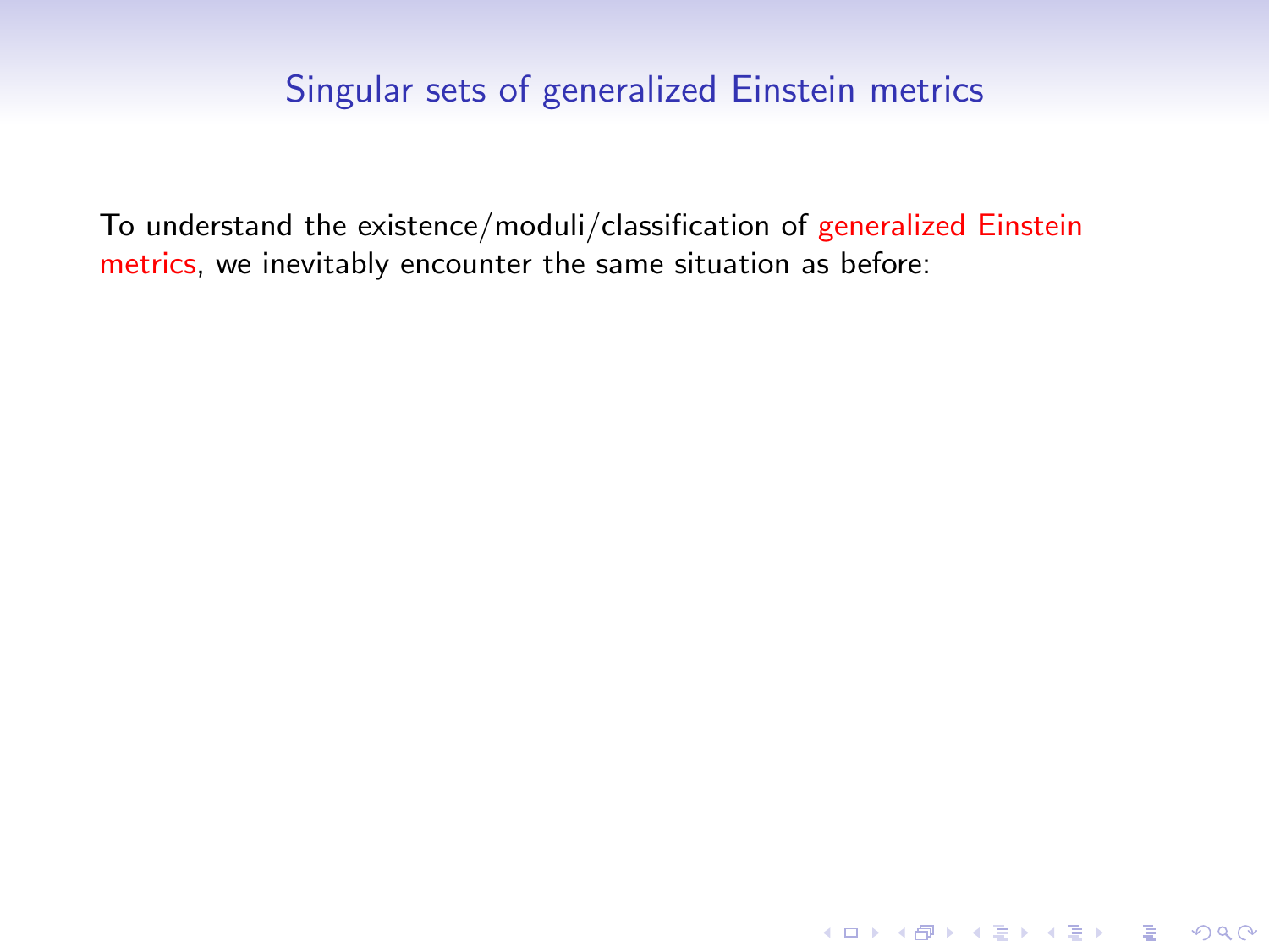# Singular sets of generalized Einstein metrics

To understand the existence/moduli/classification of generalized Einstein metrics, we inevitably encounter the same situation as before: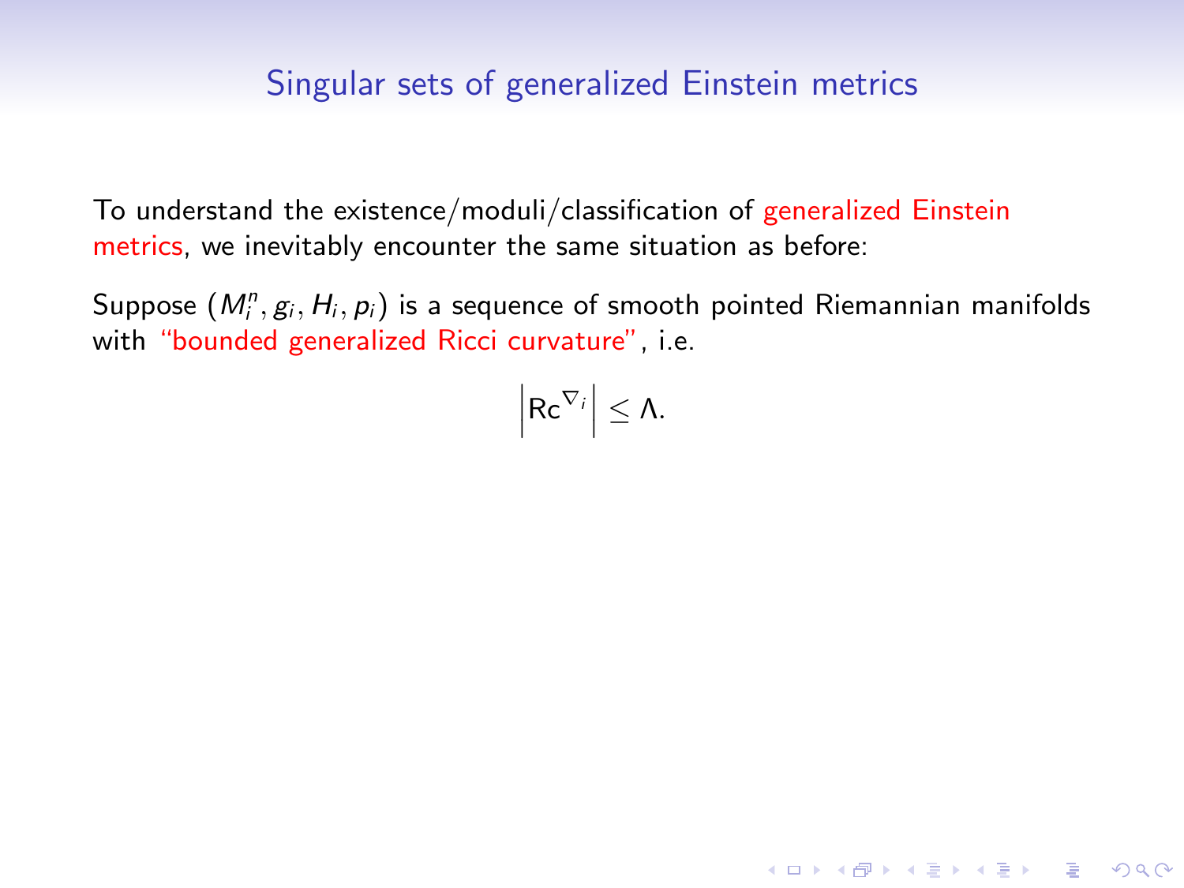## Singular sets of generalized Einstein metrics

To understand the existence/moduli/classification of generalized Einstein metrics, we inevitably encounter the same situation as before:

Suppose $(M_i^n, g_i, H_i, p_i)$ is a sequence of smooth pointed Riemannian manifolds with "bounded generalized Ricci curvature", i.e.

$$\left|\mathrm{Rc}^{\nabla_i}\right| \leq \Lambda.$$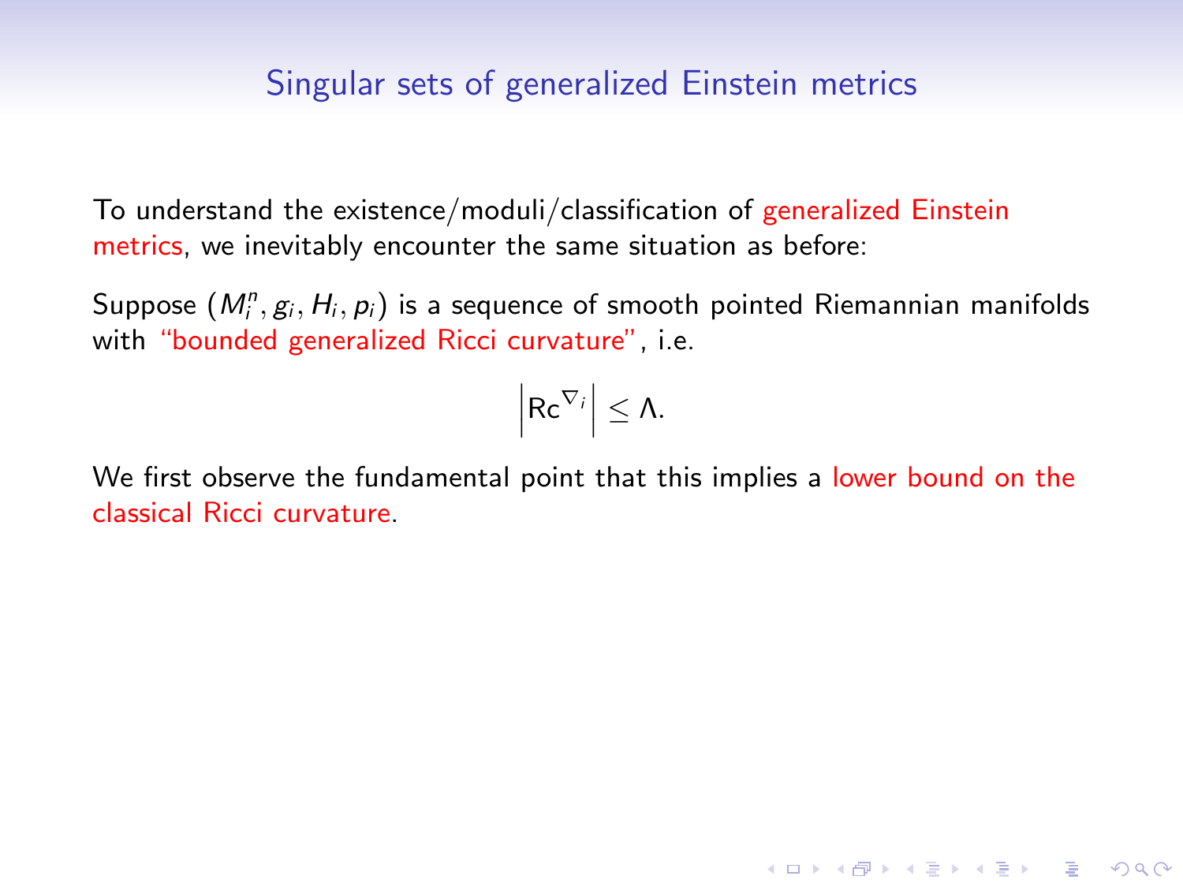# Singular sets of generalized Einstein metrics

To understand the existence/moduli/classification of generalized Einstein metrics, we inevitably encounter the same situation as before:

Suppose $(M_i^n, g_i, H_i, p_i)$ is a sequence of smooth pointed Riemannian manifolds with "bounded generalized Ricci curvature", i.e.

$$\left|\mathrm{Rc}^{\nabla_i}\right| \leq \Lambda.$$

We first observe the fundamental point that this implies a lower bound on the classical Ricci curvature.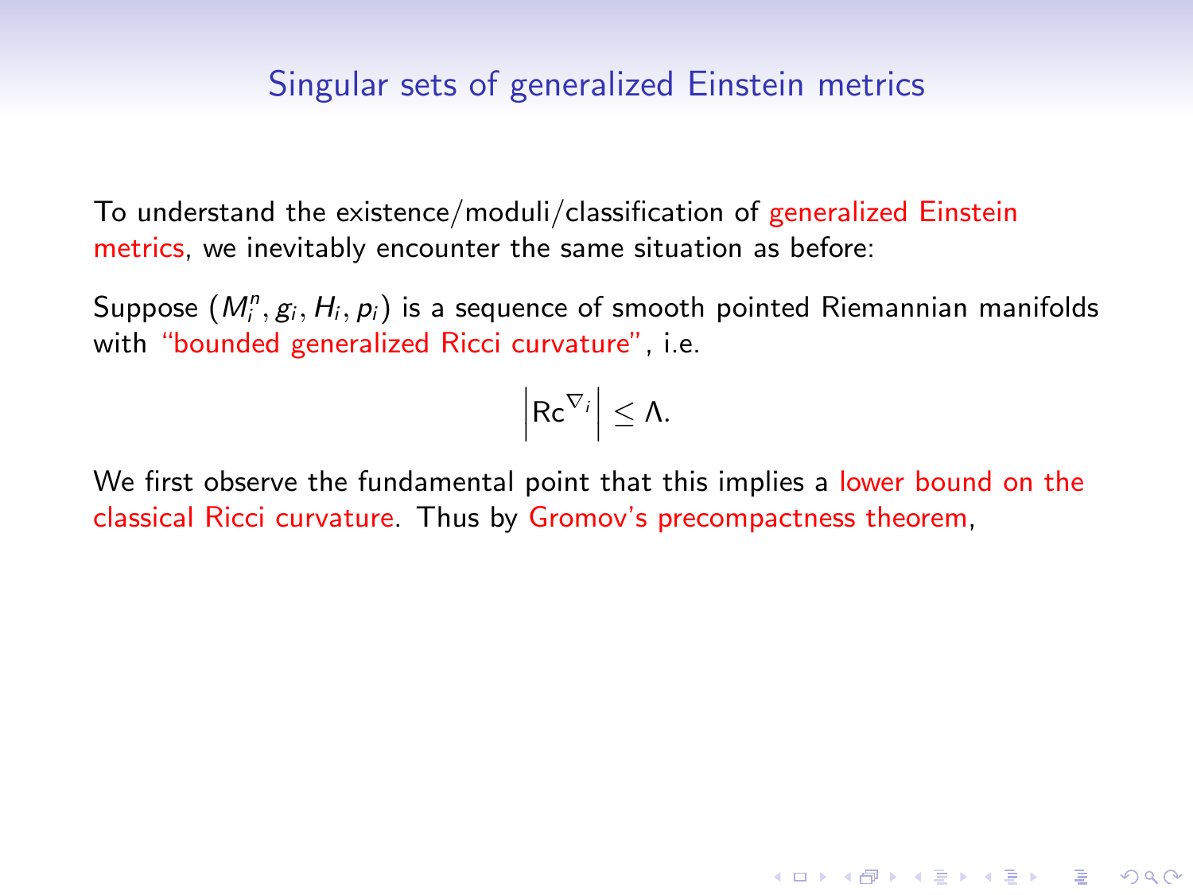# Singular sets of generalized Einstein metrics

To understand the existence/moduli/classification of generalized Einstein metrics, we inevitably encounter the same situation as before:

Suppose $(M_i^n, g_i, H_i, p_i)$ is a sequence of smooth pointed Riemannian manifolds with "bounded generalized Ricci curvature", i.e.

$$\left| \mathrm{Rc}^{\nabla_i} \right| \leq \Lambda.$$

We first observe the fundamental point that this implies a lower bound on the classical Ricci curvature. Thus by Gromov's precompactness theorem,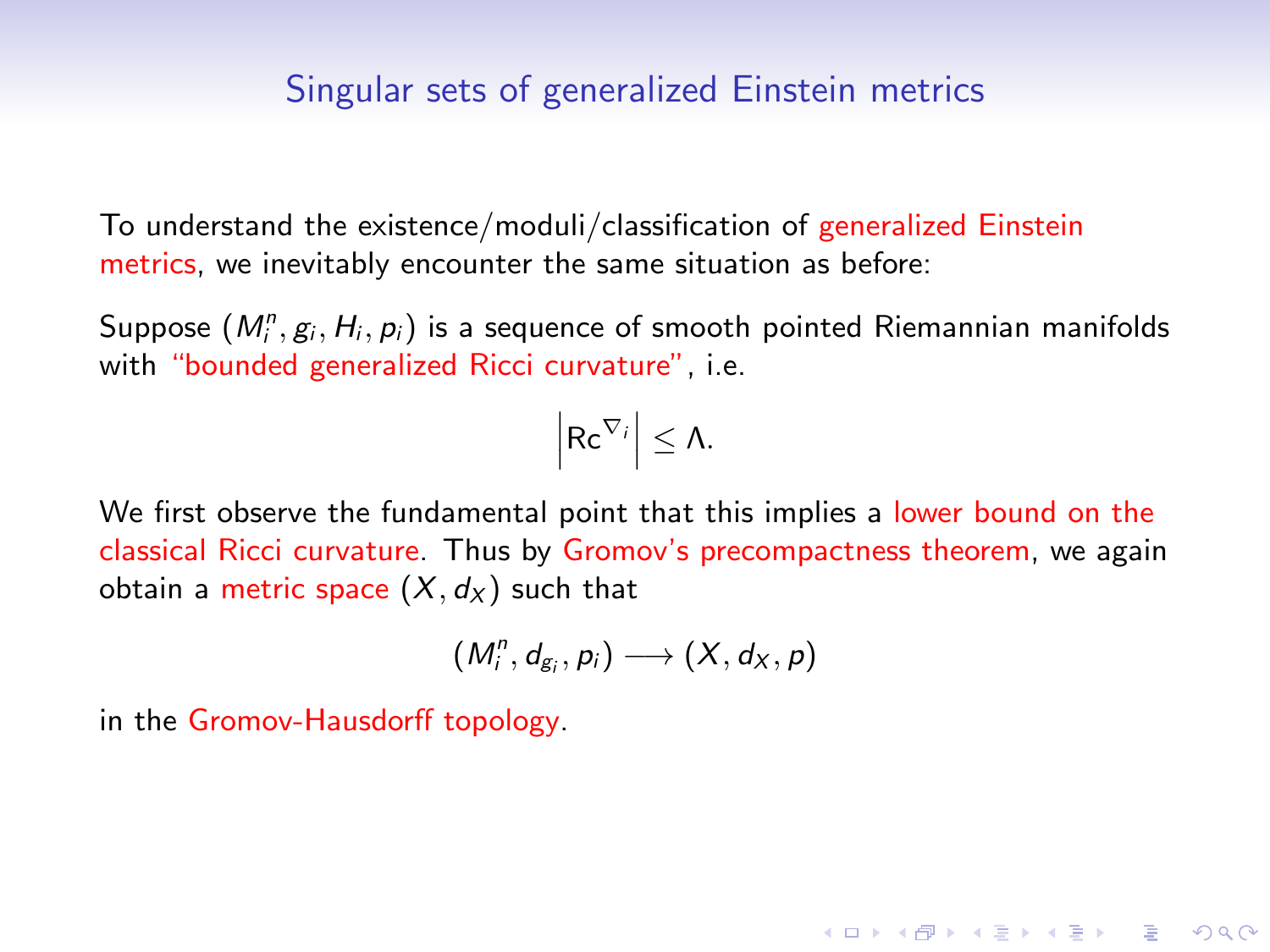## Singular sets of generalized Einstein metrics

To understand the existence/moduli/classification of generalized Einstein metrics, we inevitably encounter the same situation as before:

Suppose $(M_i^n, g_i, H_i, p_i)$ is a sequence of smooth pointed Riemannian manifolds with "bounded generalized Ricci curvature", i.e.

$$\left| \mathrm{Rc}^{\nabla_i} \right| \leq \Lambda.$$

We first observe the fundamental point that this implies a lower bound on the classical Ricci curvature. Thus by Gromov's precompactness theorem, we again obtain a metric space $(X, d_X)$ such that

$$(M_i^n, d_{g_i}, p_i) \longrightarrow (X, d_X, p)$$

in the Gromov-Hausdorff topology.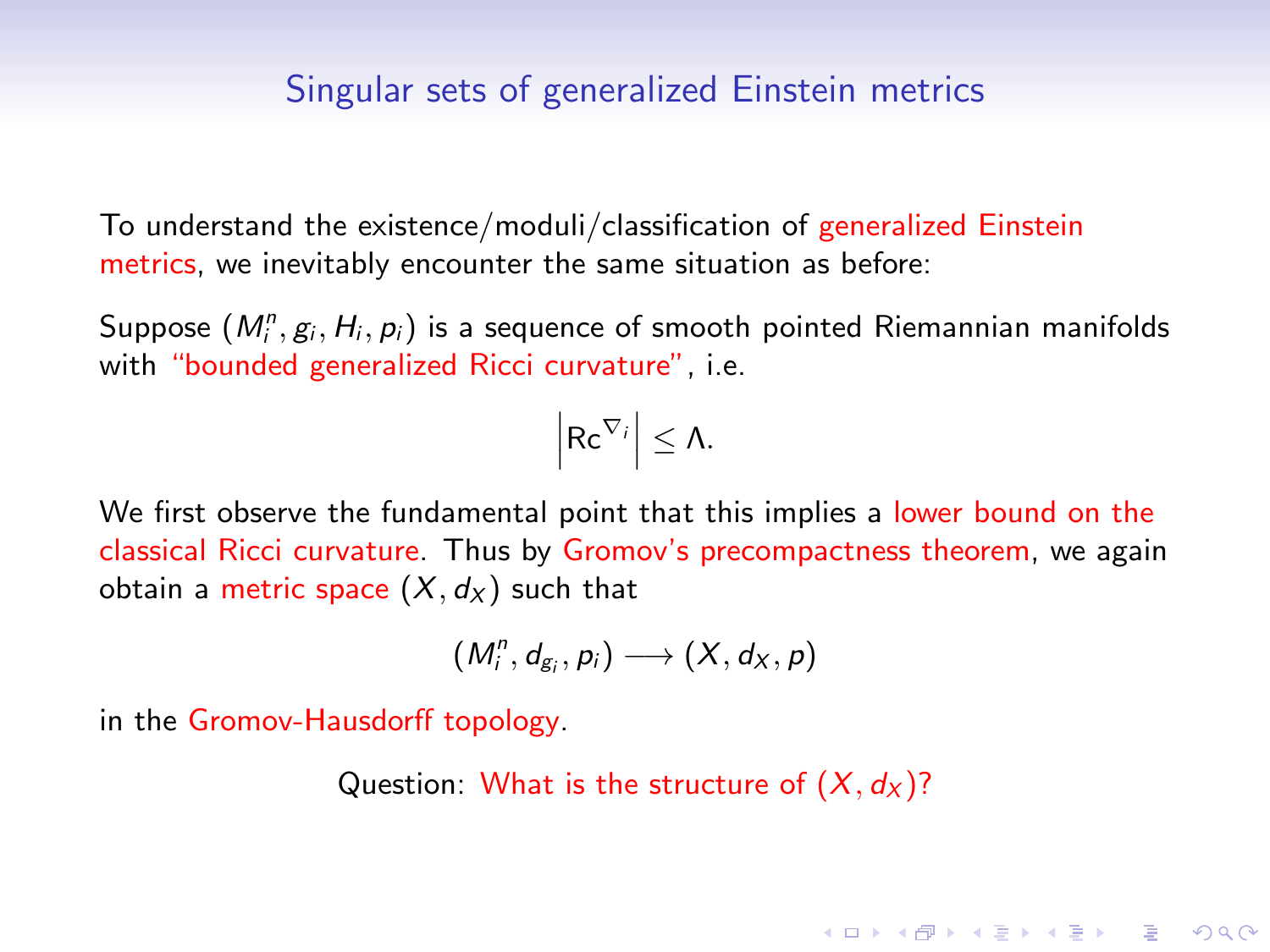# Singular sets of generalized Einstein metrics

To understand the existence/moduli/classification of generalized Einstein metrics, we inevitably encounter the same situation as before:

Suppose $(M_i^n, g_i, H_i, p_i)$ is a sequence of smooth pointed Riemannian manifolds with "bounded generalized Ricci curvature", i.e.

$$\left|\mathrm{Rc}^{\nabla_i}\right| \leq \Lambda.$$

We first observe the fundamental point that this implies a lower bound on the classical Ricci curvature. Thus by Gromov's precompactness theorem, we again obtain a metric space $(X, d_X)$ such that

$$(M_i^n, d_{g_i}, p_i) \longrightarrow (X, d_X, p)$$

in the Gromov-Hausdorff topology.

Question: What is the structure of $(X, d_X)$?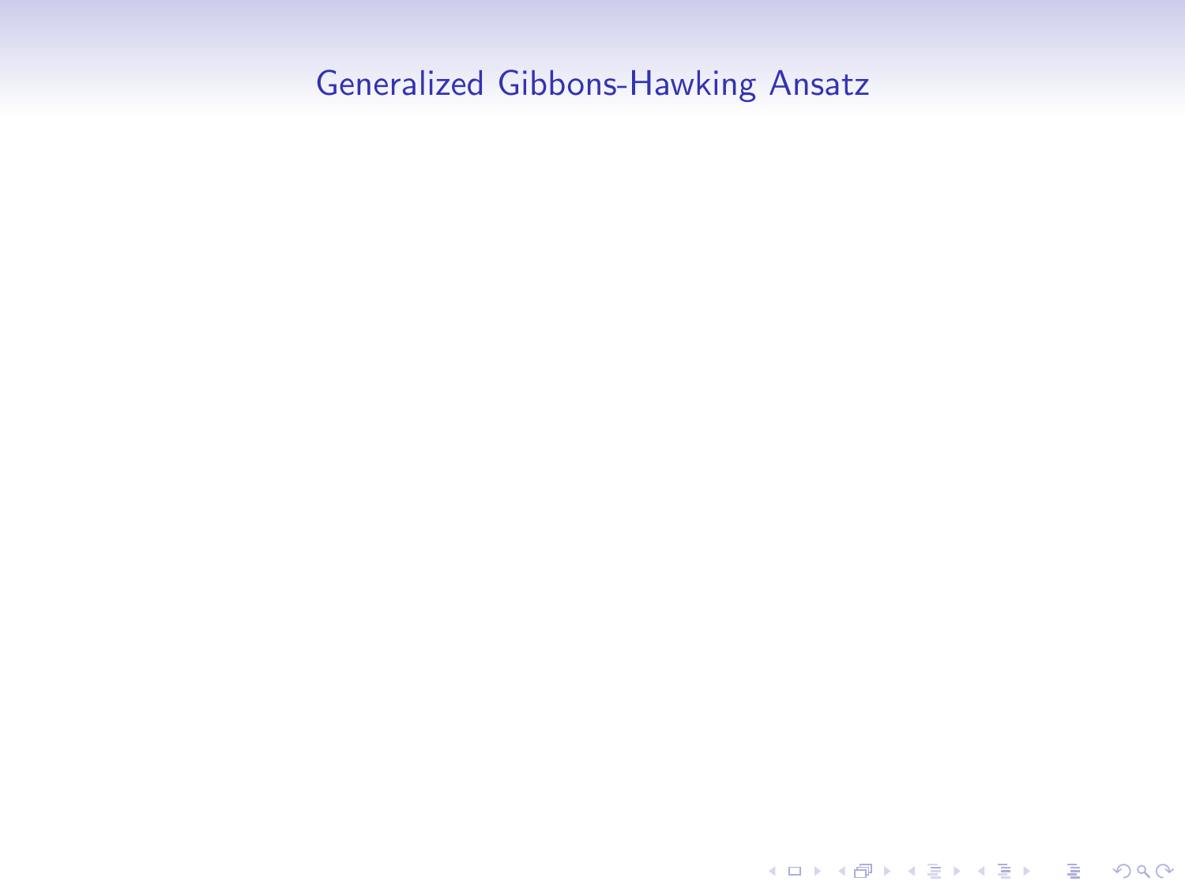# Generalized Gibbons-Hawking Ansatz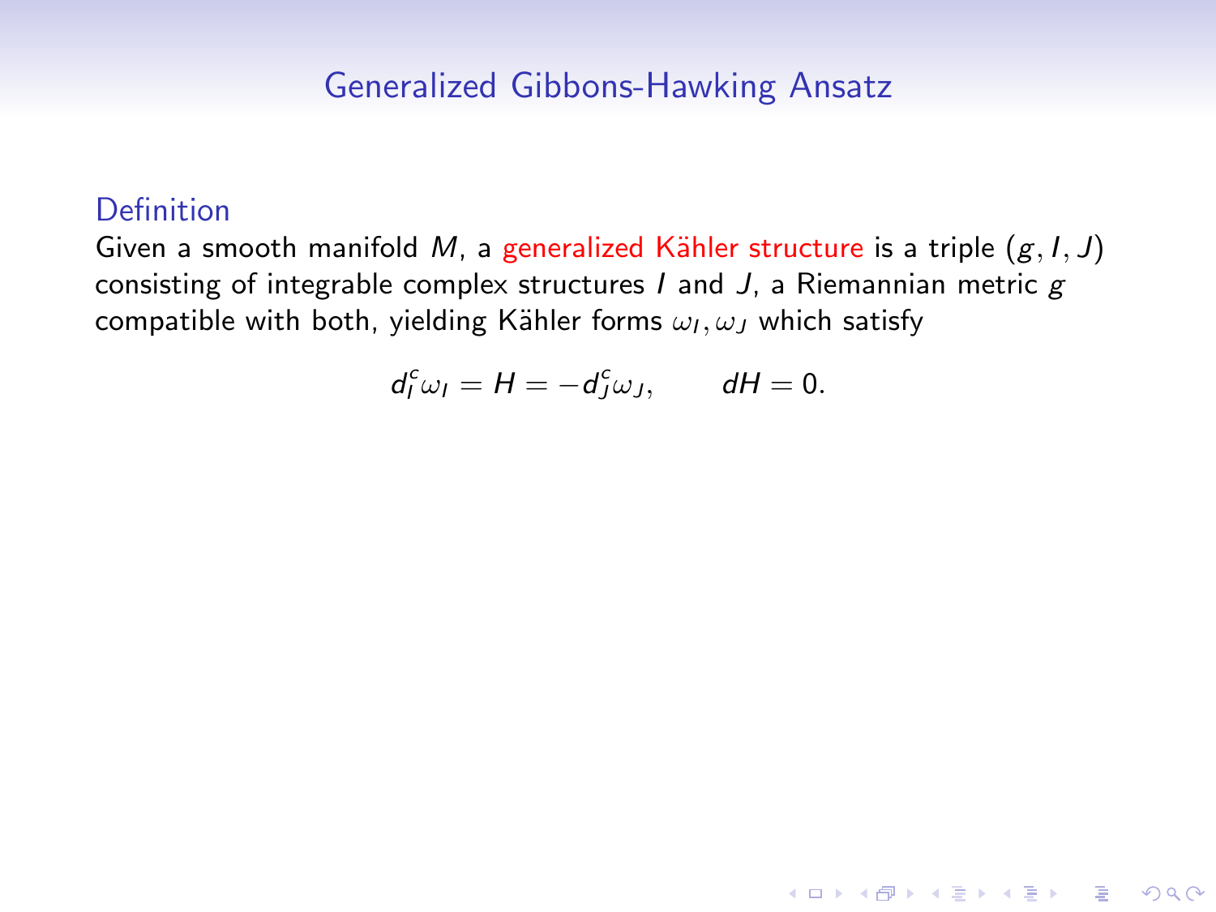# Generalized Gibbons-Hawking Ansatz

**Definition**

Given a smooth manifold $M$, a generalized Kähler structure is a triple $(g, I, J)$ consisting of integrable complex structures $I$ and $J$, a Riemannian metric $g$ compatible with both, yielding Kähler forms $\omega_I, \omega_J$ which satisfy

$$d_I^c \omega_I = H = -d_J^c \omega_J, \qquad dH = 0.$$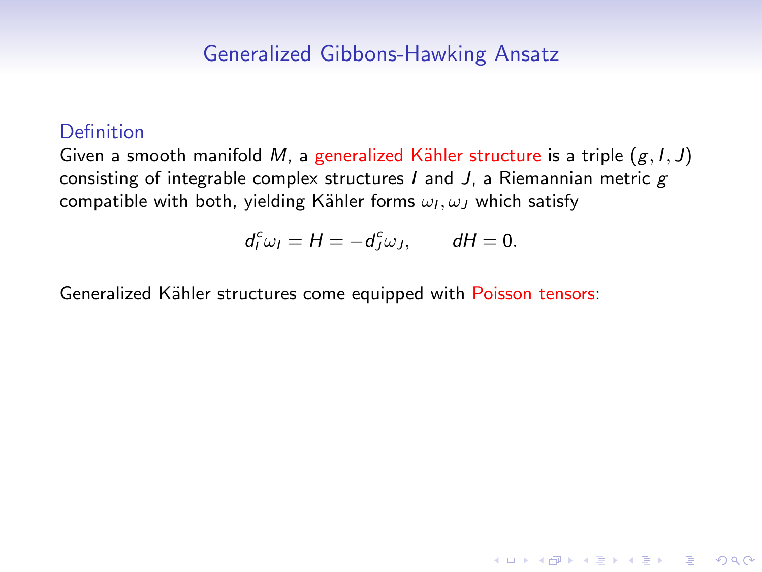# Generalized Gibbons-Hawking Ansatz

### Definition

Given a smooth manifold $M$, a generalized Kähler structure is a triple $(g, I, J)$ consisting of integrable complex structures $I$ and $J$, a Riemannian metric $g$ compatible with both, yielding Kähler forms $\omega_I, \omega_J$ which satisfy

$$d_I^c \omega_I = H = -d_J^c \omega_J, \qquad dH = 0.$$

Generalized Kähler structures come equipped with Poisson tensors: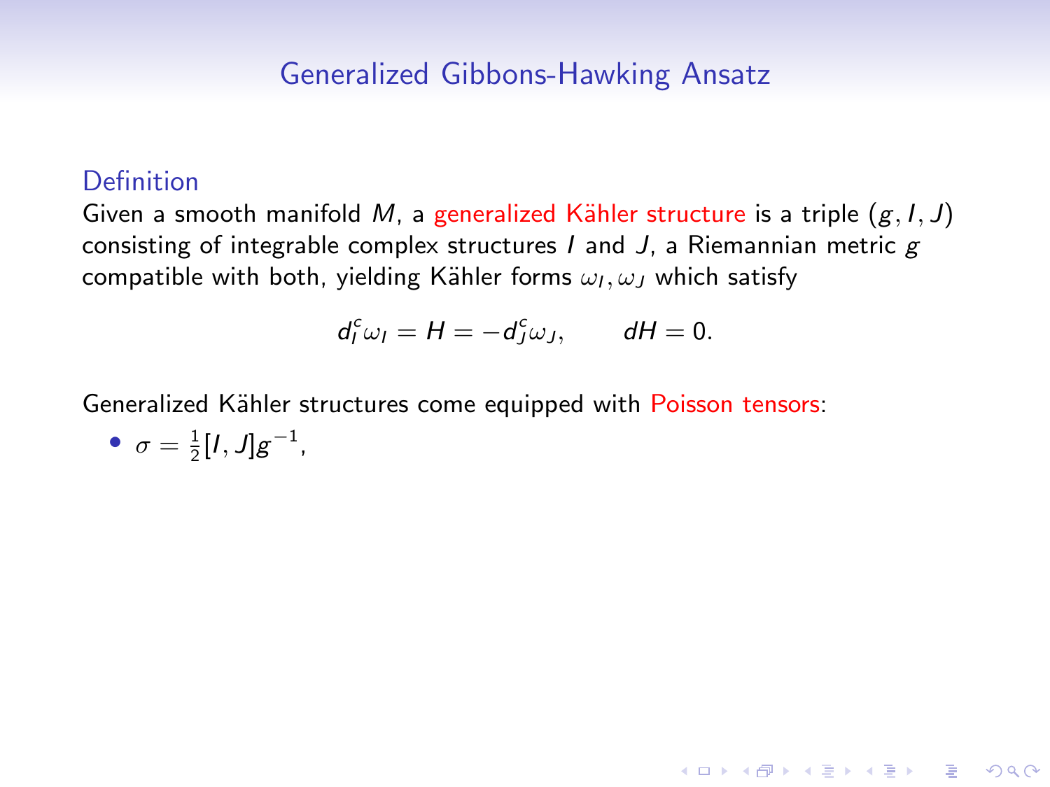# Generalized Gibbons-Hawking Ansatz

## Definition

Given a smooth manifold $M$, a generalized Kähler structure is a triple $(g, I, J)$ consisting of integrable complex structures $I$ and $J$, a Riemannian metric $g$ compatible with both, yielding Kähler forms $\omega_I, \omega_J$ which satisfy

$$d_I^c \omega_I = H = -d_J^c \omega_J, \qquad dH = 0.$$

Generalized Kähler structures come equipped with Poisson tensors:

- $\sigma = \frac{1}{2}[I, J]g^{-1}$,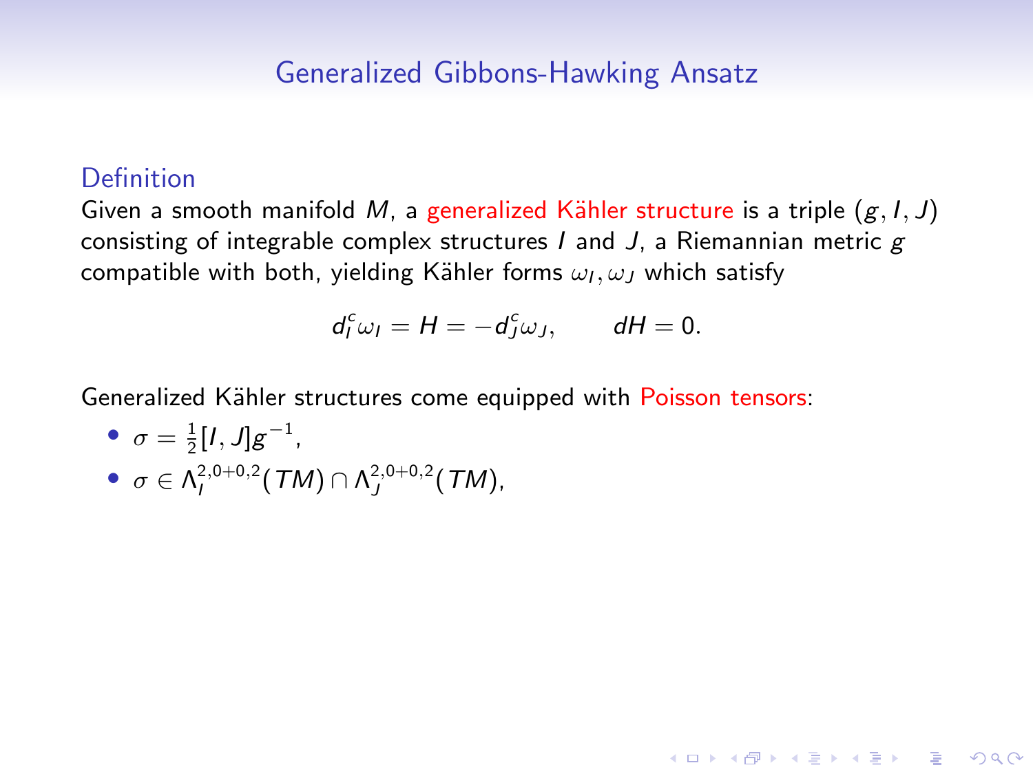## Generalized Gibbons-Hawking Ansatz

### Definition

Given a smooth manifold $M$, a generalized Kähler structure is a triple $(g, I, J)$ consisting of integrable complex structures $I$ and $J$, a Riemannian metric $g$ compatible with both, yielding Kähler forms $\omega_I, \omega_J$ which satisfy

$$d_I^c \omega_I = H = -d_J^c \omega_J, \qquad dH = 0.$$

Generalized Kähler structures come equipped with Poisson tensors:

- $\sigma = \frac{1}{2}[I, J]g^{-1}$,
- $\sigma \in \Lambda_I^{2,0+0,2}(TM) \cap \Lambda_J^{2,0+0,2}(TM)$,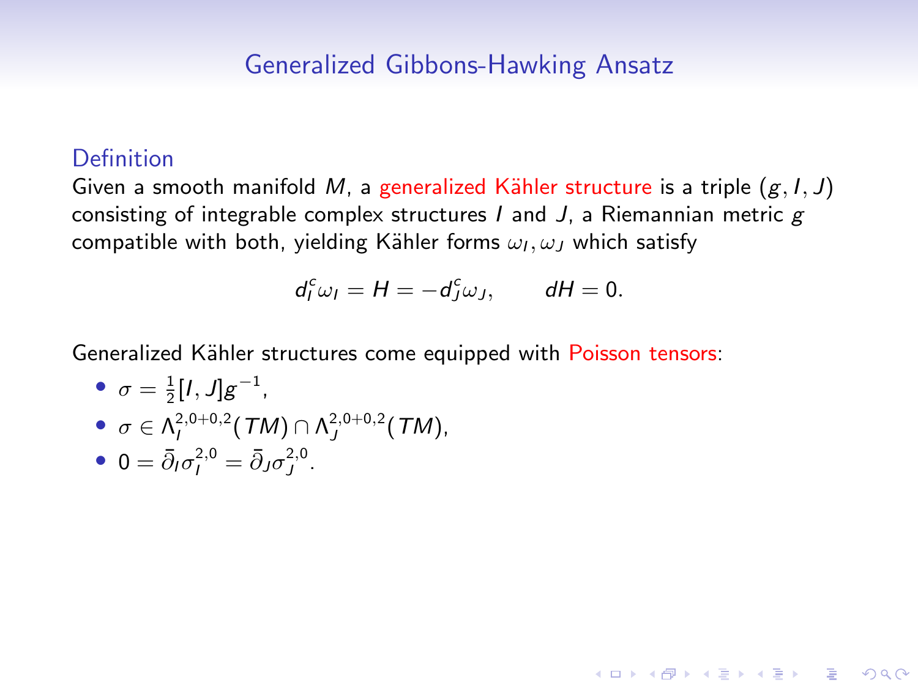# Generalized Gibbons-Hawking Ansatz

### Definition

Given a smooth manifold $M$, a generalized Kähler structure is a triple $(g, I, J)$ consisting of integrable complex structures $I$ and $J$, a Riemannian metric $g$ compatible with both, yielding Kähler forms $\omega_I, \omega_J$ which satisfy

$$d_I^c \omega_I = H = -d_J^c \omega_J, \qquad dH = 0.$$

Generalized Kähler structures come equipped with Poisson tensors:

- $\sigma = \frac{1}{2}[I, J]g^{-1}$,
- $\sigma \in \Lambda_I^{2,0+0,2}(TM) \cap \Lambda_J^{2,0+0,2}(TM)$,
- $0 = \bar{\partial}_I \sigma_I^{2,0} = \bar{\partial}_J \sigma_J^{2,0}$.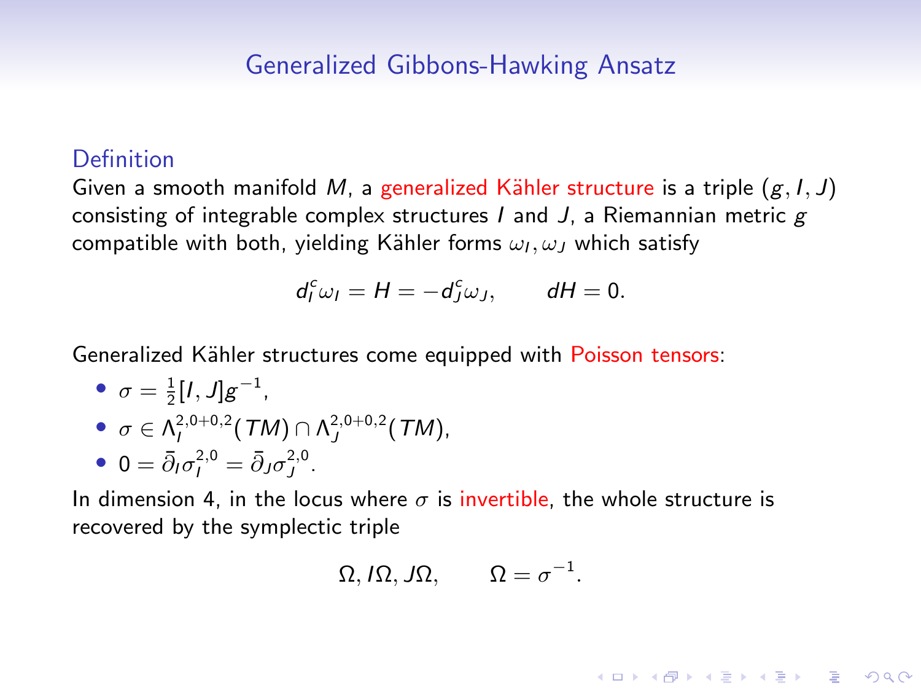# Generalized Gibbons-Hawking Ansatz

**Definition**

Given a smooth manifold $M$, a generalized Kähler structure is a triple $(g, I, J)$ consisting of integrable complex structures $I$ and $J$, a Riemannian metric $g$ compatible with both, yielding Kähler forms $\omega_I, \omega_J$ which satisfy

$$d_I^c \omega_I = H = -d_J^c \omega_J, \qquad dH = 0.$$

Generalized Kähler structures come equipped with Poisson tensors:

- $\sigma = \frac{1}{2}[I, J]g^{-1}$,
- $\sigma \in \Lambda_I^{2,0+0,2}(TM) \cap \Lambda_J^{2,0+0,2}(TM)$,
- $0 = \bar{\partial}_I \sigma_I^{2,0} = \bar{\partial}_J \sigma_J^{2,0}$.

In dimension 4, in the locus where $\sigma$ is invertible, the whole structure is recovered by the symplectic triple

$$\Omega, I\Omega, J\Omega, \qquad \Omega = \sigma^{-1}.$$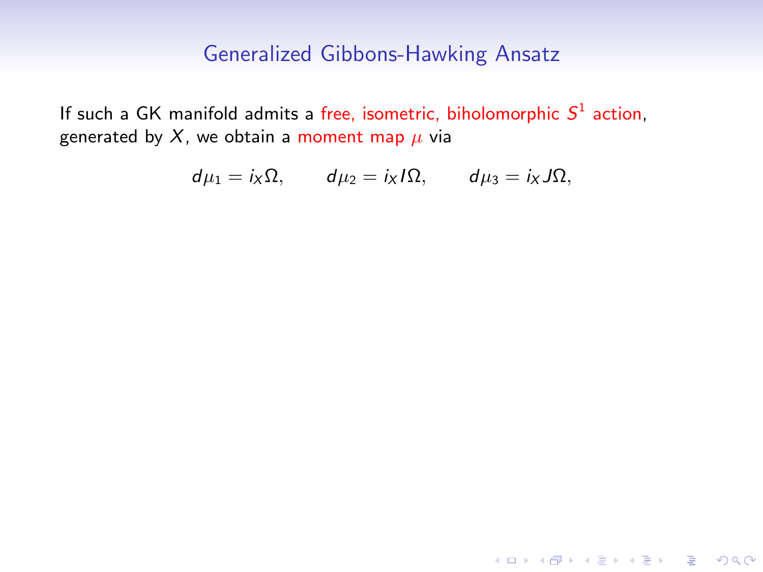## Generalized Gibbons-Hawking Ansatz

If such a GK manifold admits a free, isometric, biholomorphic $S^1$ action, generated by $X$, we obtain a moment map $\mu$ via

$$d\mu_1 = i_X\Omega, \qquad d\mu_2 = i_X I\Omega, \qquad d\mu_3 = i_X J\Omega,$$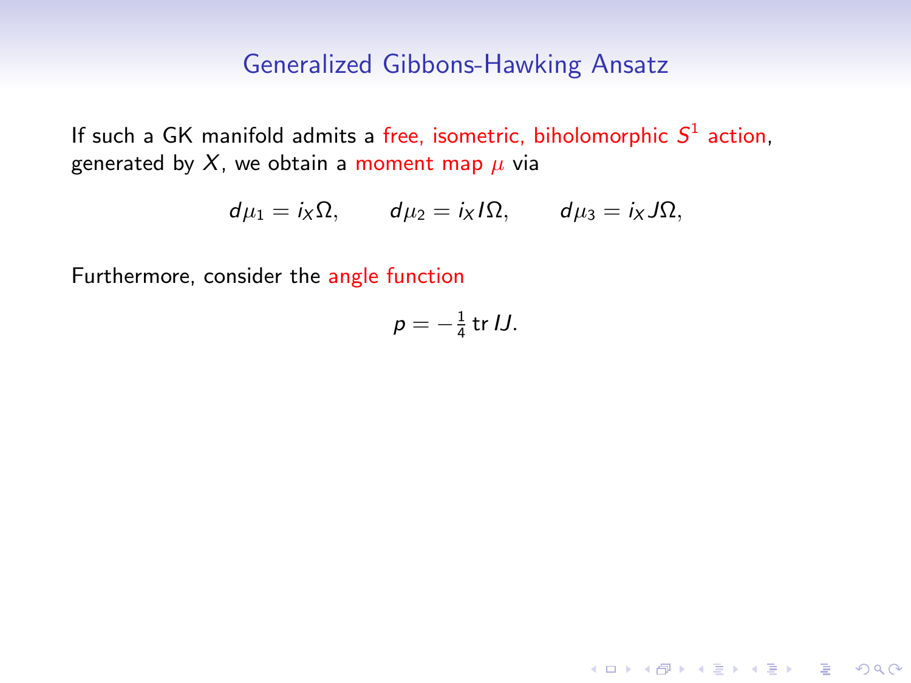# Generalized Gibbons-Hawking Ansatz

If such a GK manifold admits a free, isometric, biholomorphic $S^1$ action, generated by $X$, we obtain a moment map $\mu$ via

$$d\mu_1 = i_X \Omega, \qquad d\mu_2 = i_X I\Omega, \qquad d\mu_3 = i_X J\Omega,$$

Furthermore, consider the angle function

$$p = -\tfrac{1}{4} \operatorname{tr} IJ.$$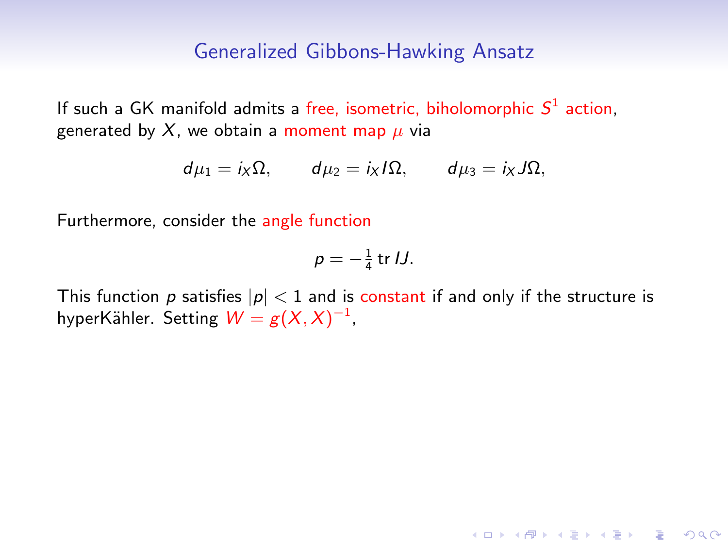## Generalized Gibbons-Hawking Ansatz

If such a GK manifold admits a free, isometric, biholomorphic $S^1$ action, generated by $X$, we obtain a moment map $\mu$ via

$$d\mu_1 = i_X \Omega, \qquad d\mu_2 = i_X I\Omega, \qquad d\mu_3 = i_X J\Omega,$$

Furthermore, consider the angle function

$$p = -\tfrac{1}{4}\,\mathrm{tr}\, IJ.$$

This function $p$ satisfies $|p| < 1$ and is constant if and only if the structure is hyperKähler. Setting $W = g(X, X)^{-1}$,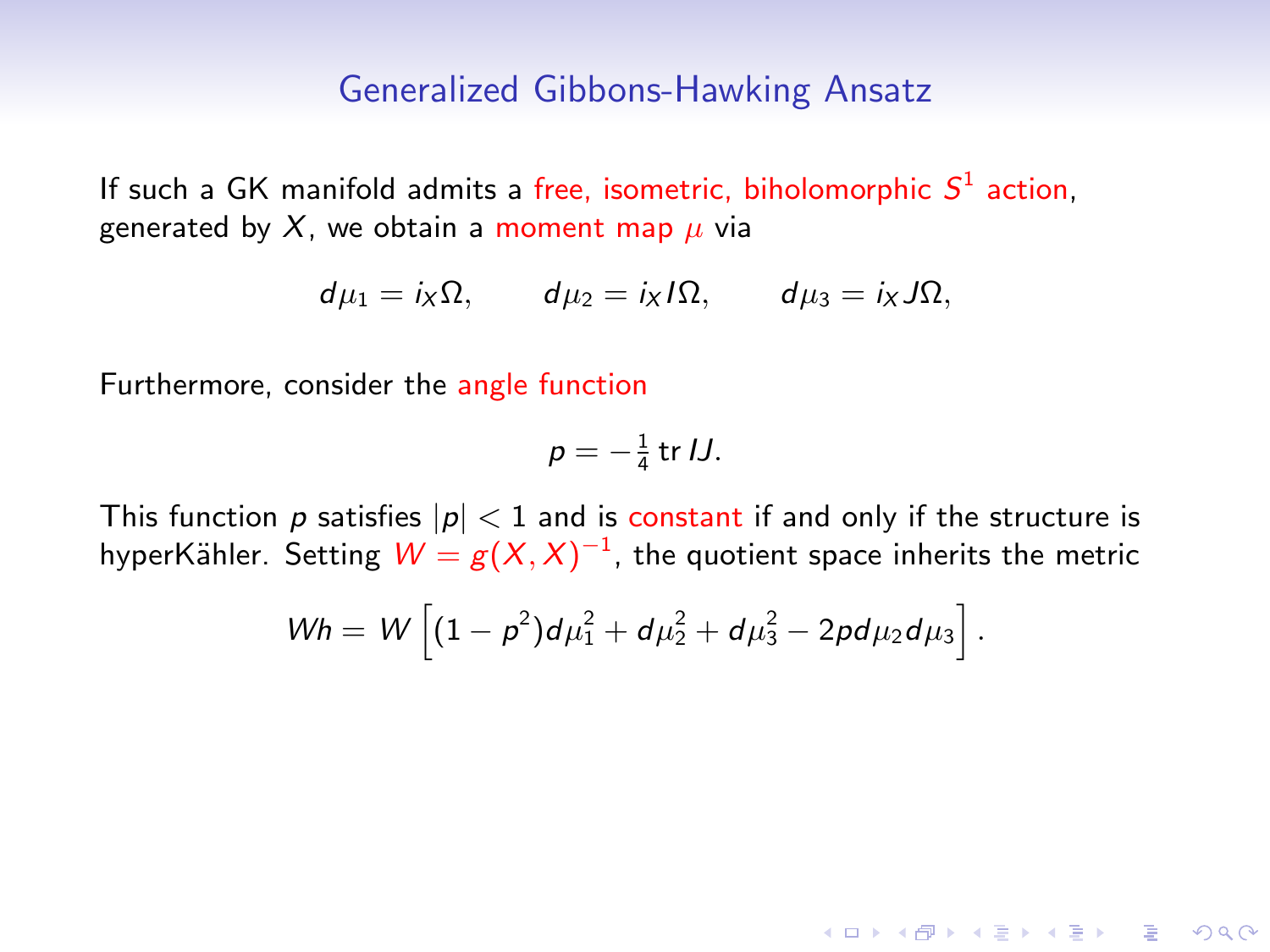## Generalized Gibbons-Hawking Ansatz

If such a GK manifold admits a free, isometric, biholomorphic $S^1$ action, generated by $X$, we obtain a moment map $\mu$ via

$$d\mu_1 = i_X \Omega, \qquad d\mu_2 = i_X I\Omega, \qquad d\mu_3 = i_X J\Omega,$$

Furthermore, consider the angle function

$$p = -\tfrac{1}{4}\operatorname{tr} IJ.$$

This function $p$ satisfies $|p| < 1$ and is constant if and only if the structure is hyperKähler. Setting $W = g(X,X)^{-1}$, the quotient space inherits the metric

$$Wh = W\left[(1-p^2)d\mu_1^2 + d\mu_2^2 + d\mu_3^2 - 2p\,d\mu_2 d\mu_3\right].$$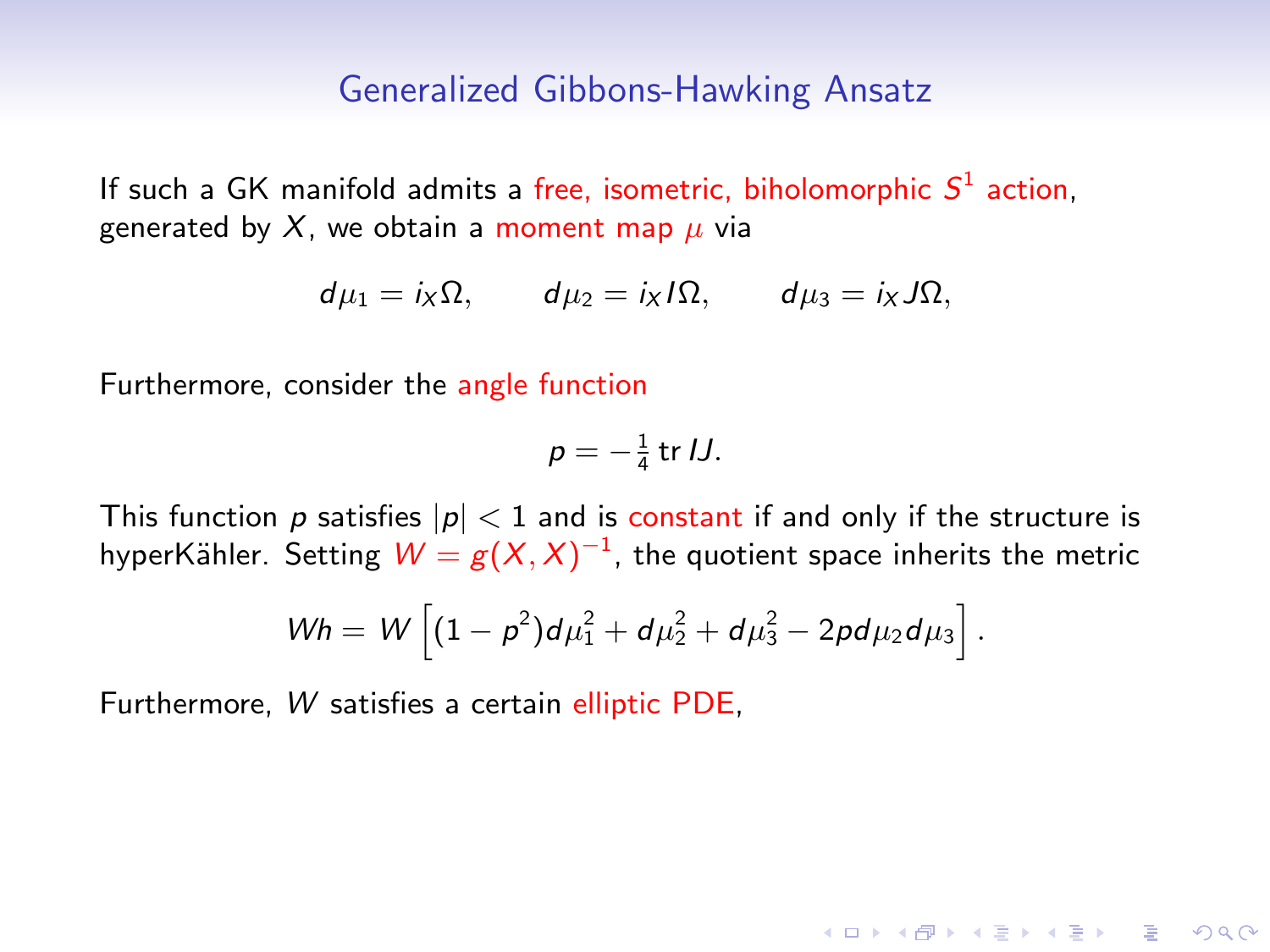# Generalized Gibbons-Hawking Ansatz

If such a GK manifold admits a free, isometric, biholomorphic $S^1$ action, generated by $X$, we obtain a moment map $\mu$ via

$$d\mu_1 = i_X\Omega, \qquad d\mu_2 = i_X I\Omega, \qquad d\mu_3 = i_X J\Omega,$$

Furthermore, consider the angle function

$$p = -\tfrac{1}{4}\operatorname{tr} IJ.$$

This function $p$ satisfies $|p| < 1$ and is constant if and only if the structure is hyperKähler. Setting $W = g(X,X)^{-1}$, the quotient space inherits the metric

$$Wh = W\left[(1-p^2)d\mu_1^2 + d\mu_2^2 + d\mu_3^2 - 2p\,d\mu_2 d\mu_3\right].$$

Furthermore, $W$ satisfies a certain elliptic PDE,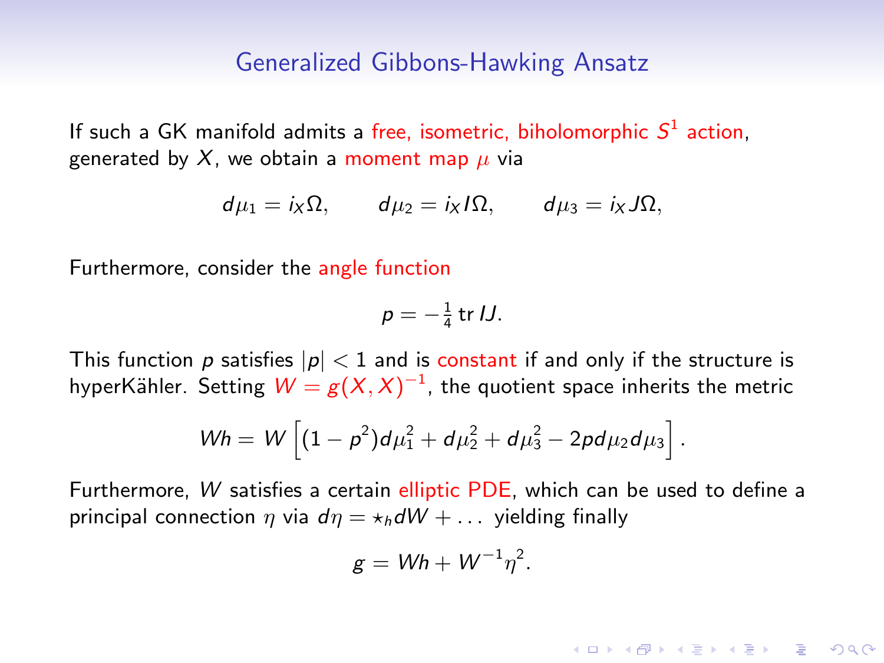## Generalized Gibbons-Hawking Ansatz

If such a GK manifold admits a free, isometric, biholomorphic $S^1$ action, generated by $X$, we obtain a moment map $\mu$ via

$$d\mu_1 = i_X \Omega, \qquad d\mu_2 = i_X I\Omega, \qquad d\mu_3 = i_X J\Omega,$$

Furthermore, consider the angle function

$$p = -\tfrac{1}{4} \operatorname{tr} IJ.$$

This function $p$ satisfies $|p| < 1$ and is constant if and only if the structure is hyperKähler. Setting $W = g(X,X)^{-1}$, the quotient space inherits the metric

$$Wh = W\left[(1-p^2)d\mu_1^2 + d\mu_2^2 + d\mu_3^2 - 2p\, d\mu_2 d\mu_3\right].$$

Furthermore, $W$ satisfies a certain elliptic PDE, which can be used to define a principal connection $\eta$ via $d\eta = \star_h dW + \dots$ yielding finally

$$g = Wh + W^{-1}\eta^2.$$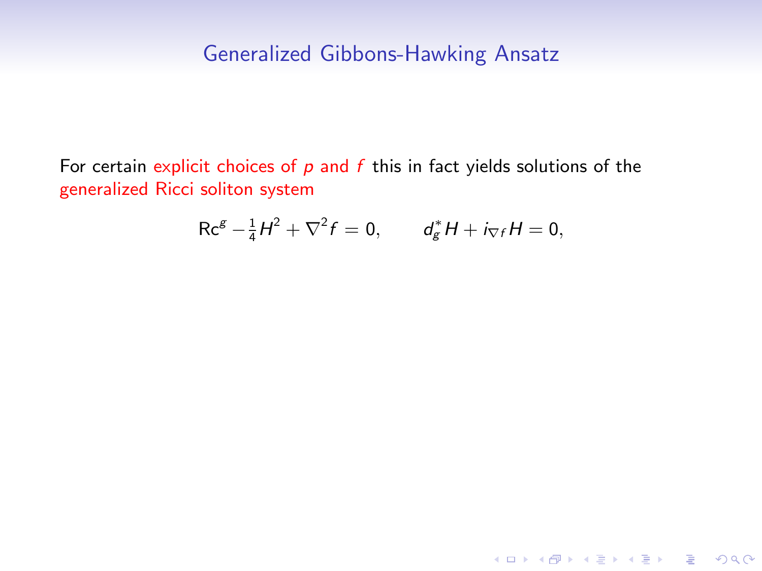## Generalized Gibbons-Hawking Ansatz

For certain explicit choices of $p$ and $f$ this in fact yields solutions of the generalized Ricci soliton system

$$\mathrm{Rc}^g - \frac{1}{4}H^2 + \nabla^2 f = 0, \qquad d_g^* H + i_{\nabla f} H = 0,$$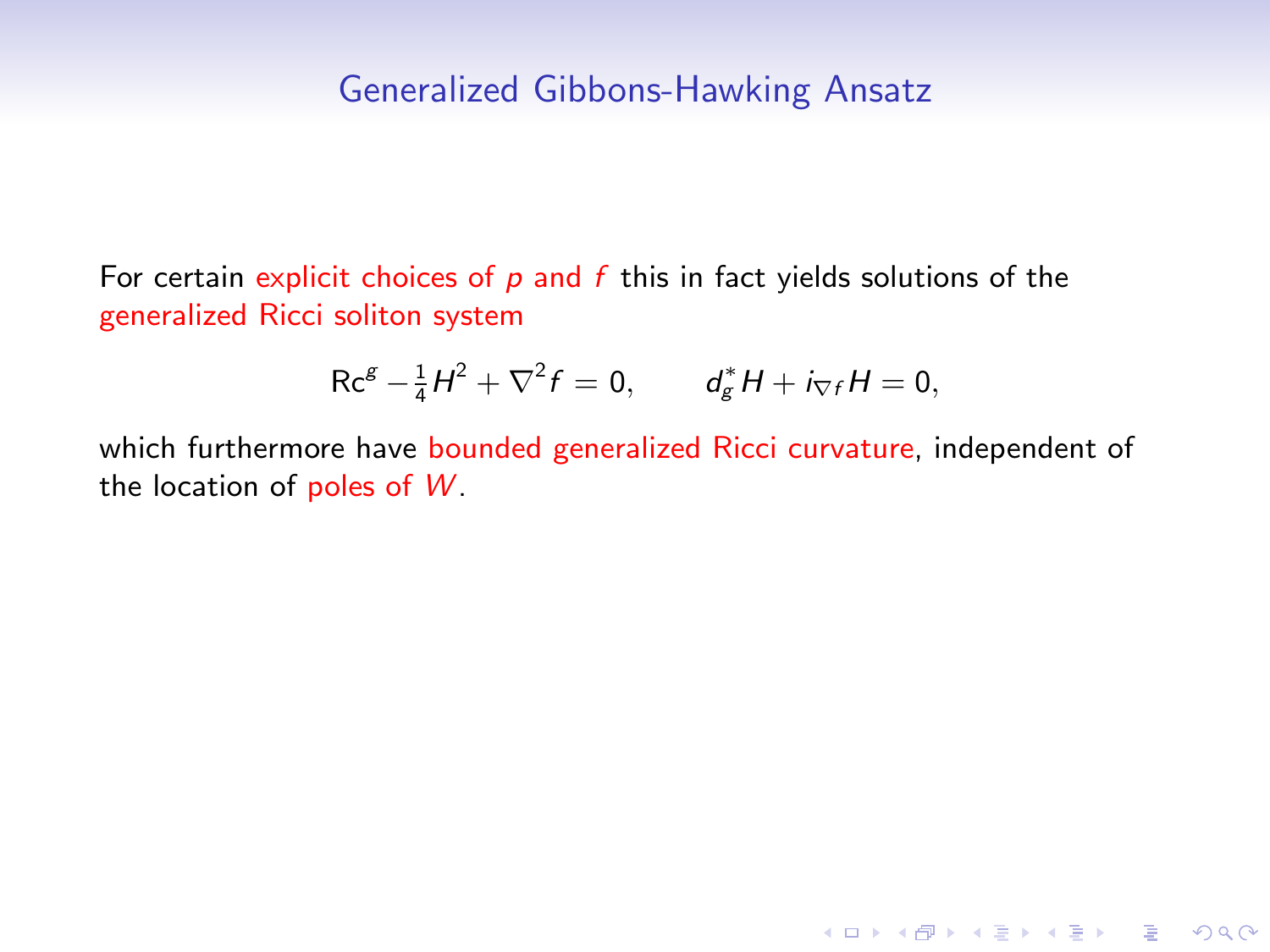## Generalized Gibbons-Hawking Ansatz

For certain explicit choices of $p$ and $f$ this in fact yields solutions of the generalized Ricci soliton system

$$\mathrm{Rc}^g - \frac{1}{4}H^2 + \nabla^2 f = 0, \qquad d_g^* H + i_{\nabla f} H = 0,$$

which furthermore have bounded generalized Ricci curvature, independent of the location of poles of $W$.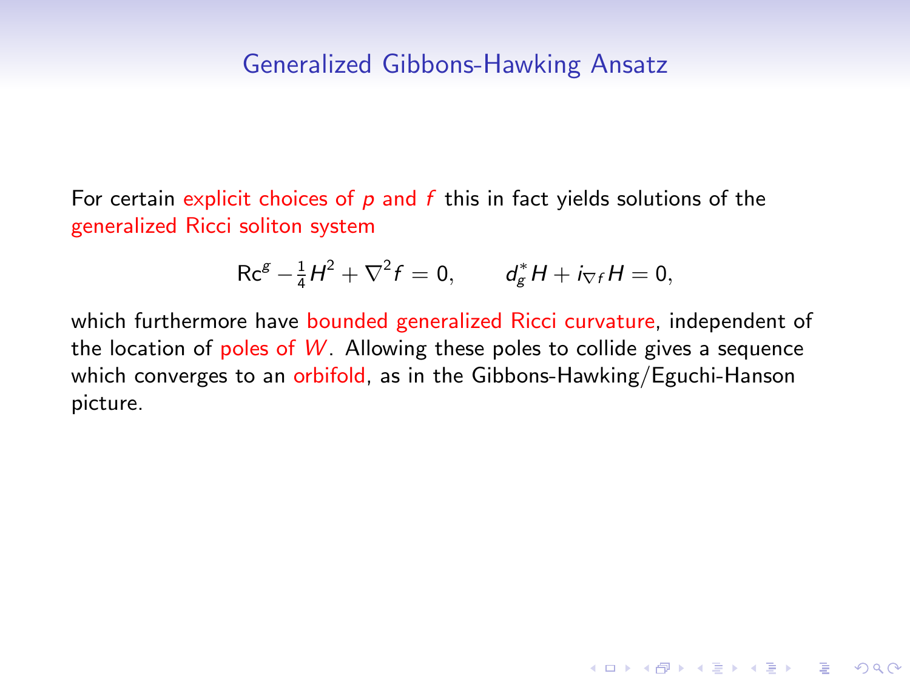## Generalized Gibbons-Hawking Ansatz

For certain explicit choices of $p$ and $f$ this in fact yields solutions of the generalized Ricci soliton system

$$\mathrm{Rc}^g - \frac{1}{4}H^2 + \nabla^2 f = 0, \qquad d_g^* H + i_{\nabla f} H = 0,$$

which furthermore have bounded generalized Ricci curvature, independent of the location of poles of $W$. Allowing these poles to collide gives a sequence which converges to an orbifold, as in the Gibbons-Hawking/Eguchi-Hanson picture.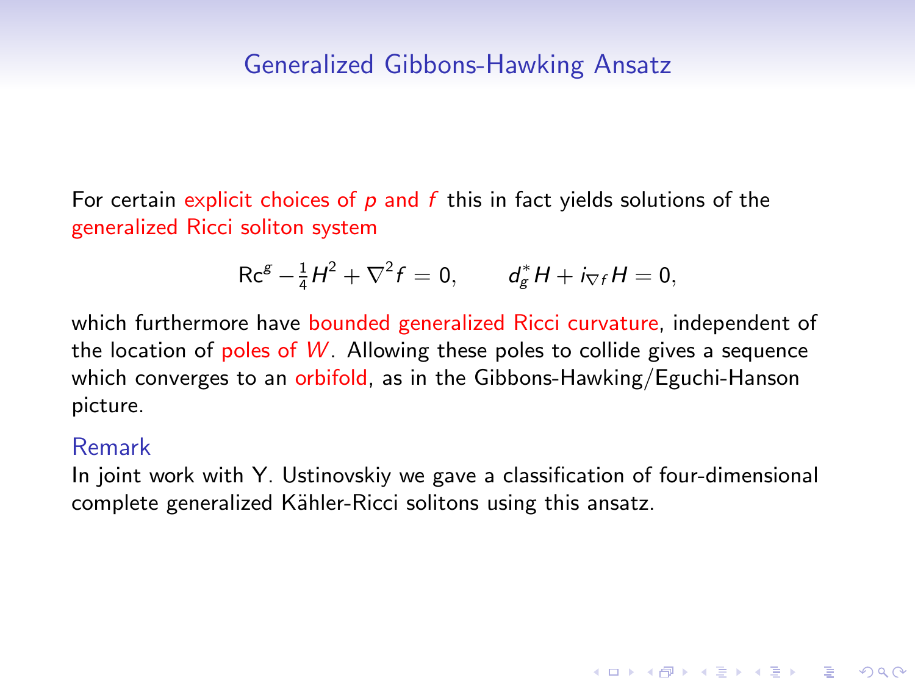## Generalized Gibbons-Hawking Ansatz

For certain explicit choices of $p$ and $f$ this in fact yields solutions of the generalized Ricci soliton system

$$\mathrm{Rc}^g - \frac{1}{4}H^2 + \nabla^2 f = 0, \qquad d_g^* H + i_{\nabla f} H = 0,$$

which furthermore have bounded generalized Ricci curvature, independent of the location of poles of $W$. Allowing these poles to collide gives a sequence which converges to an orbifold, as in the Gibbons-Hawking/Eguchi-Hanson picture.

### Remark

In joint work with Y. Ustinovskiy we gave a classification of four-dimensional complete generalized Kähler-Ricci solitons using this ansatz.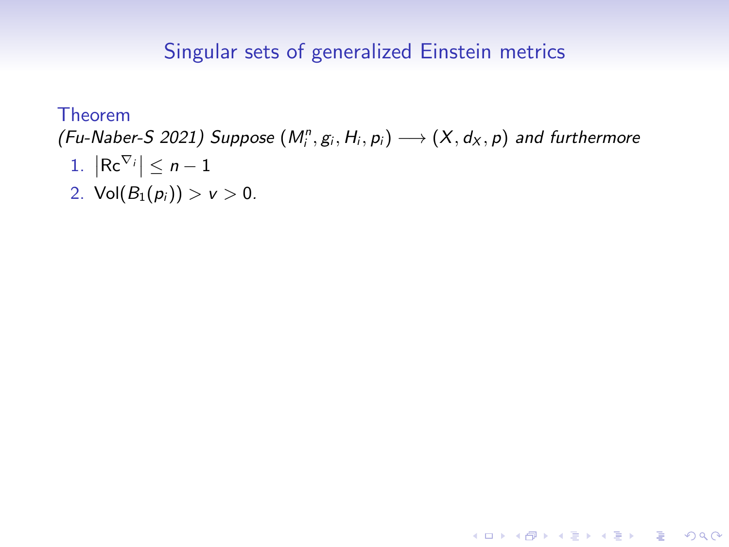## Singular sets of generalized Einstein metrics

**Theorem**

*(Fu-Naber-S 2021) Suppose $(M_i^n, g_i, H_i, p_i) \longrightarrow (X, d_X, p)$ and furthermore*

1. $\left|\mathrm{Rc}^{\nabla_i}\right| \leq n - 1$
2. $\mathrm{Vol}(B_1(p_i)) > v > 0$.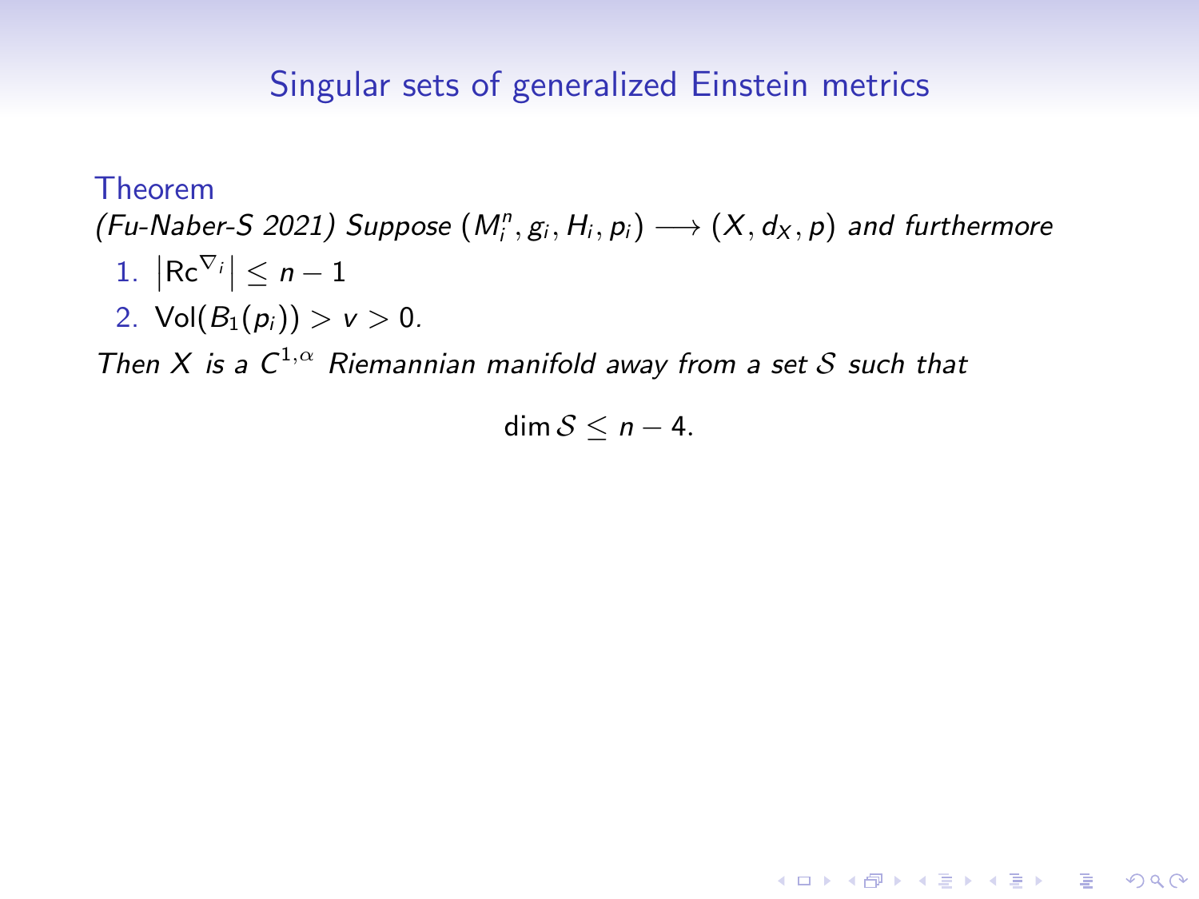## Singular sets of generalized Einstein metrics

**Theorem**

*(Fu-Naber-S 2021) Suppose $(M_i^n, g_i, H_i, p_i) \longrightarrow (X, d_X, p)$ and furthermore*

1. $\left|\mathrm{Rc}^{\nabla_i}\right| \leq n - 1$
2. $\mathrm{Vol}(B_1(p_i)) > v > 0$.

*Then $X$ is a $C^{1,\alpha}$ Riemannian manifold away from a set $\mathcal{S}$ such that*

$$\dim \mathcal{S} \leq n - 4.$$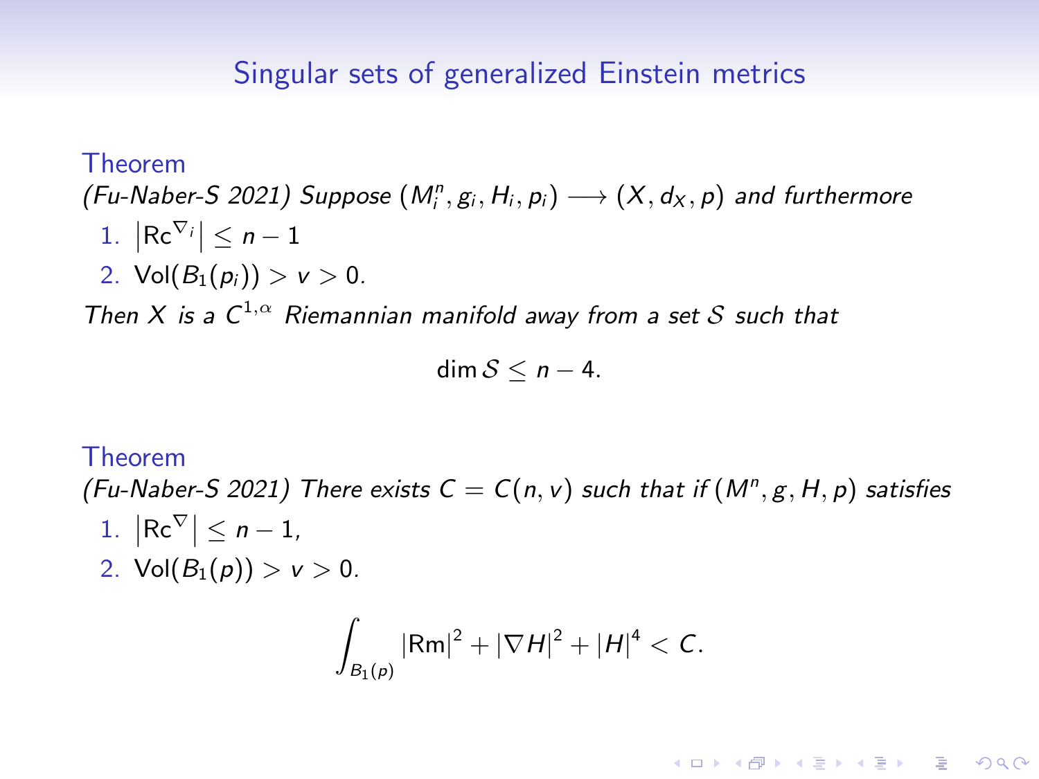# Singular sets of generalized Einstein metrics

**Theorem**

*(Fu-Naber-S 2021) Suppose $(M_i^n, g_i, H_i, p_i) \longrightarrow (X, d_X, p)$ and furthermore*

1. $\left|\mathrm{Rc}^{\nabla_i}\right| \leq n-1$
2. $\mathrm{Vol}(B_1(p_i)) > v > 0.$

*Then $X$ is a $C^{1,\alpha}$ Riemannian manifold away from a set $\mathcal{S}$ such that*

$$\dim \mathcal{S} \leq n-4.$$

**Theorem**

*(Fu-Naber-S 2021) There exists $C = C(n,v)$ such that if $(M^n, g, H, p)$ satisfies*

1. $\left|\mathrm{Rc}^{\nabla}\right| \leq n-1,$
2. $\mathrm{Vol}(B_1(p)) > v > 0.$

$$\int_{B_1(p)} |\mathrm{Rm}|^2 + |\nabla H|^2 + |H|^4 < C.$$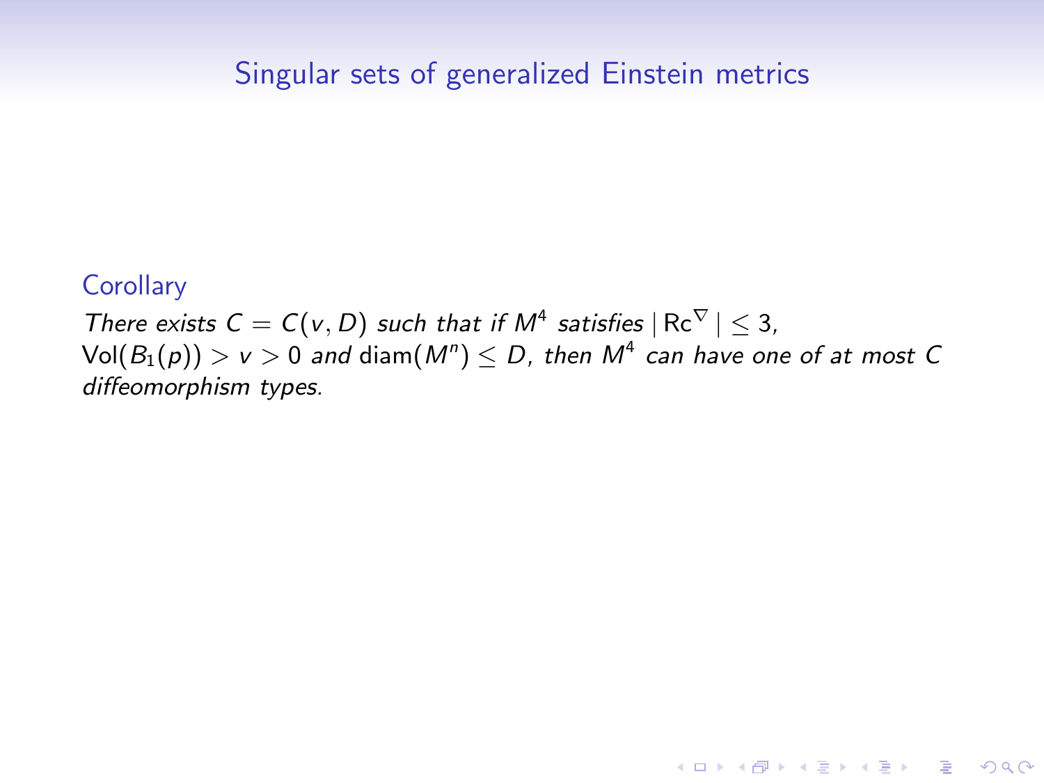## Singular sets of generalized Einstein metrics

**Corollary**

*There exists $C = C(v, D)$ such that if $M^4$ satisfies $|\operatorname{Rc}^{\nabla}| \leq 3$, $\operatorname{Vol}(B_1(p)) > v > 0$ and $\operatorname{diam}(M^n) \leq D$, then $M^4$ can have one of at most $C$ diffeomorphism types.*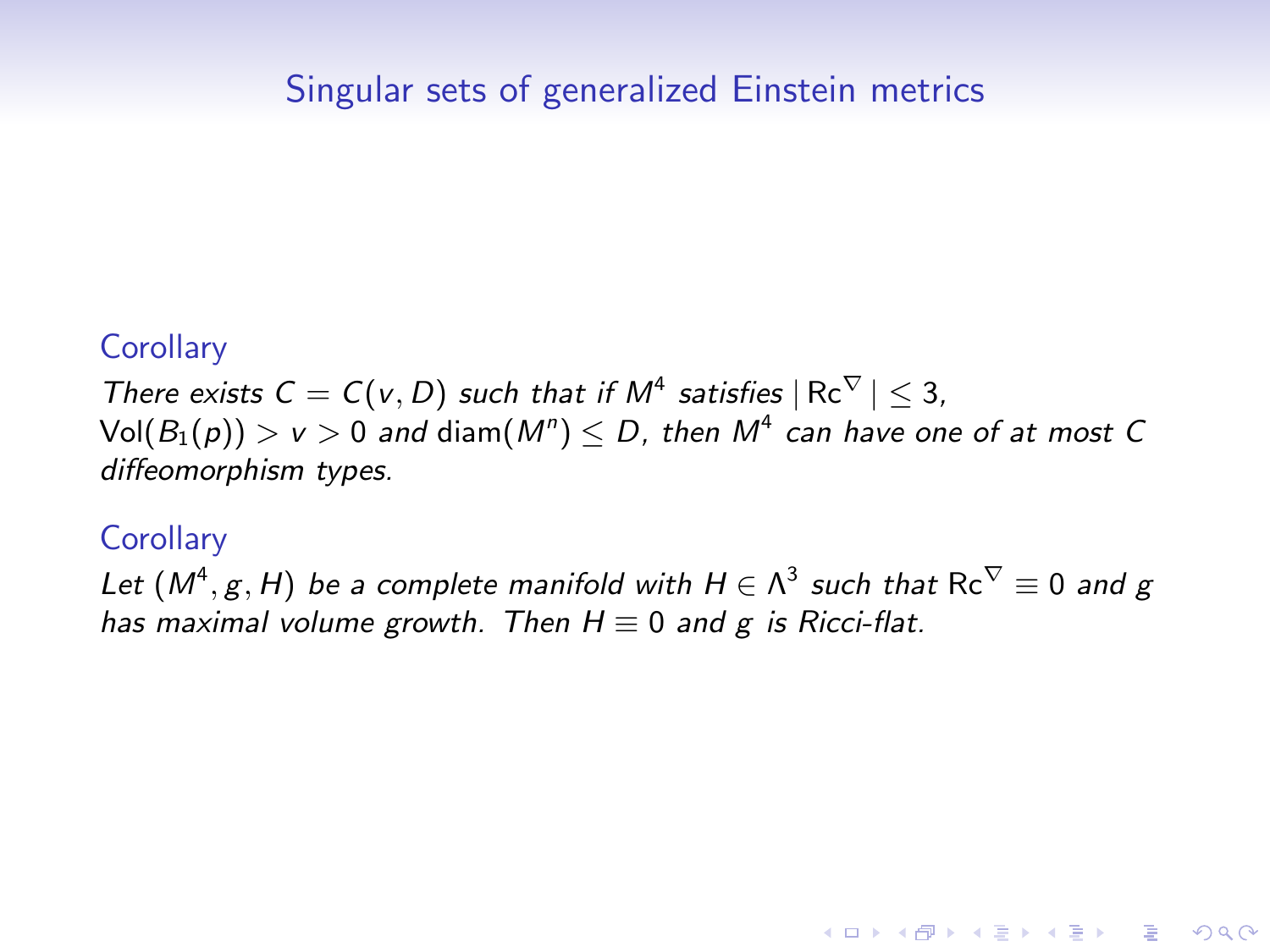## Singular sets of generalized Einstein metrics

**Corollary**

*There exists $C = C(v, D)$ such that if $M^4$ satisfies $|\operatorname{Rc}^{\nabla}| \leq 3$, $\operatorname{Vol}(B_1(p)) > v > 0$ and $\operatorname{diam}(M^n) \leq D$, then $M^4$ can have one of at most $C$ diffeomorphism types.*

**Corollary**

*Let $(M^4, g, H)$ be a complete manifold with $H \in \Lambda^3$ such that $\operatorname{Rc}^{\nabla} \equiv 0$ and $g$ has maximal volume growth. Then $H \equiv 0$ and $g$ is Ricci-flat.*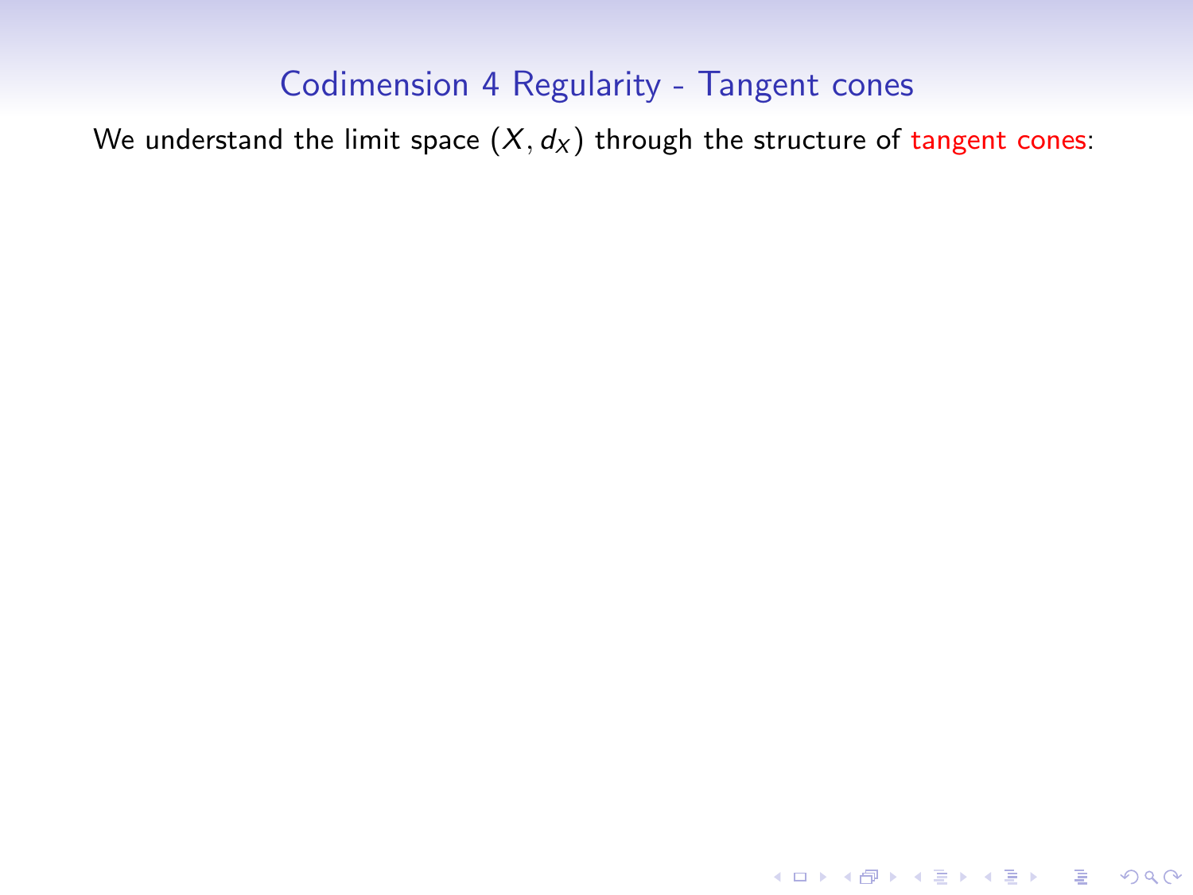# Codimension 4 Regularity - Tangent cones

We understand the limit space $(X, d_X)$ through the structure of tangent cones: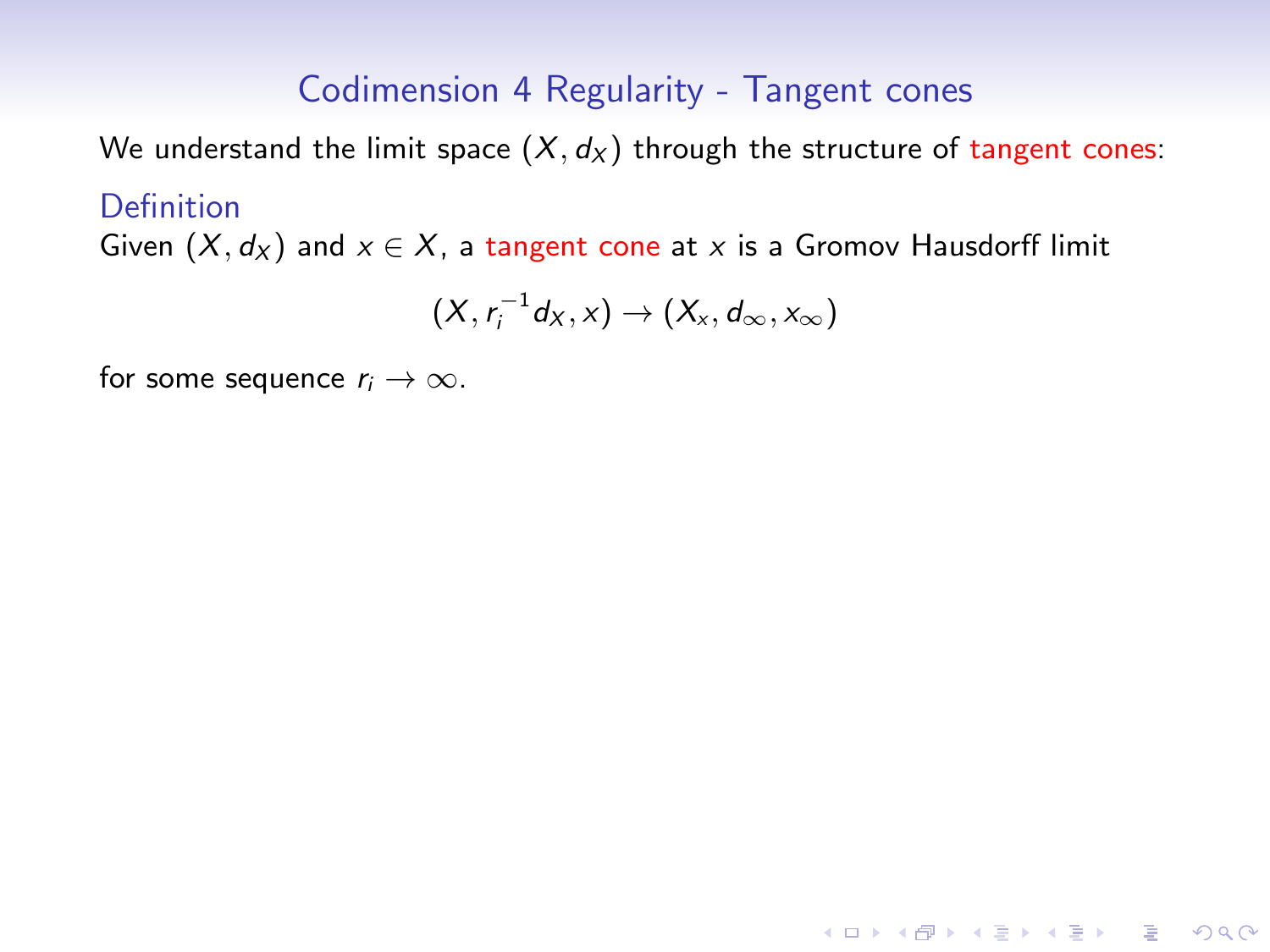# Codimension 4 Regularity - Tangent cones

We understand the limit space $(X, d_X)$ through the structure of tangent cones:

**Definition**

Given $(X, d_X)$ and $x \in X$, a tangent cone at $x$ is a Gromov Hausdorff limit

$$(X, r_i^{-1} d_X, x) \to (X_x, d_\infty, x_\infty)$$

for some sequence $r_i \to \infty$.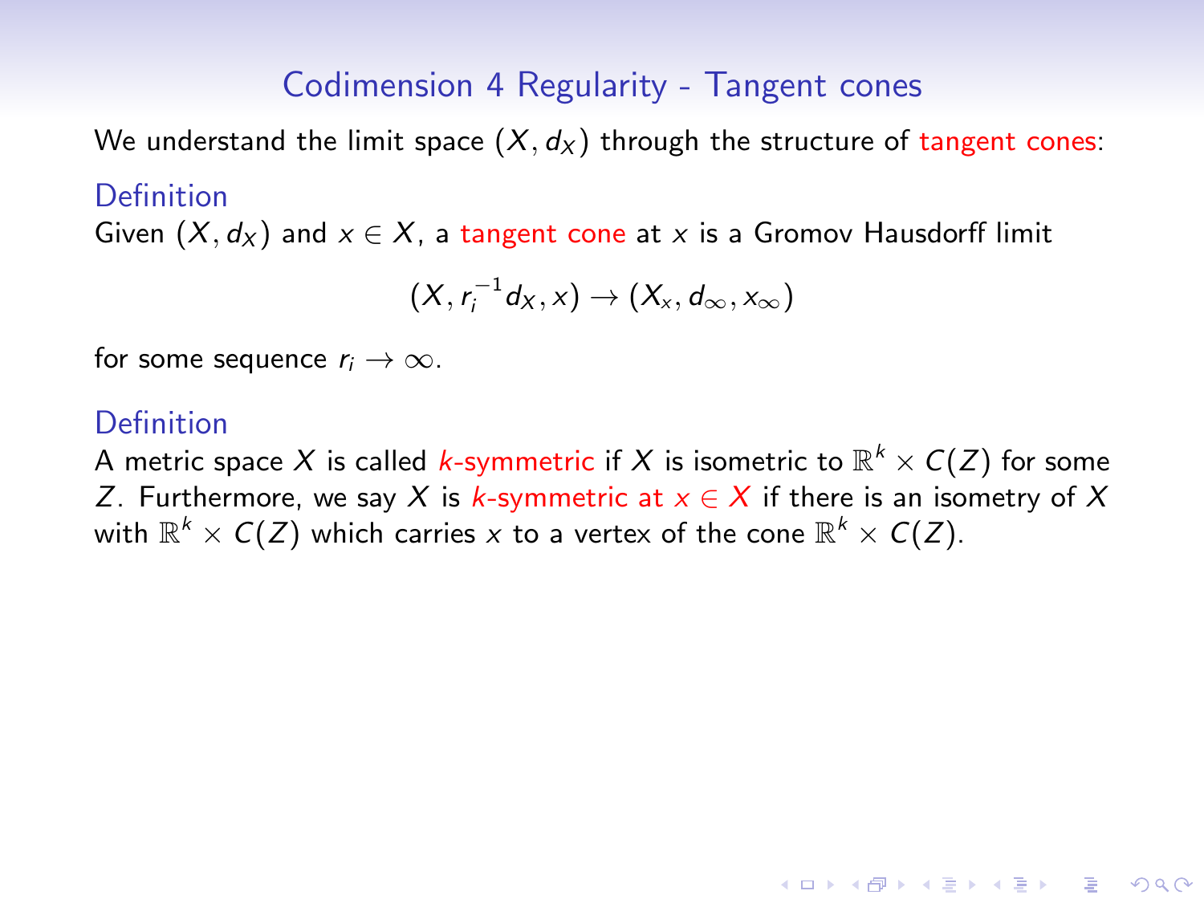## Codimension 4 Regularity - Tangent cones

We understand the limit space $(X, d_X)$ through the structure of tangent cones:

**Definition**

Given $(X, d_X)$ and $x \in X$, a tangent cone at $x$ is a Gromov Hausdorff limit

$$(X, r_i^{-1} d_X, x) \to (X_x, d_\infty, x_\infty)$$

for some sequence $r_i \to \infty$.

**Definition**

A metric space $X$ is called *$k$-symmetric* if $X$ is isometric to $\mathbb{R}^k \times C(Z)$ for some $Z$. Furthermore, we say $X$ is *$k$-symmetric at $x \in X$* if there is an isometry of $X$ with $\mathbb{R}^k \times C(Z)$ which carries $x$ to a vertex of the cone $\mathbb{R}^k \times C(Z)$.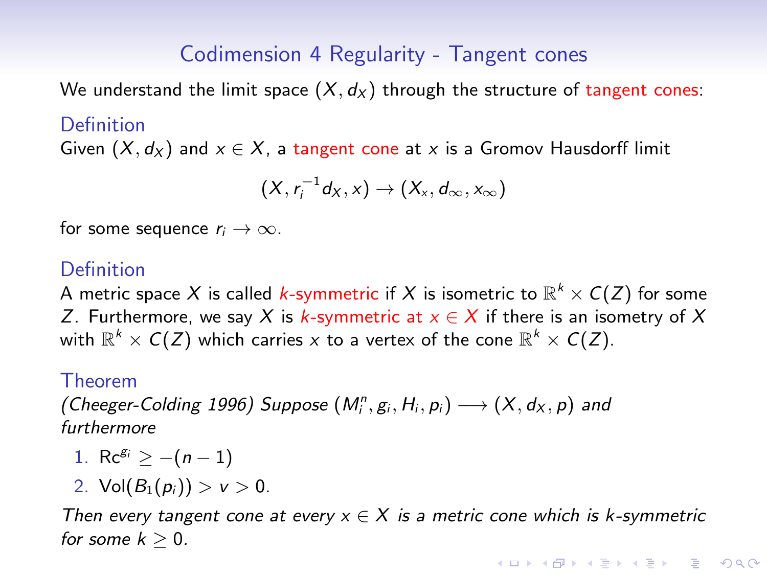# Codimension 4 Regularity - Tangent cones

We understand the limit space $(X, d_X)$ through the structure of tangent cones:

### Definition

Given $(X, d_X)$ and $x \in X$, a tangent cone at $x$ is a Gromov Hausdorff limit

$$(X, r_i^{-1} d_X, x) \to (X_x, d_\infty, x_\infty)$$

for some sequence $r_i \to \infty$.

### Definition

A metric space $X$ is called *$k$-symmetric* if $X$ is isometric to $\mathbb{R}^k \times C(Z)$ for some $Z$. Furthermore, we say $X$ is $k$-symmetric at $x \in X$ if there is an isometry of $X$ with $\mathbb{R}^k \times C(Z)$ which carries $x$ to a vertex of the cone $\mathbb{R}^k \times C(Z)$.

### Theorem

*(Cheeger-Colding 1996) Suppose $(M_i^n, g_i, H_i, p_i) \longrightarrow (X, d_X, p)$ and furthermore*

1. $\mathrm{Rc}^{g_i} \geq -(n-1)$
2. $\mathrm{Vol}(B_1(p_i)) > v > 0$.

*Then every tangent cone at every $x \in X$ is a metric cone which is $k$-symmetric for some $k \geq 0$.*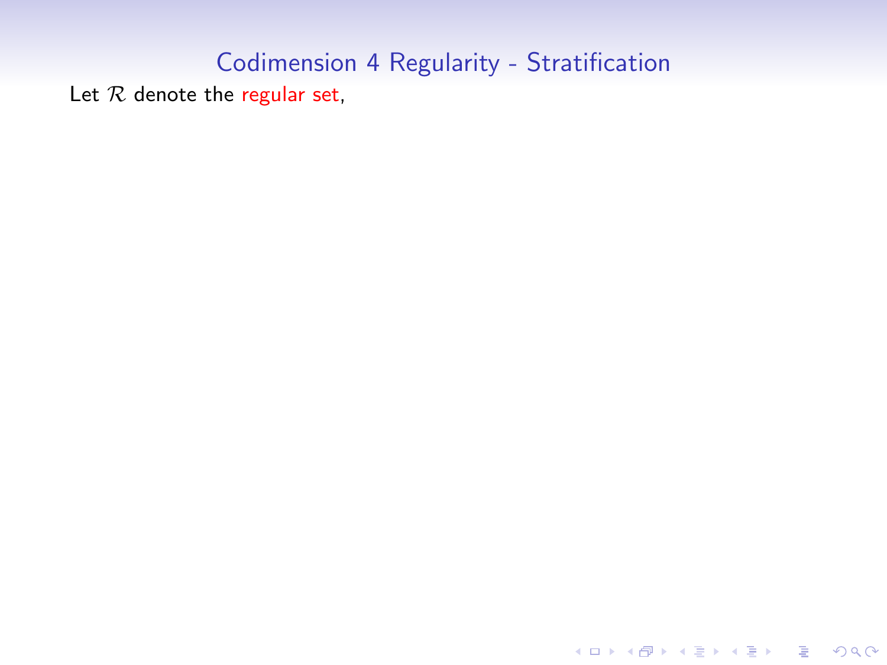# Codimension 4 Regularity - Stratification

Let $\mathcal{R}$ denote the regular set,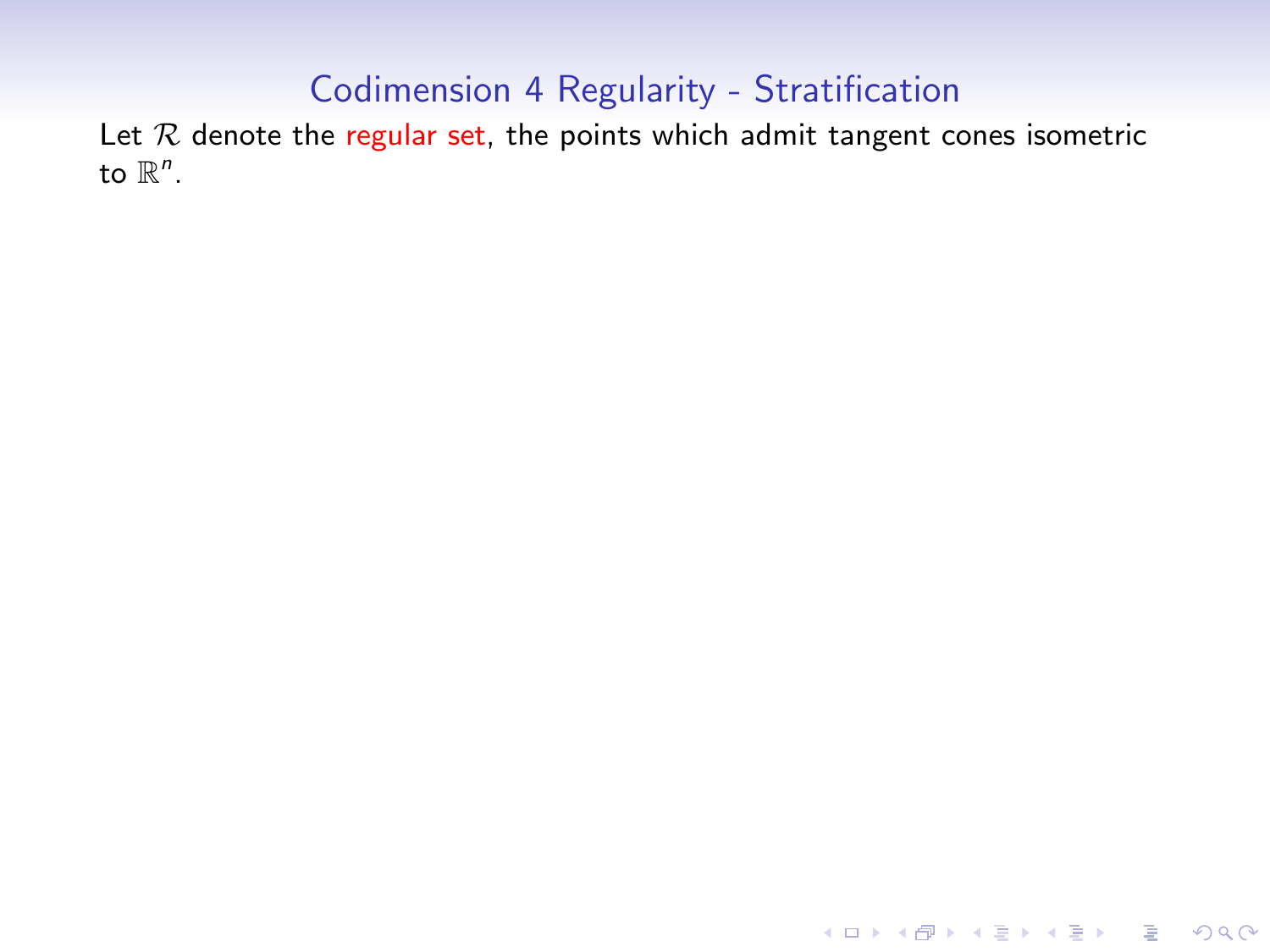# Codimension 4 Regularity - Stratification

Let $\mathcal{R}$ denote the regular set, the points which admit tangent cones isometric to $\mathbb{R}^n$.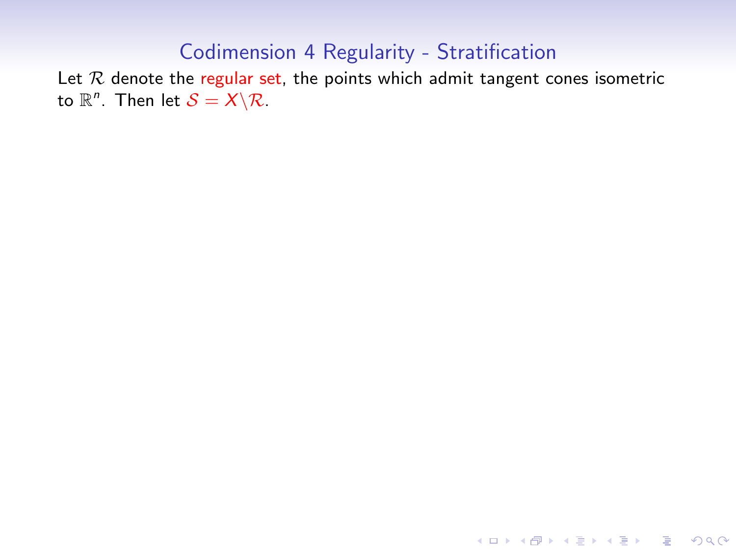# Codimension 4 Regularity - Stratification

Let $\mathcal{R}$ denote the regular set, the points which admit tangent cones isometric to $\mathbb{R}^n$. Then let $\mathcal{S} = X \backslash \mathcal{R}$.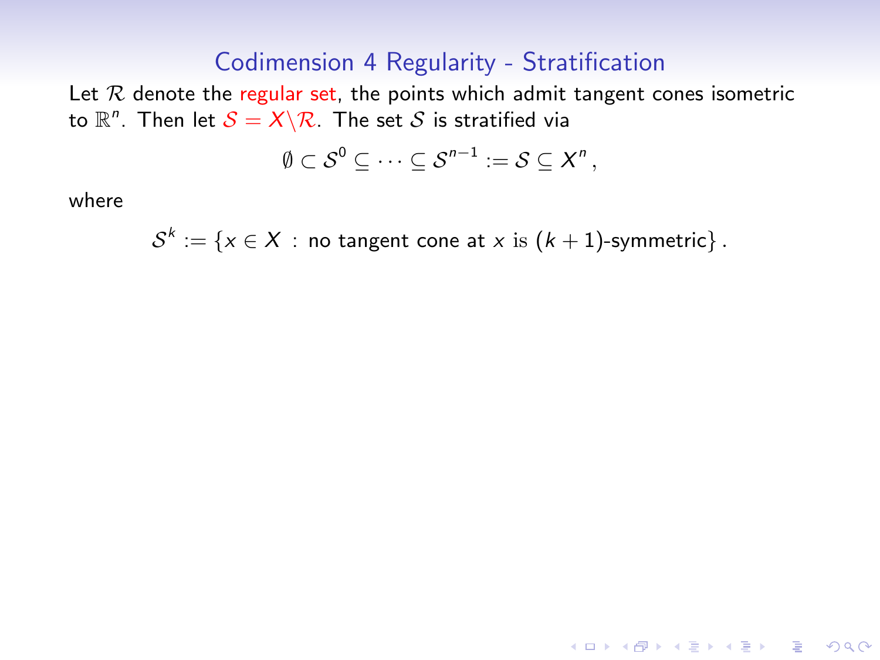# Codimension 4 Regularity - Stratification

Let $\mathcal{R}$ denote the regular set, the points which admit tangent cones isometric to $\mathbb{R}^n$. Then let $\mathcal{S} = X \backslash \mathcal{R}$. The set $\mathcal{S}$ is stratified via

$$\emptyset \subset \mathcal{S}^0 \subseteq \cdots \subseteq \mathcal{S}^{n-1} := \mathcal{S} \subseteq X^n \,,$$

where

$$\mathcal{S}^k := \{x \in X \,:\, \text{no tangent cone at } x \text{ is } (k+1)\text{-symmetric}\} \,.$$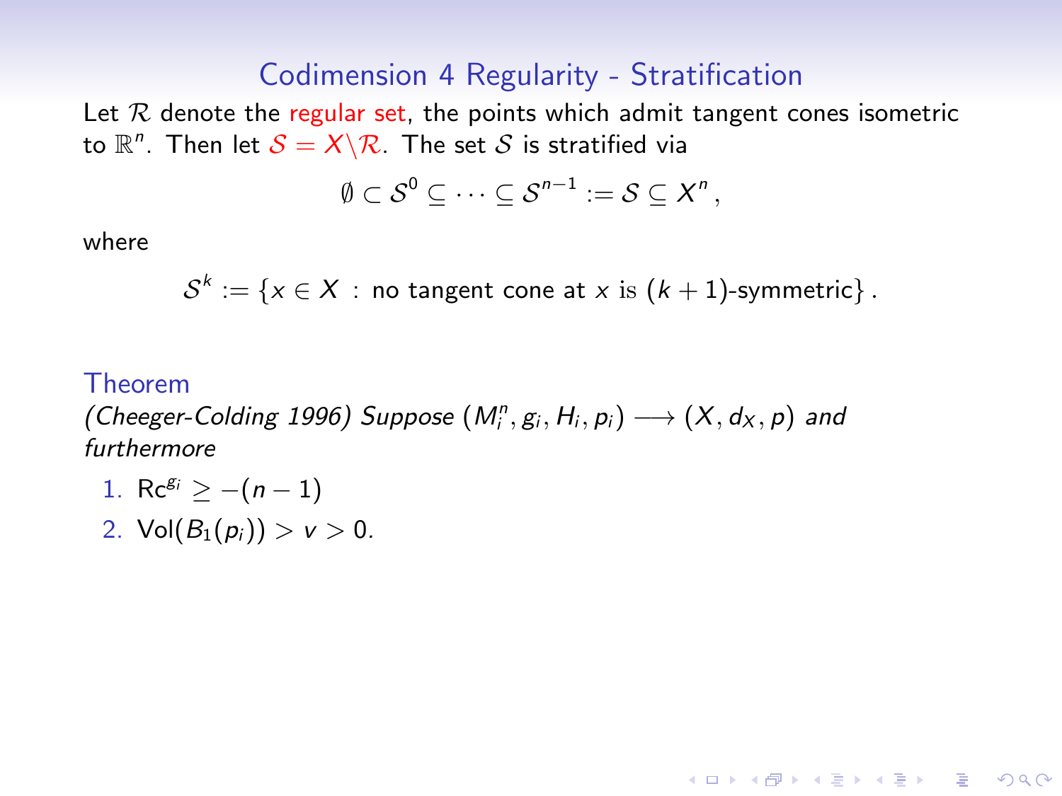# Codimension 4 Regularity - Stratification

Let $\mathcal{R}$ denote the regular set, the points which admit tangent cones isometric to $\mathbb{R}^n$. Then let $\mathcal{S} = X \backslash \mathcal{R}$. The set $\mathcal{S}$ is stratified via

$$\emptyset \subset \mathcal{S}^0 \subseteq \cdots \subseteq \mathcal{S}^{n-1} := \mathcal{S} \subseteq X^n ,$$

where

$$\mathcal{S}^k := \{x \in X \,:\, \text{no tangent cone at } x \text{ is } (k+1)\text{-symmetric}\} .$$

**Theorem**

*(Cheeger-Colding 1996) Suppose* $(M_i^n, g_i, H_i, p_i) \longrightarrow (X, d_X, p)$ *and furthermore*

1. $\mathrm{Rc}^{g_i} \geq -(n-1)$
2. $\mathrm{Vol}(B_1(p_i)) > v > 0$.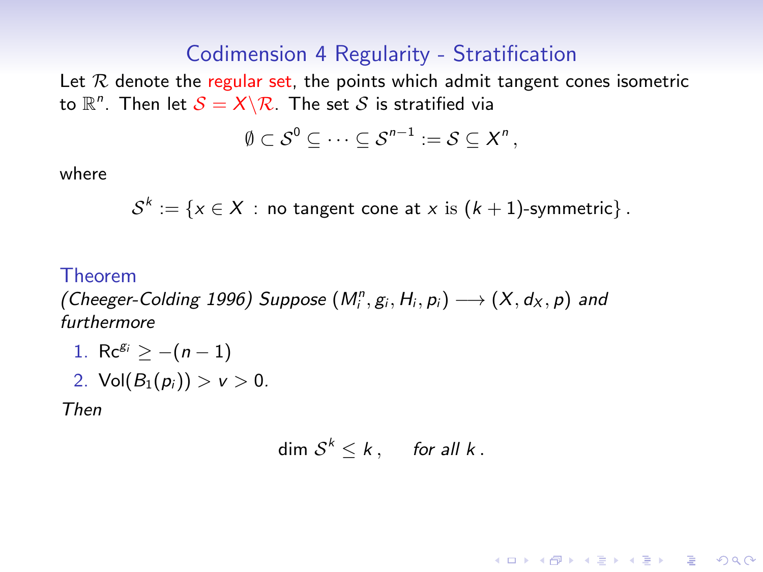# Codimension 4 Regularity - Stratification

Let $\mathcal{R}$ denote the regular set, the points which admit tangent cones isometric to $\mathbb{R}^n$. Then let $\mathcal{S} = X \backslash \mathcal{R}$. The set $\mathcal{S}$ is stratified via

$$\emptyset \subset \mathcal{S}^0 \subseteq \cdots \subseteq \mathcal{S}^{n-1} := \mathcal{S} \subseteq X^n \, ,$$

where

$$\mathcal{S}^k := \{x \in X \, : \, \text{no tangent cone at } x \text{ is } (k+1)\text{-symmetric}\} \, .$$

**Theorem**

*(Cheeger-Colding 1996) Suppose* $(M_i^n, g_i, H_i, p_i) \longrightarrow (X, d_X, p)$ *and furthermore*

1. $\mathrm{Rc}^{g_i} \geq -(n-1)$
2. $\mathrm{Vol}(B_1(p_i)) > v > 0$.

*Then*

$$\dim \mathcal{S}^k \leq k \, , \qquad \textit{for all } k \, .$$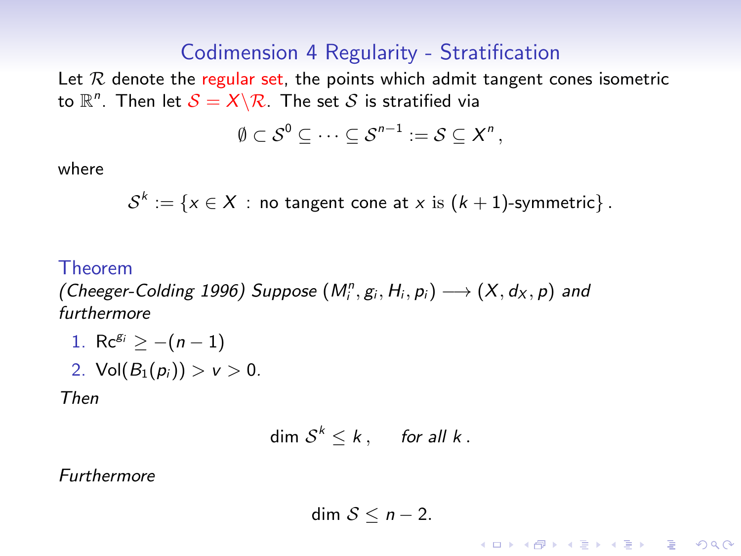# Codimension 4 Regularity - Stratification

Let $\mathcal{R}$ denote the regular set, the points which admit tangent cones isometric to $\mathbb{R}^n$. Then let $\mathcal{S} = X \backslash \mathcal{R}$. The set $\mathcal{S}$ is stratified via

$$\emptyset \subset \mathcal{S}^0 \subseteq \cdots \subseteq \mathcal{S}^{n-1} := \mathcal{S} \subseteq X^n ,$$

where

$$\mathcal{S}^k := \{x \in X \, : \, \text{no tangent cone at } x \text{ is } (k+1)\text{-symmetric}\} .$$

### Theorem

*(Cheeger-Colding 1996) Suppose* $(M_i^n, g_i, H_i, p_i) \longrightarrow (X, d_X, p)$ *and furthermore*

1. $\mathrm{Rc}^{g_i} \geq -(n-1)$
2. $\mathrm{Vol}(B_1(p_i)) > v > 0$.

*Then*

$$\dim \mathcal{S}^k \leq k \, , \qquad \text{for all } k \, .$$

*Furthermore*

$$\dim \mathcal{S} \leq n - 2.$$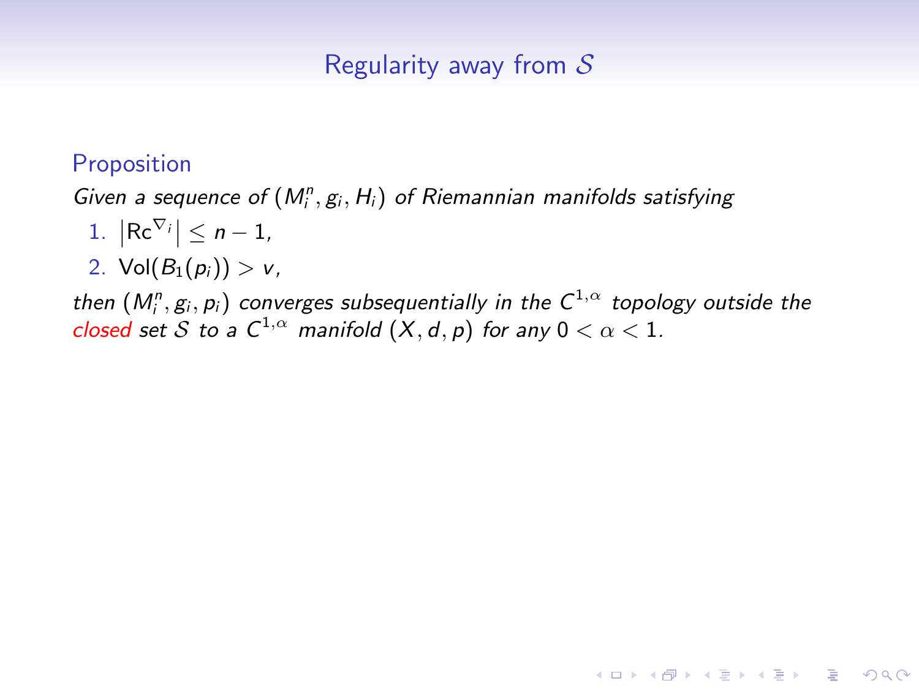## Regularity away from $\mathcal{S}$

### Proposition

*Given a sequence of $(M_i^n, g_i, H_i)$ of Riemannian manifolds satisfying*

1. $\left|\mathrm{Rc}^{\nabla_i}\right| \leq n-1$,
2. $\mathrm{Vol}(B_1(p_i)) > v$,

*then $(M_i^n, g_i, p_i)$ converges subsequentially in the $C^{1,\alpha}$ topology outside the closed set $\mathcal{S}$ to a $C^{1,\alpha}$ manifold $(X, d, p)$ for any $0 < \alpha < 1$.*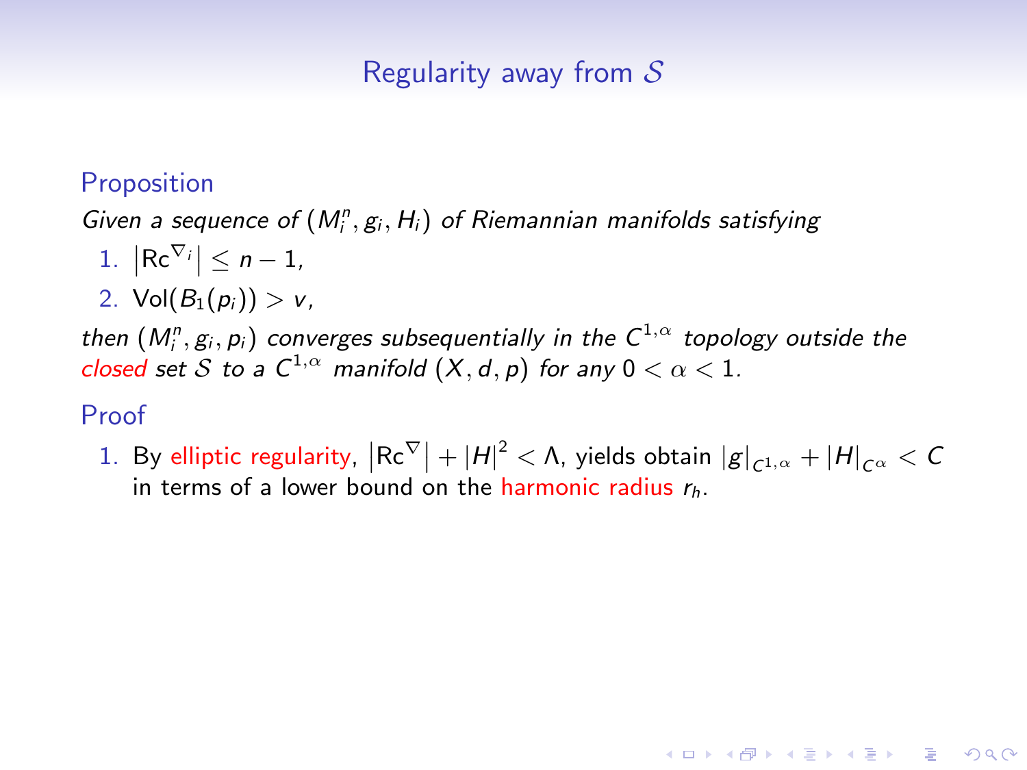## Regularity away from $\mathcal{S}$

### Proposition

*Given a sequence of $(M_i^n, g_i, H_i)$ of Riemannian manifolds satisfying*

1. $\left|\mathrm{Rc}^{\nabla_i}\right| \leq n-1$,
2. $\mathrm{Vol}(B_1(p_i)) > v$,

*then $(M_i^n, g_i, p_i)$ converges subsequentially in the $C^{1,\alpha}$ topology outside the closed set $\mathcal{S}$ to a $C^{1,\alpha}$ manifold $(X, d, p)$ for any $0 < \alpha < 1$.*

### Proof

1. By elliptic regularity, $\left|\mathrm{Rc}^{\nabla}\right| + |H|^2 < \Lambda$, yields obtain $|g|_{C^{1,\alpha}} + |H|_{C^\alpha} < C$ in terms of a lower bound on the harmonic radius $r_h$.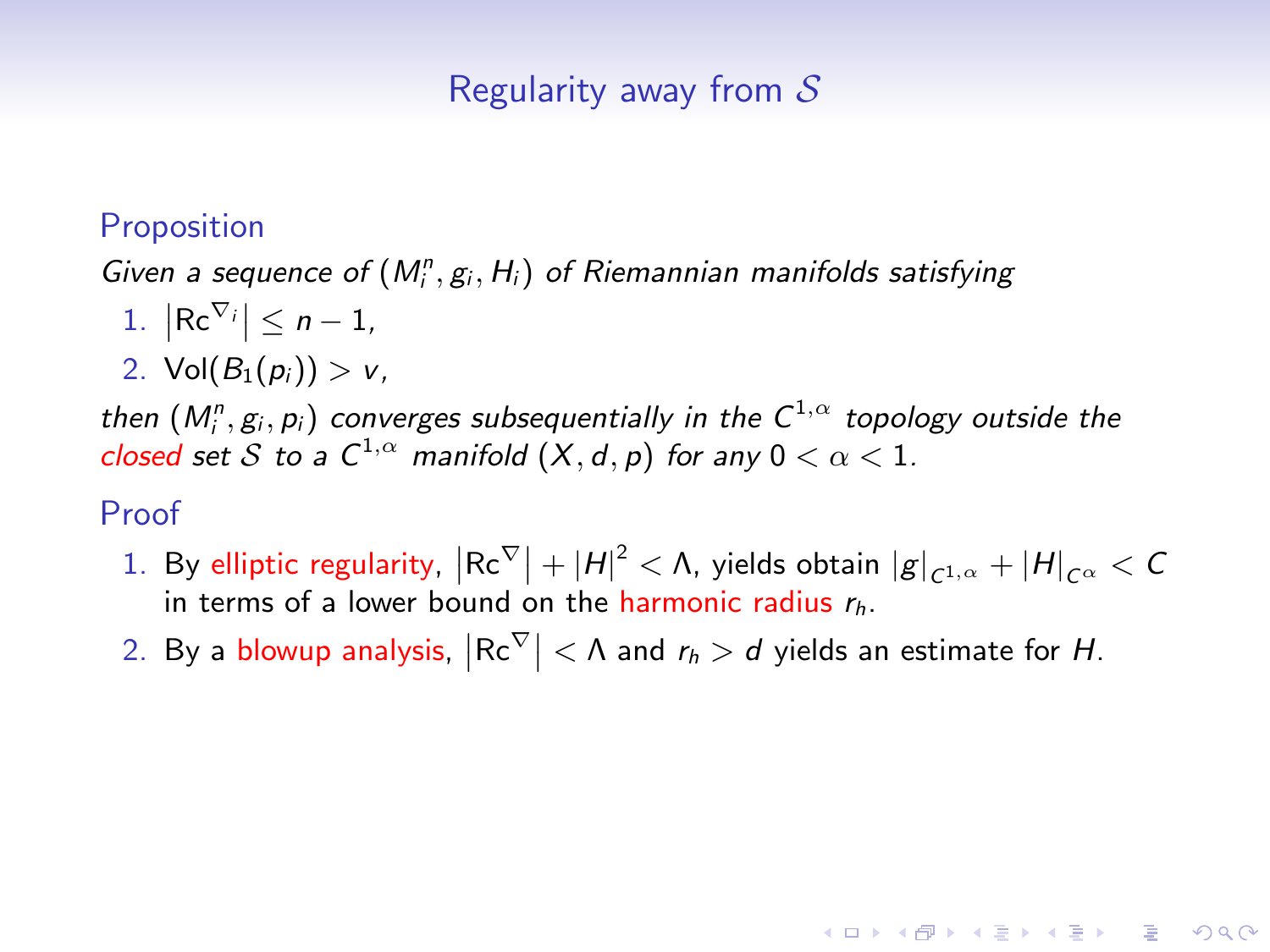## Regularity away from $\mathcal{S}$

### Proposition

*Given a sequence of $(M_i^n, g_i, H_i)$ of Riemannian manifolds satisfying*

1. $\left|\mathrm{Rc}^{\nabla_i}\right| \leq n-1$,
2. $\mathrm{Vol}(B_1(p_i)) > v$,

*then $(M_i^n, g_i, p_i)$ converges subsequentially in the $C^{1,\alpha}$ topology outside the closed set $\mathcal{S}$ to a $C^{1,\alpha}$ manifold $(X, d, p)$ for any $0 < \alpha < 1$.*

### Proof

1. By elliptic regularity, $\left|\mathrm{Rc}^{\nabla}\right| + |H|^2 < \Lambda$, yields obtain $|g|_{C^{1,\alpha}} + |H|_{C^\alpha} < C$ in terms of a lower bound on the harmonic radius $r_h$.
2. By a blowup analysis, $\left|\mathrm{Rc}^{\nabla}\right| < \Lambda$ and $r_h > d$ yields an estimate for $H$.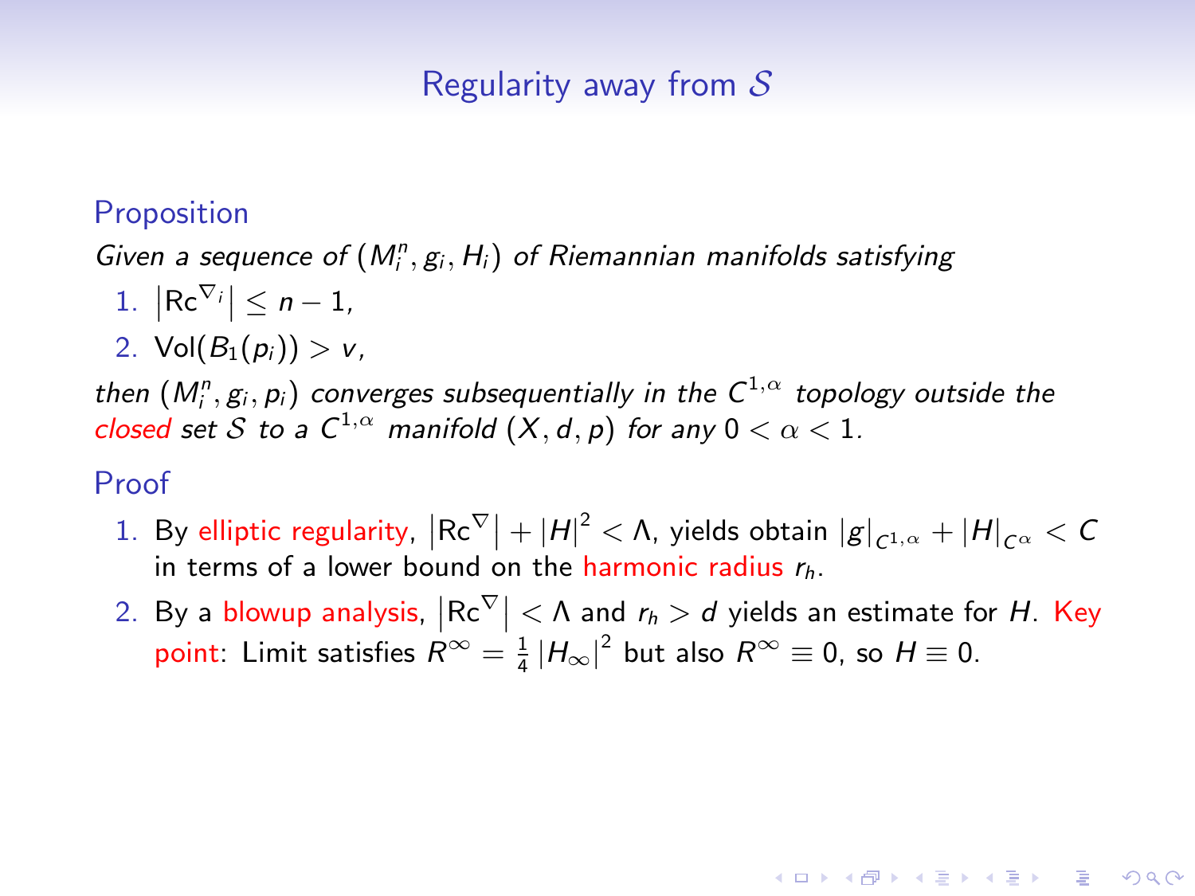## Regularity away from $\mathcal{S}$

### Proposition

*Given a sequence of $(M_i^n, g_i, H_i)$ of Riemannian manifolds satisfying*

1. $\left|\mathrm{Rc}^{\nabla_i}\right| \leq n-1$,
2. $\mathrm{Vol}(B_1(p_i)) > v$,

*then $(M_i^n, g_i, p_i)$ converges subsequentially in the $C^{1,\alpha}$ topology outside the closed set $\mathcal{S}$ to a $C^{1,\alpha}$ manifold $(X, d, p)$ for any $0 < \alpha < 1$.*

### Proof

1. By elliptic regularity, $\left|\mathrm{Rc}^{\nabla}\right| + |H|^2 < \Lambda$, yields obtain $|g|_{C^{1,\alpha}} + |H|_{C^{\alpha}} < C$ in terms of a lower bound on the harmonic radius $r_h$.
2. By a blowup analysis, $\left|\mathrm{Rc}^{\nabla}\right| < \Lambda$ and $r_h > d$ yields an estimate for $H$. Key point: Limit satisfies $R^{\infty} = \frac{1}{4}|H_{\infty}|^2$ but also $R^{\infty} \equiv 0$, so $H \equiv 0$.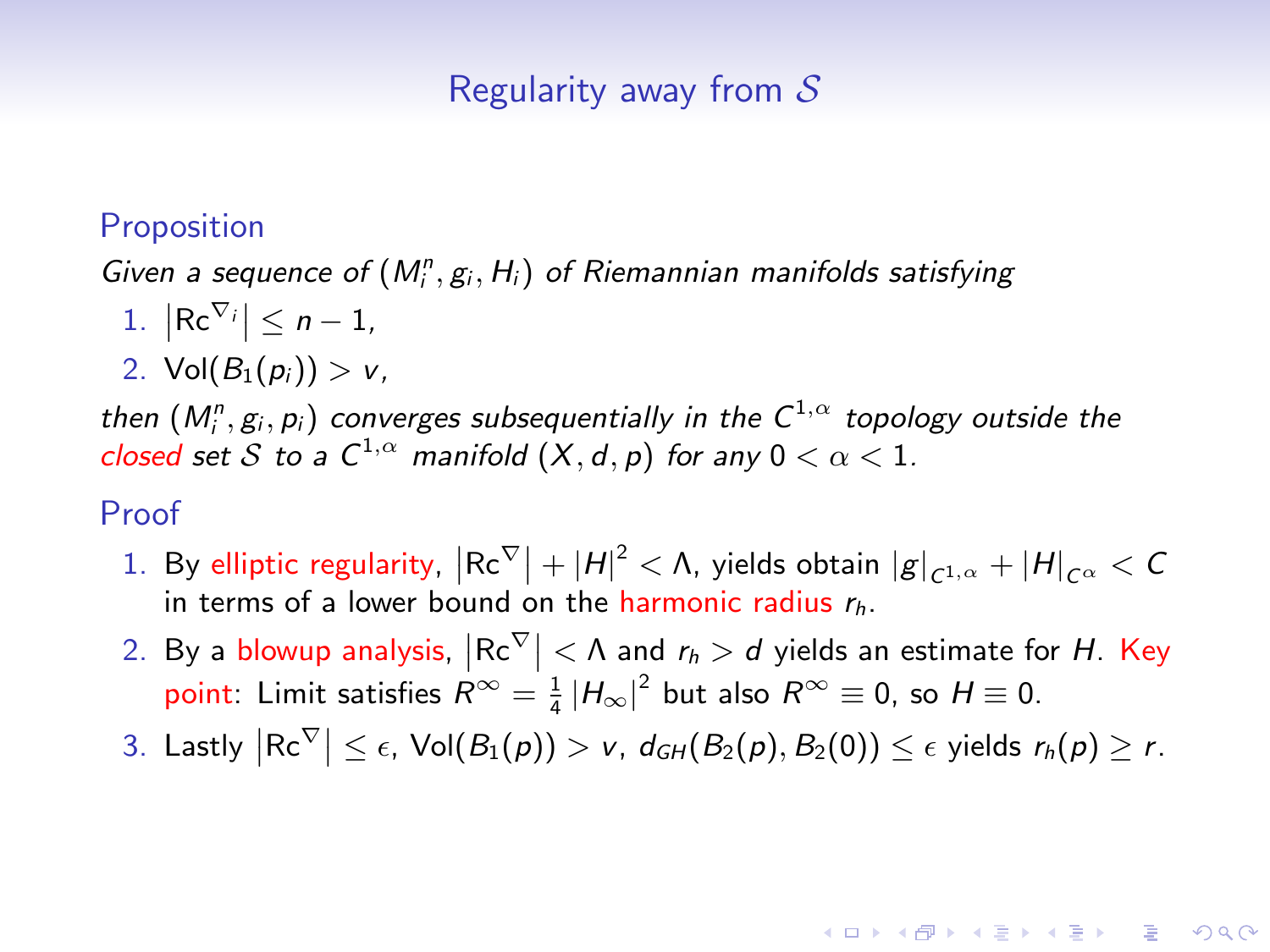## Regularity away from $\mathcal{S}$

### Proposition

*Given a sequence of $(M_i^n, g_i, H_i)$ of Riemannian manifolds satisfying*

1. $\left|\mathrm{Rc}^{\nabla_i}\right| \leq n-1$,
2. $\mathrm{Vol}(B_1(p_i)) > v$,

*then $(M_i^n, g_i, p_i)$ converges subsequentially in the $C^{1,\alpha}$ topology outside the closed set $\mathcal{S}$ to a $C^{1,\alpha}$ manifold $(X, d, p)$ for any $0 < \alpha < 1$.*

### Proof

1. By elliptic regularity, $\left|\mathrm{Rc}^{\nabla}\right| + |H|^2 < \Lambda$, yields obtain $|g|_{C^{1,\alpha}} + |H|_{C^\alpha} < C$ in terms of a lower bound on the harmonic radius $r_h$.
2. By a blowup analysis, $\left|\mathrm{Rc}^{\nabla}\right| < \Lambda$ and $r_h > d$ yields an estimate for $H$. Key point: Limit satisfies $R^\infty = \frac{1}{4}|H_\infty|^2$ but also $R^\infty \equiv 0$, so $H \equiv 0$.
3. Lastly $\left|\mathrm{Rc}^{\nabla}\right| \leq \epsilon$, $\mathrm{Vol}(B_1(p)) > v$, $d_{GH}(B_2(p), B_2(0)) \leq \epsilon$ yields $r_h(p) \geq r$.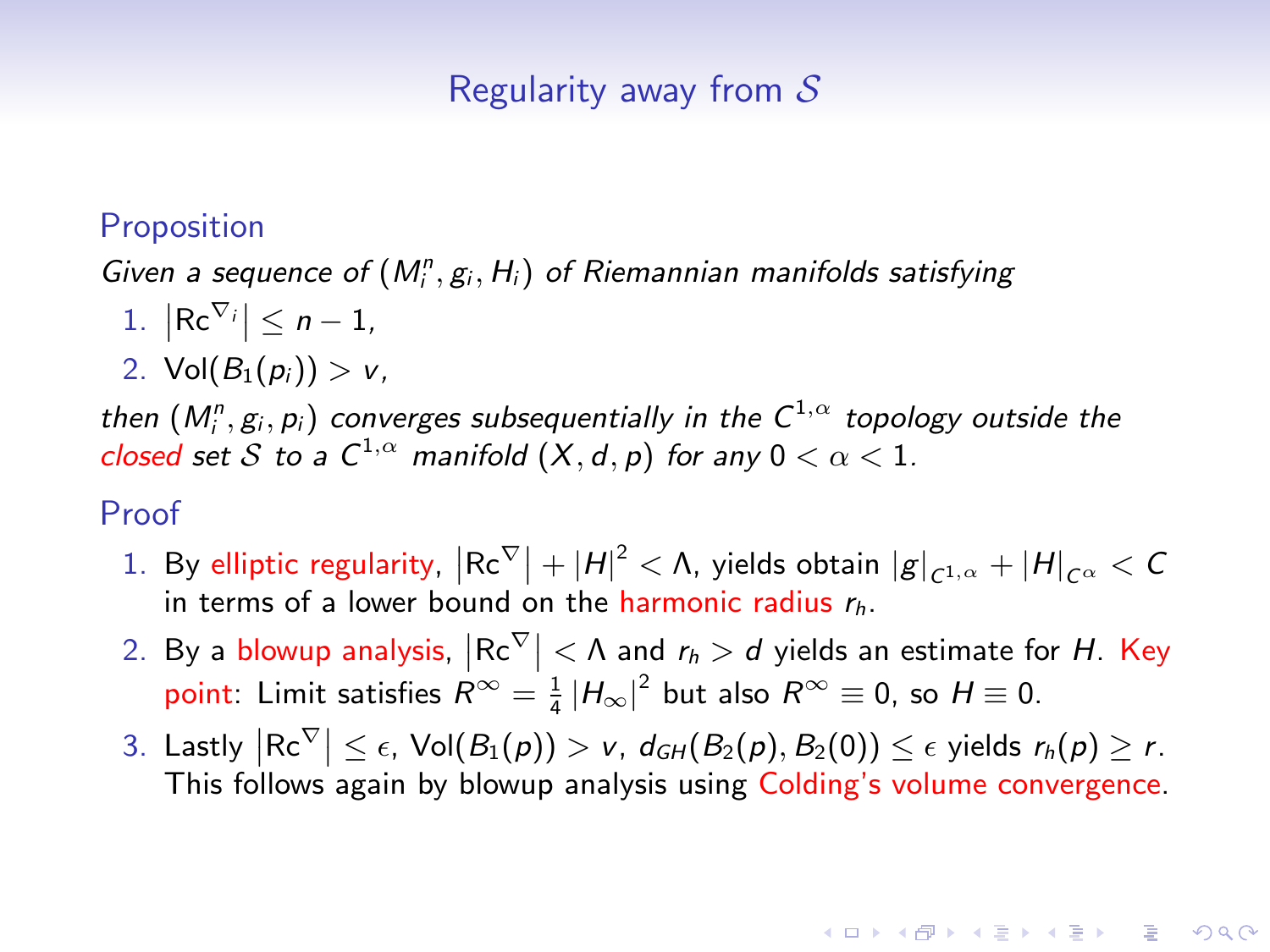## Regularity away from $\mathcal{S}$

### Proposition

*Given a sequence of $(M_i^n, g_i, H_i)$ of Riemannian manifolds satisfying*

1. $\left|\mathrm{Rc}^{\nabla_i}\right| \leq n-1$,
2. $\mathrm{Vol}(B_1(p_i)) > v$,

*then $(M_i^n, g_i, p_i)$ converges subsequentially in the $C^{1,\alpha}$ topology outside the closed set $\mathcal{S}$ to a $C^{1,\alpha}$ manifold $(X, d, p)$ for any $0 < \alpha < 1$.*

### Proof

1. By elliptic regularity, $\left|\mathrm{Rc}^{\nabla}\right| + |H|^2 < \Lambda$, yields obtain $|g|_{C^{1,\alpha}} + |H|_{C^{\alpha}} < C$ in terms of a lower bound on the harmonic radius $r_h$.
2. By a blowup analysis, $\left|\mathrm{Rc}^{\nabla}\right| < \Lambda$ and $r_h > d$ yields an estimate for $H$. Key point: Limit satisfies $R^{\infty} = \frac{1}{4}\left|H_{\infty}\right|^2$ but also $R^{\infty} \equiv 0$, so $H \equiv 0$.
3. Lastly $\left|\mathrm{Rc}^{\nabla}\right| \leq \epsilon$, $\mathrm{Vol}(B_1(p)) > v$, $d_{GH}(B_2(p), B_2(0)) \leq \epsilon$ yields $r_h(p) \geq r$. This follows again by blowup analysis using Colding's volume convergence.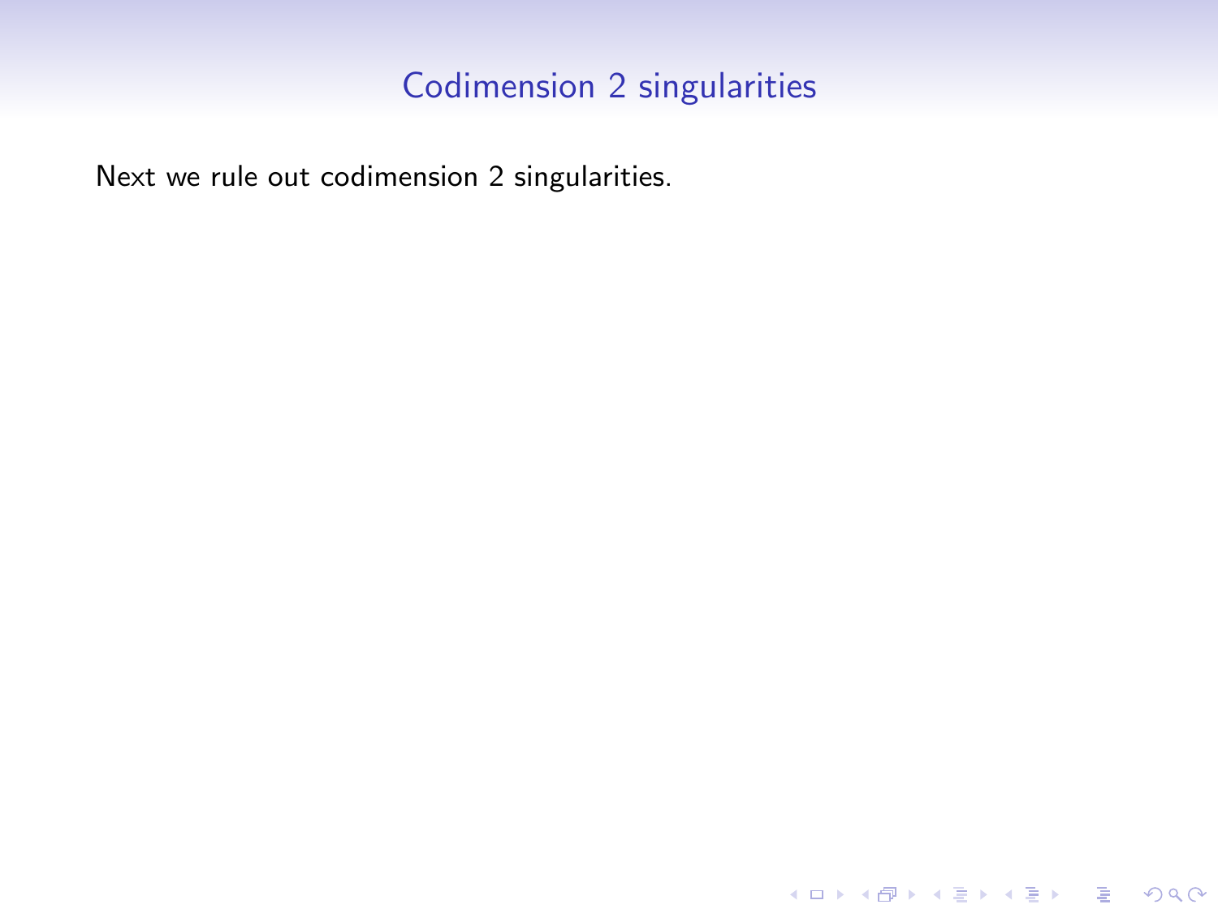# Codimension 2 singularities

Next we rule out codimension 2 singularities.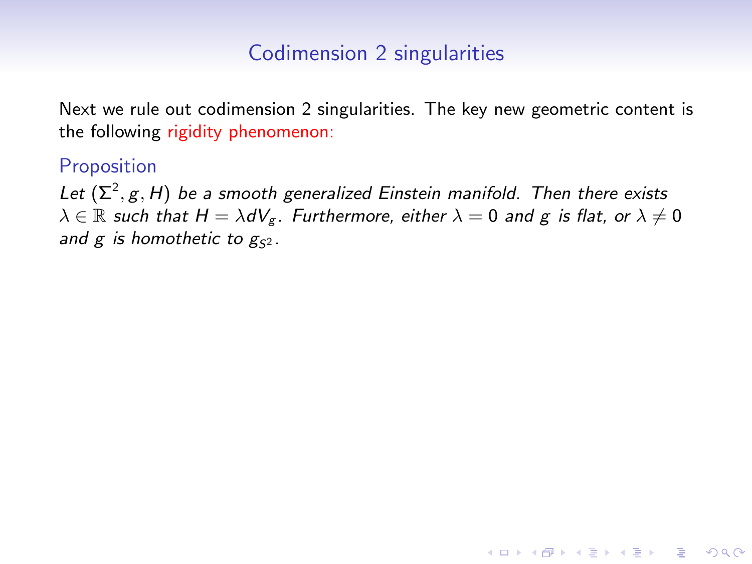## Codimension 2 singularities

Next we rule out codimension 2 singularities. The key new geometric content is the following rigidity phenomenon:

### Proposition

*Let $(\Sigma^2, g, H)$ be a smooth generalized Einstein manifold. Then there exists $\lambda \in \mathbb{R}$ such that $H = \lambda dV_g$. Furthermore, either $\lambda = 0$ and $g$ is flat, or $\lambda \neq 0$ and $g$ is homothetic to $g_{S^2}$.*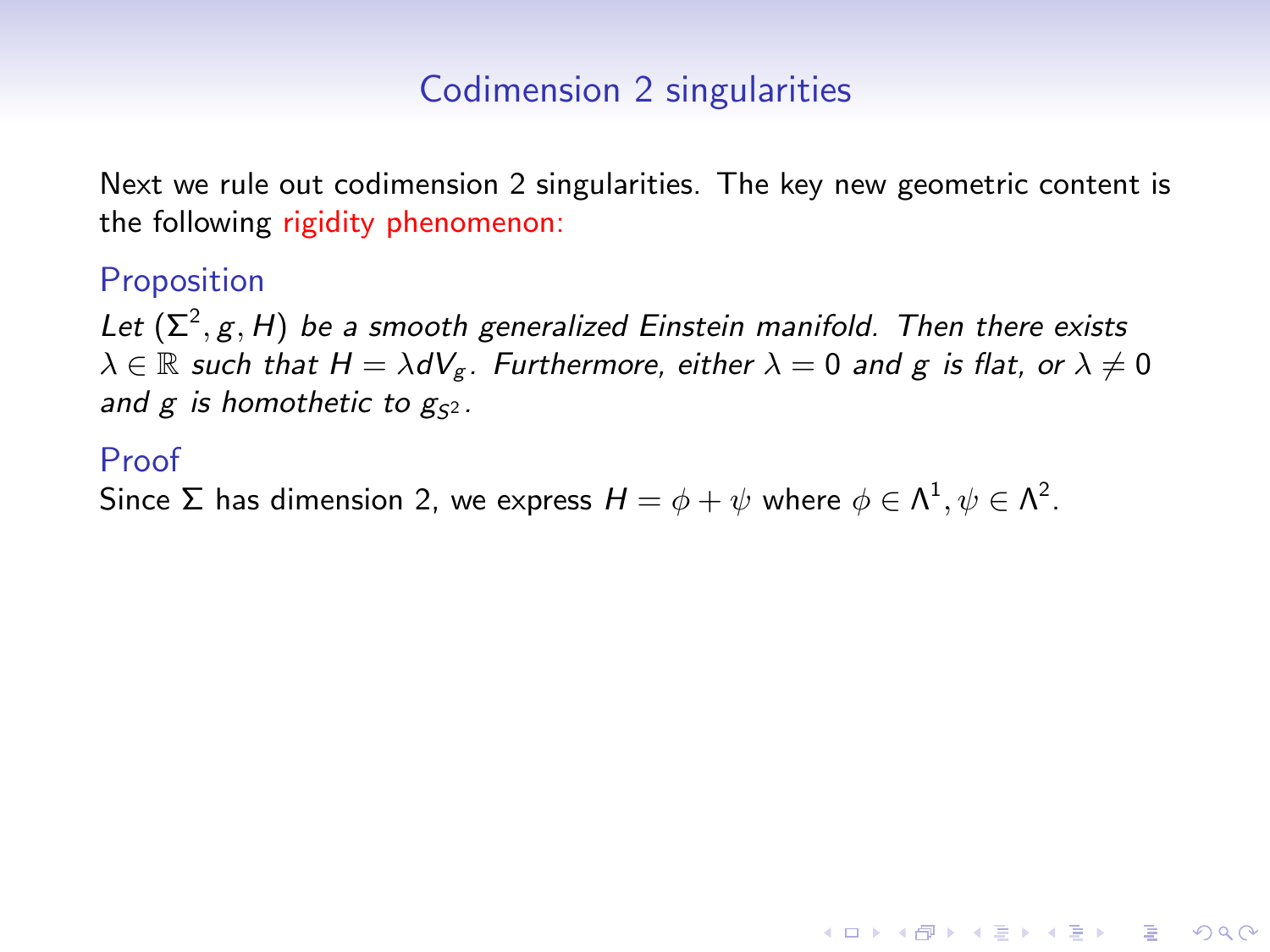## Codimension 2 singularities

Next we rule out codimension 2 singularities. The key new geometric content is the following rigidity phenomenon:

### Proposition

*Let $(\Sigma^2, g, H)$ be a smooth generalized Einstein manifold. Then there exists $\lambda \in \mathbb{R}$ such that $H = \lambda dV_g$. Furthermore, either $\lambda = 0$ and $g$ is flat, or $\lambda \neq 0$ and $g$ is homothetic to $g_{S^2}$.*

### Proof

Since $\Sigma$ has dimension 2, we express $H = \phi + \psi$ where $\phi \in \Lambda^1, \psi \in \Lambda^2$.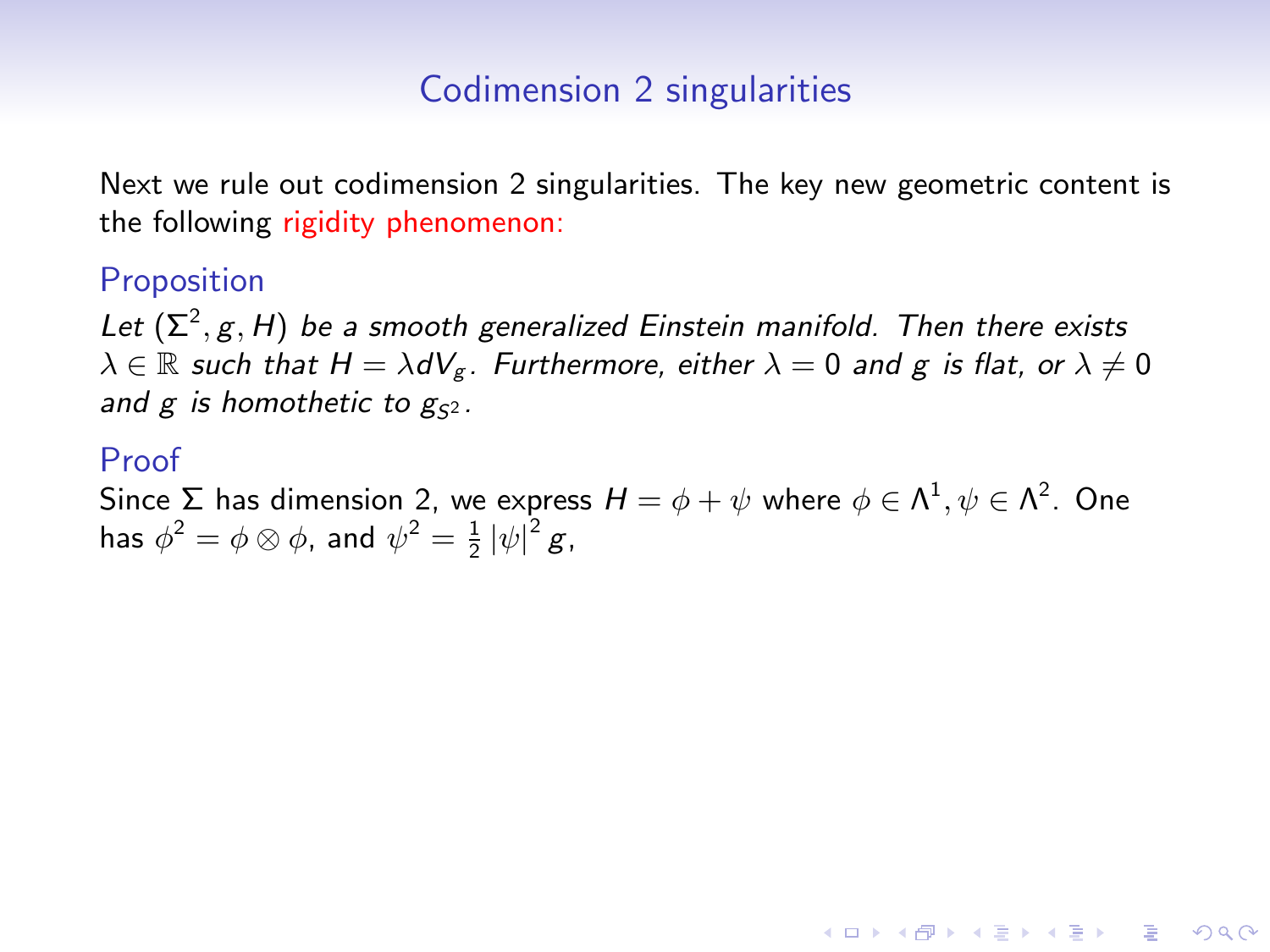## Codimension 2 singularities

Next we rule out codimension 2 singularities. The key new geometric content is the following rigidity phenomenon:

### Proposition

*Let $(\Sigma^2, g, H)$ be a smooth generalized Einstein manifold. Then there exists $\lambda \in \mathbb{R}$ such that $H = \lambda dV_g$. Furthermore, either $\lambda = 0$ and $g$ is flat, or $\lambda \neq 0$ and $g$ is homothetic to $g_{S^2}$.*

### Proof

Since $\Sigma$ has dimension 2, we express $H = \phi + \psi$ where $\phi \in \Lambda^1, \psi \in \Lambda^2$. One has $\phi^2 = \phi \otimes \phi$, and $\psi^2 = \frac{1}{2} |\psi|^2 g$,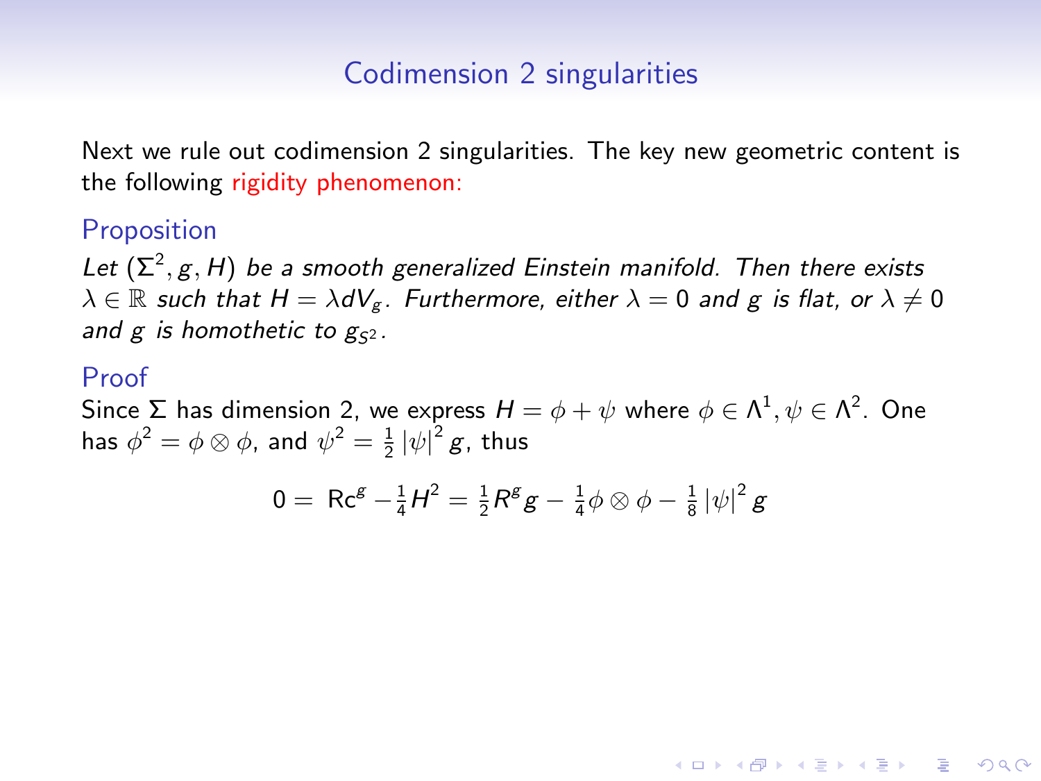## Codimension 2 singularities

Next we rule out codimension 2 singularities. The key new geometric content is the following rigidity phenomenon:

### Proposition

*Let $(\Sigma^2, g, H)$ be a smooth generalized Einstein manifold. Then there exists $\lambda \in \mathbb{R}$ such that $H = \lambda dV_g$. Furthermore, either $\lambda = 0$ and $g$ is flat, or $\lambda \neq 0$ and $g$ is homothetic to $g_{S^2}$.*

### Proof

Since $\Sigma$ has dimension 2, we express $H = \phi + \psi$ where $\phi \in \Lambda^1, \psi \in \Lambda^2$. One has $\phi^2 = \phi \otimes \phi$, and $\psi^2 = \frac{1}{2} |\psi|^2 g$, thus

$$0 = \mathrm{Rc}^g - \tfrac{1}{4} H^2 = \tfrac{1}{2} R^g g - \tfrac{1}{4} \phi \otimes \phi - \tfrac{1}{8} |\psi|^2 g$$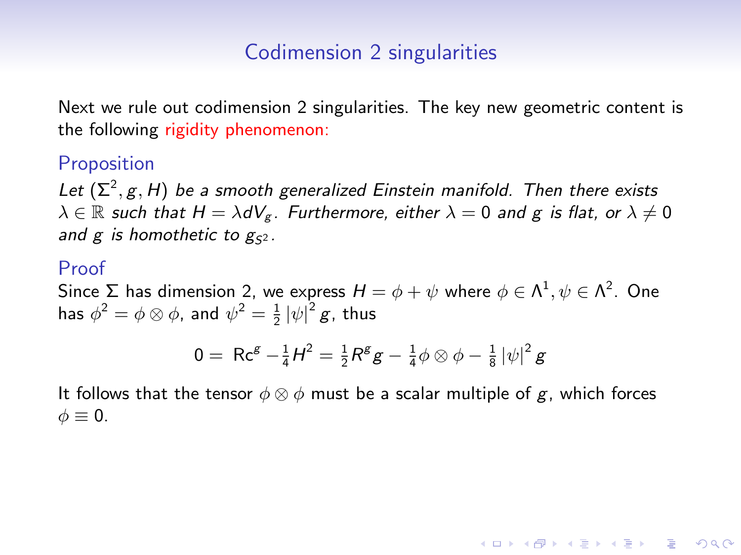## Codimension 2 singularities

Next we rule out codimension 2 singularities. The key new geometric content is the following rigidity phenomenon:

### Proposition

*Let $(\Sigma^2, g, H)$ be a smooth generalized Einstein manifold. Then there exists $\lambda \in \mathbb{R}$ such that $H = \lambda dV_g$. Furthermore, either $\lambda = 0$ and $g$ is flat, or $\lambda \neq 0$ and $g$ is homothetic to $g_{S^2}$.*

### Proof

Since $\Sigma$ has dimension 2, we express $H = \phi + \psi$ where $\phi \in \Lambda^1, \psi \in \Lambda^2$. One has $\phi^2 = \phi \otimes \phi$, and $\psi^2 = \frac{1}{2} |\psi|^2 g$, thus

$$0 = \mathrm{Rc}^g - \tfrac{1}{4} H^2 = \tfrac{1}{2} R^g g - \tfrac{1}{4} \phi \otimes \phi - \tfrac{1}{8} |\psi|^2 g$$

It follows that the tensor $\phi \otimes \phi$ must be a scalar multiple of $g$, which forces $\phi \equiv 0$.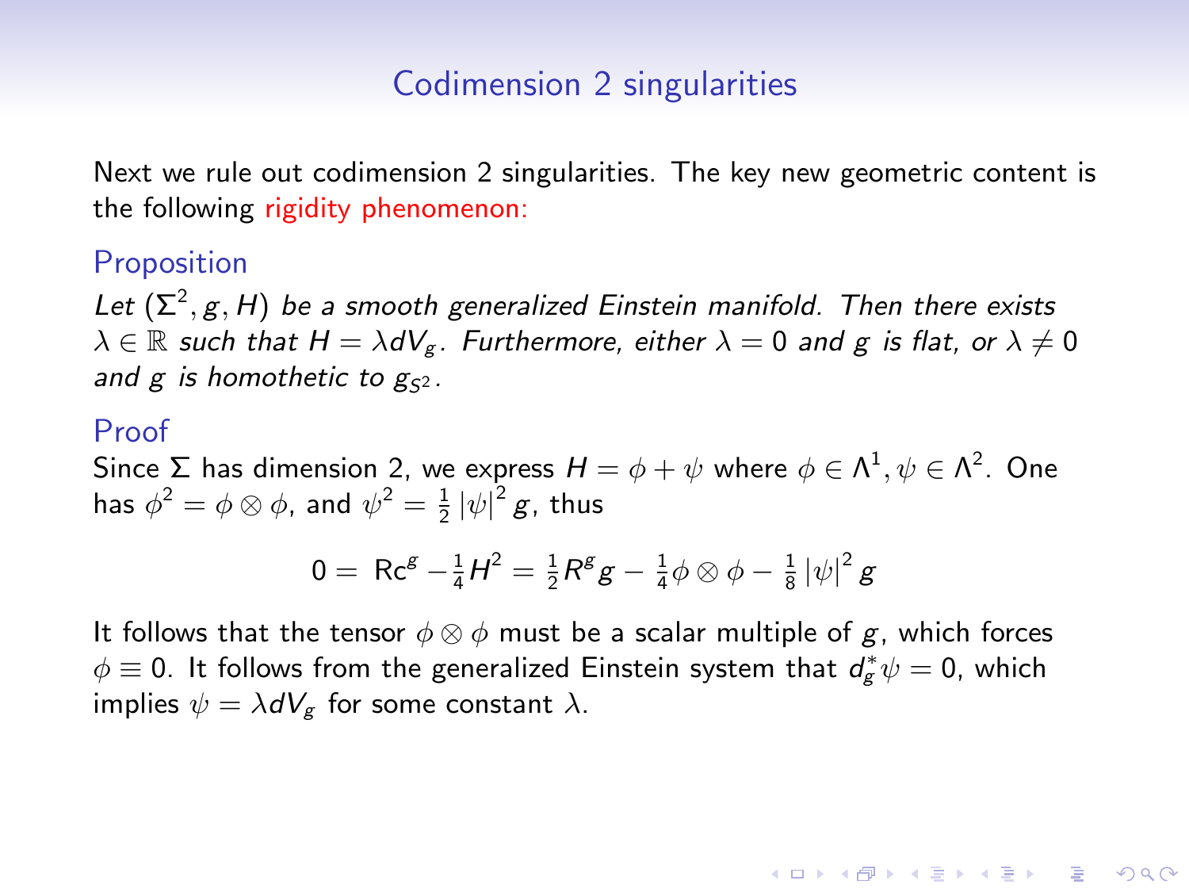## Codimension 2 singularities

Next we rule out codimension 2 singularities. The key new geometric content is the following rigidity phenomenon:

### Proposition

*Let $(\Sigma^2, g, H)$ be a smooth generalized Einstein manifold. Then there exists $\lambda \in \mathbb{R}$ such that $H = \lambda dV_g$. Furthermore, either $\lambda = 0$ and $g$ is flat, or $\lambda \neq 0$ and $g$ is homothetic to $g_{S^2}$.*

### Proof

Since $\Sigma$ has dimension 2, we express $H = \phi + \psi$ where $\phi \in \Lambda^1, \psi \in \Lambda^2$. One has $\phi^2 = \phi \otimes \phi$, and $\psi^2 = \frac{1}{2} |\psi|^2 g$, thus

$$0 = \operatorname{Rc}^g - \tfrac{1}{4} H^2 = \tfrac{1}{2} R^g g - \tfrac{1}{4} \phi \otimes \phi - \tfrac{1}{8} |\psi|^2 g$$

It follows that the tensor $\phi \otimes \phi$ must be a scalar multiple of $g$, which forces $\phi \equiv 0$. It follows from the generalized Einstein system that $d_g^* \psi = 0$, which implies $\psi = \lambda dV_g$ for some constant $\lambda$.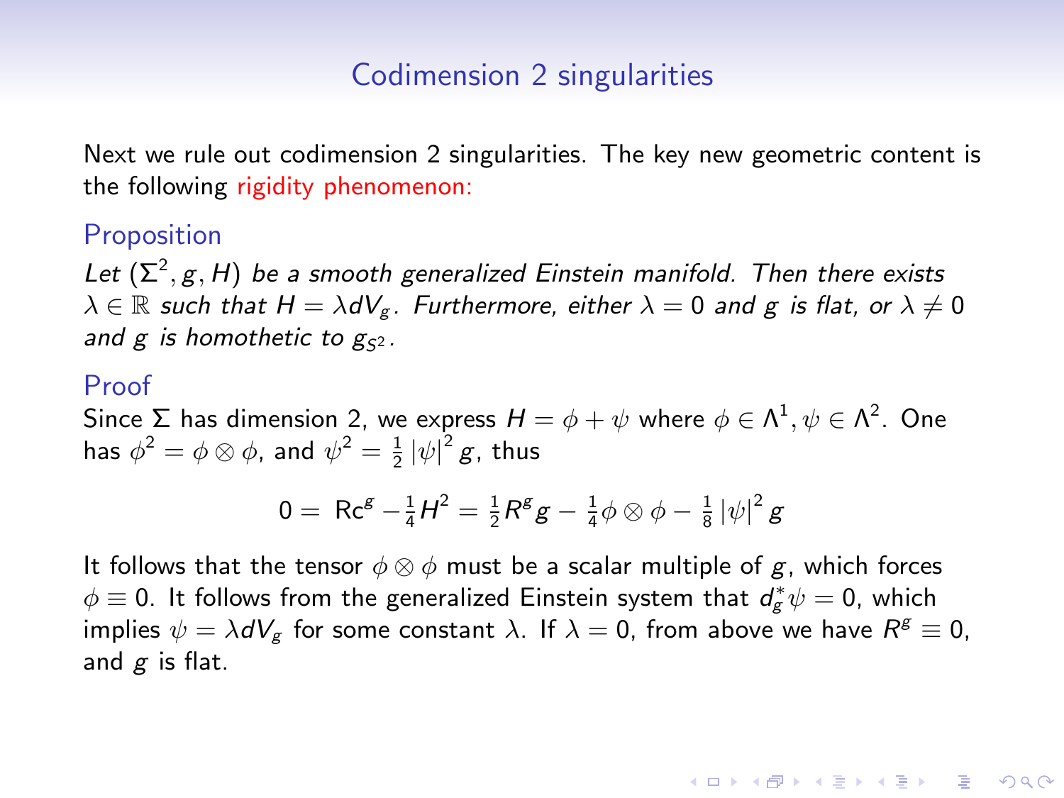## Codimension 2 singularities

Next we rule out codimension 2 singularities. The key new geometric content is the following rigidity phenomenon:

### Proposition

*Let $(\Sigma^2, g, H)$ be a smooth generalized Einstein manifold. Then there exists $\lambda \in \mathbb{R}$ such that $H = \lambda dV_g$. Furthermore, either $\lambda = 0$ and $g$ is flat, or $\lambda \neq 0$ and $g$ is homothetic to $g_{S^2}$.*

### Proof

Since $\Sigma$ has dimension 2, we express $H = \phi + \psi$ where $\phi \in \Lambda^1, \psi \in \Lambda^2$. One has $\phi^2 = \phi \otimes \phi$, and $\psi^2 = \frac{1}{2} |\psi|^2 g$, thus

$$0 = \operatorname{Rc}^g - \tfrac{1}{4} H^2 = \tfrac{1}{2} R^g g - \tfrac{1}{4} \phi \otimes \phi - \tfrac{1}{8} |\psi|^2 g$$

It follows that the tensor $\phi \otimes \phi$ must be a scalar multiple of $g$, which forces $\phi \equiv 0$. It follows from the generalized Einstein system that $d_g^* \psi = 0$, which implies $\psi = \lambda dV_g$ for some constant $\lambda$. If $\lambda = 0$, from above we have $R^g \equiv 0$, and $g$ is flat.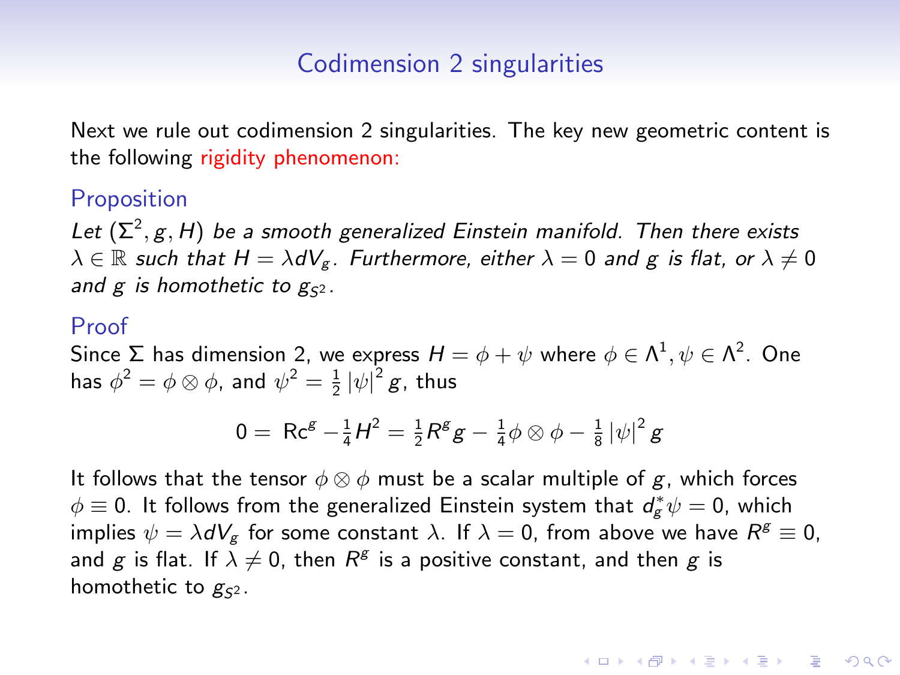## Codimension 2 singularities

Next we rule out codimension 2 singularities. The key new geometric content is the following rigidity phenomenon:

### Proposition

*Let $(\Sigma^2, g, H)$ be a smooth generalized Einstein manifold. Then there exists $\lambda \in \mathbb{R}$ such that $H = \lambda dV_g$. Furthermore, either $\lambda = 0$ and $g$ is flat, or $\lambda \neq 0$ and $g$ is homothetic to $g_{S^2}$.*

### Proof

Since $\Sigma$ has dimension 2, we express $H = \phi + \psi$ where $\phi \in \Lambda^1, \psi \in \Lambda^2$. One has $\phi^2 = \phi \otimes \phi$, and $\psi^2 = \frac{1}{2} |\psi|^2 g$, thus

$$0 = \operatorname{Rc}^g - \tfrac{1}{4} H^2 = \tfrac{1}{2} R^g g - \tfrac{1}{4} \phi \otimes \phi - \tfrac{1}{8} |\psi|^2 g$$

It follows that the tensor $\phi \otimes \phi$ must be a scalar multiple of $g$, which forces $\phi \equiv 0$. It follows from the generalized Einstein system that $d_g^* \psi = 0$, which implies $\psi = \lambda dV_g$ for some constant $\lambda$. If $\lambda = 0$, from above we have $R^g \equiv 0$, and $g$ is flat. If $\lambda \neq 0$, then $R^g$ is a positive constant, and then $g$ is homothetic to $g_{S^2}$.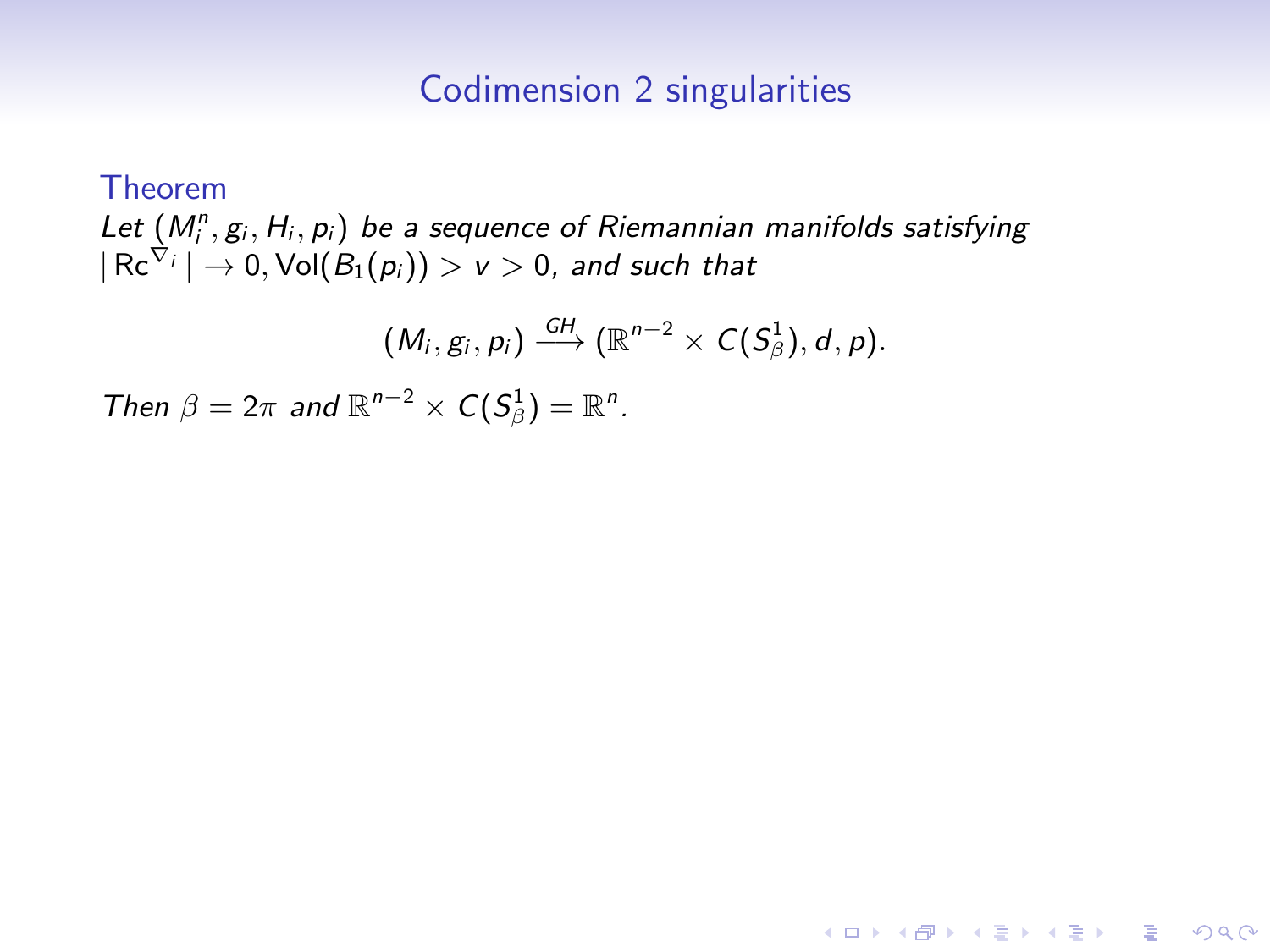## Codimension 2 singularities

**Theorem**

*Let $(M_i^n, g_i, H_i, p_i)$ be a sequence of Riemannian manifolds satisfying $|\operatorname{Rc}^{\nabla_i}| \to 0, \operatorname{Vol}(B_1(p_i)) > v > 0$, and such that*

$$(M_i, g_i, p_i) \xrightarrow{GH} (\mathbb{R}^{n-2} \times C(S^1_\beta), d, p).$$

*Then $\beta = 2\pi$ and $\mathbb{R}^{n-2} \times C(S^1_\beta) = \mathbb{R}^n$.*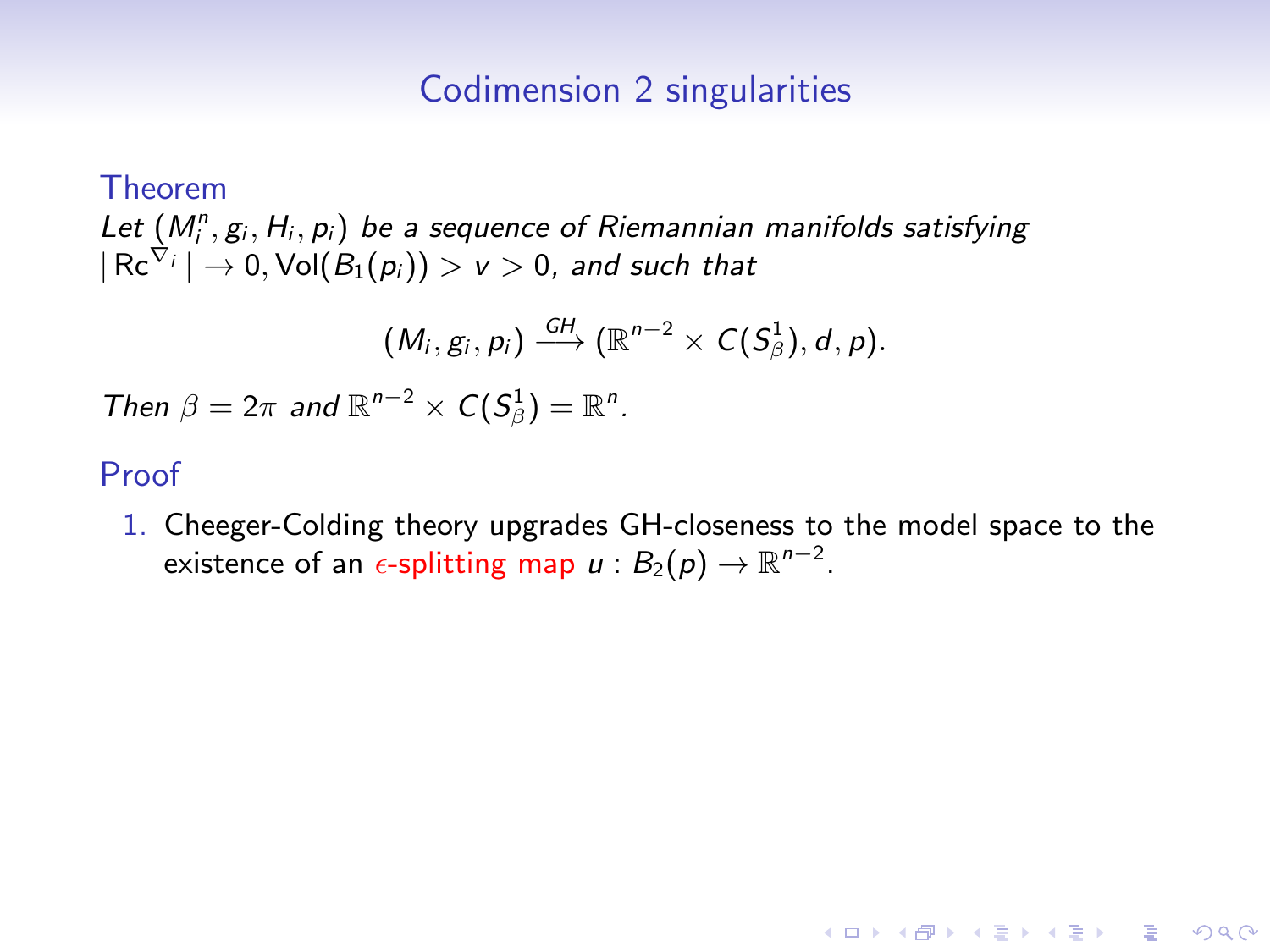## Codimension 2 singularities

**Theorem**

*Let $(M_i^n, g_i, H_i, p_i)$ be a sequence of Riemannian manifolds satisfying $|\operatorname{Rc}^{\nabla_i}| \to 0, \operatorname{Vol}(B_1(p_i)) > v > 0$, and such that*

$$(M_i, g_i, p_i) \xrightarrow{GH} (\mathbb{R}^{n-2} \times C(S^1_\beta), d, p).$$

*Then $\beta = 2\pi$ and $\mathbb{R}^{n-2} \times C(S^1_\beta) = \mathbb{R}^n$.*

**Proof**

1. Cheeger-Colding theory upgrades GH-closeness to the model space to the existence of an $\epsilon$-splitting map $u : B_2(p) \to \mathbb{R}^{n-2}$.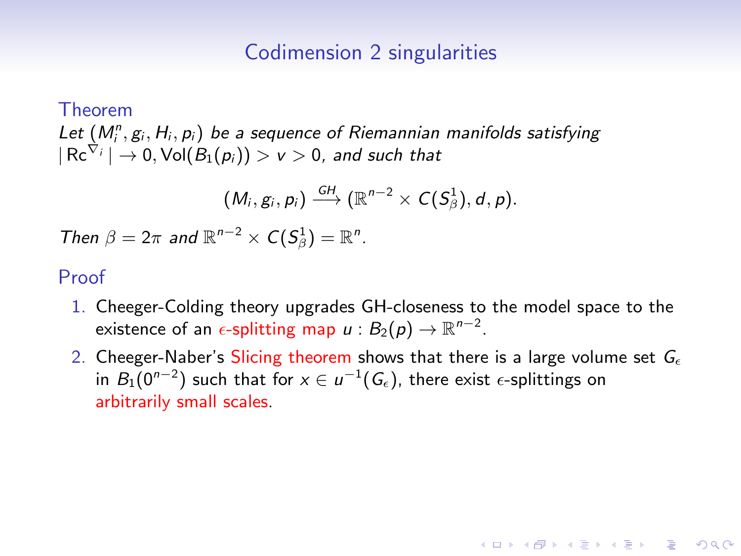# Codimension 2 singularities

**Theorem**

*Let $(M_i^n, g_i, H_i, p_i)$ be a sequence of Riemannian manifolds satisfying $|\operatorname{Rc}^{\nabla_i}| \to 0, \operatorname{Vol}(B_1(p_i)) > v > 0$, and such that*

$$(M_i, g_i, p_i) \xrightarrow{GH} (\mathbb{R}^{n-2} \times C(S^1_\beta), d, p).$$

*Then $\beta = 2\pi$ and $\mathbb{R}^{n-2} \times C(S^1_\beta) = \mathbb{R}^n$.*

**Proof**

1. Cheeger-Colding theory upgrades GH-closeness to the model space to the existence of an $\epsilon$-splitting map $u : B_2(p) \to \mathbb{R}^{n-2}$.
2. Cheeger-Naber's Slicing theorem shows that there is a large volume set $G_\epsilon$ in $B_1(0^{n-2})$ such that for $x \in u^{-1}(G_\epsilon)$, there exist $\epsilon$-splittings on arbitrarily small scales.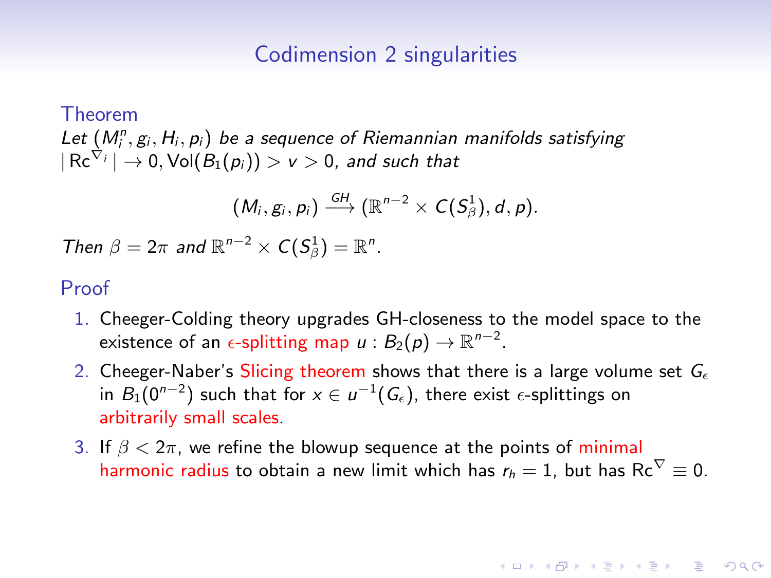# Codimension 2 singularities

**Theorem**

*Let $(M_i^n, g_i, H_i, p_i)$ be a sequence of Riemannian manifolds satisfying $|\operatorname{Rc}^{\nabla_i}| \to 0, \operatorname{Vol}(B_1(p_i)) > v > 0$, and such that*

$$(M_i, g_i, p_i) \xrightarrow{GH} (\mathbb{R}^{n-2} \times C(S^1_\beta), d, p).$$

*Then $\beta = 2\pi$ and $\mathbb{R}^{n-2} \times C(S^1_\beta) = \mathbb{R}^n$.*

**Proof**

1. Cheeger-Colding theory upgrades GH-closeness to the model space to the existence of an $\epsilon$-splitting map $u : B_2(p) \to \mathbb{R}^{n-2}$.
2. Cheeger-Naber's Slicing theorem shows that there is a large volume set $G_\epsilon$ in $B_1(0^{n-2})$ such that for $x \in u^{-1}(G_\epsilon)$, there exist $\epsilon$-splittings on arbitrarily small scales.
3. If $\beta < 2\pi$, we refine the blowup sequence at the points of minimal harmonic radius to obtain a new limit which has $r_h = 1$, but has $\operatorname{Rc}^\nabla \equiv 0$.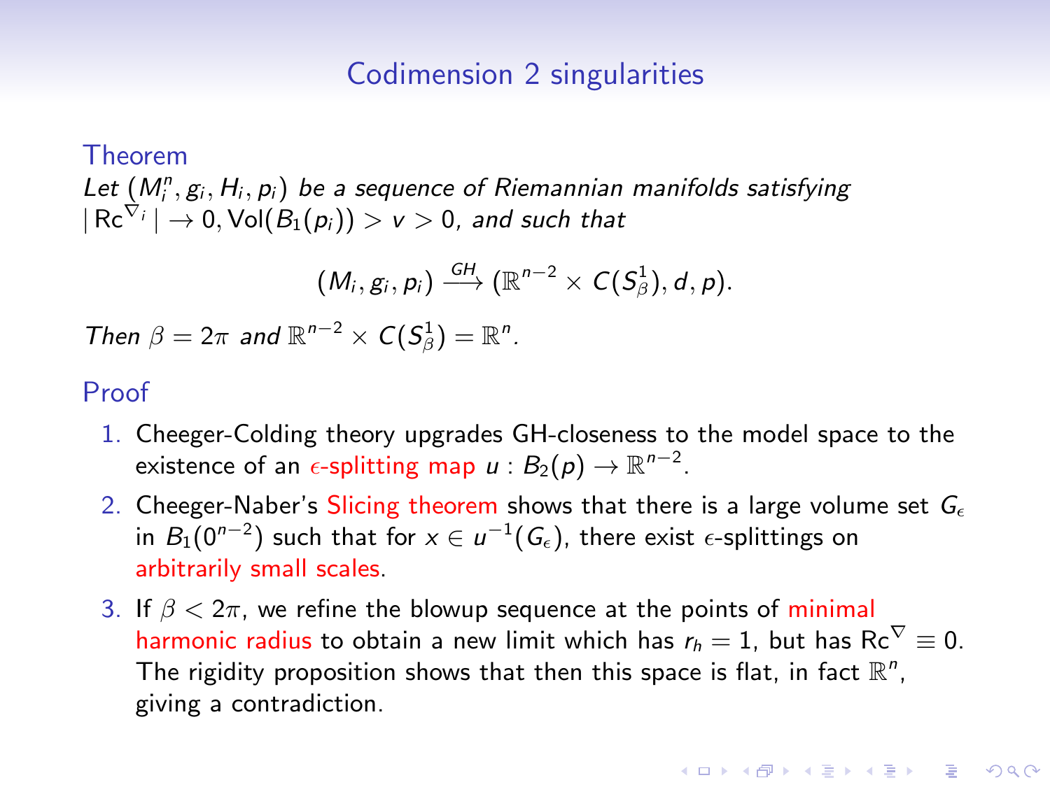# Codimension 2 singularities

**Theorem**

*Let $(M_i^n, g_i, H_i, p_i)$ be a sequence of Riemannian manifolds satisfying $|\operatorname{Rc}^{\nabla_i}| \to 0, \operatorname{Vol}(B_1(p_i)) > v > 0$, and such that*

$$(M_i, g_i, p_i) \xrightarrow{GH} (\mathbb{R}^{n-2} \times C(S^1_\beta), d, p).$$

*Then $\beta = 2\pi$ and $\mathbb{R}^{n-2} \times C(S^1_\beta) = \mathbb{R}^n$.*

**Proof**

1. Cheeger-Colding theory upgrades GH-closeness to the model space to the existence of an $\epsilon$-splitting map $u : B_2(p) \to \mathbb{R}^{n-2}$.
2. Cheeger-Naber's Slicing theorem shows that there is a large volume set $G_\epsilon$ in $B_1(0^{n-2})$ such that for $x \in u^{-1}(G_\epsilon)$, there exist $\epsilon$-splittings on arbitrarily small scales.
3. If $\beta < 2\pi$, we refine the blowup sequence at the points of minimal harmonic radius to obtain a new limit which has $r_h = 1$, but has $\operatorname{Rc}^\nabla \equiv 0$. The rigidity proposition shows that then this space is flat, in fact $\mathbb{R}^n$, giving a contradiction.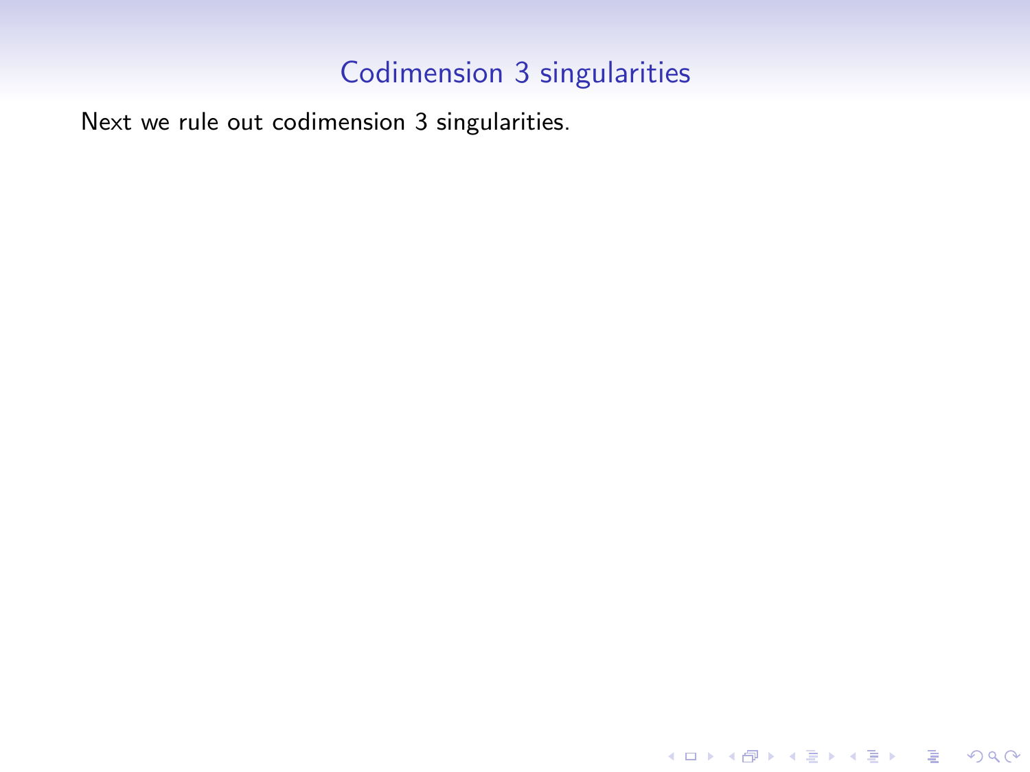# Codimension 3 singularities

Next we rule out codimension 3 singularities.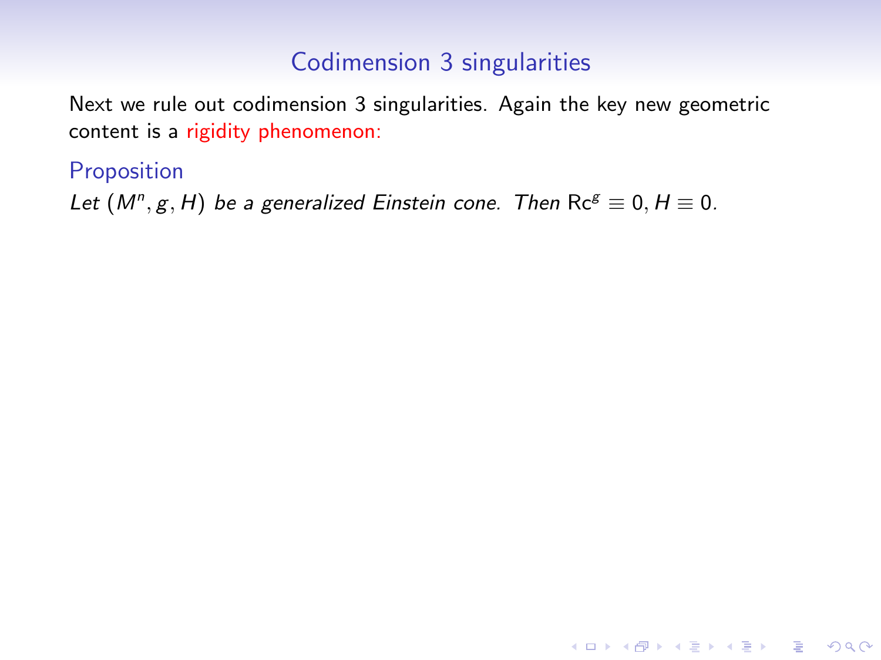## Codimension 3 singularities

Next we rule out codimension 3 singularities. Again the key new geometric content is a rigidity phenomenon:

**Proposition**

*Let $(M^n, g, H)$ be a generalized Einstein cone. Then* $\mathrm{Rc}^g \equiv 0, H \equiv 0$.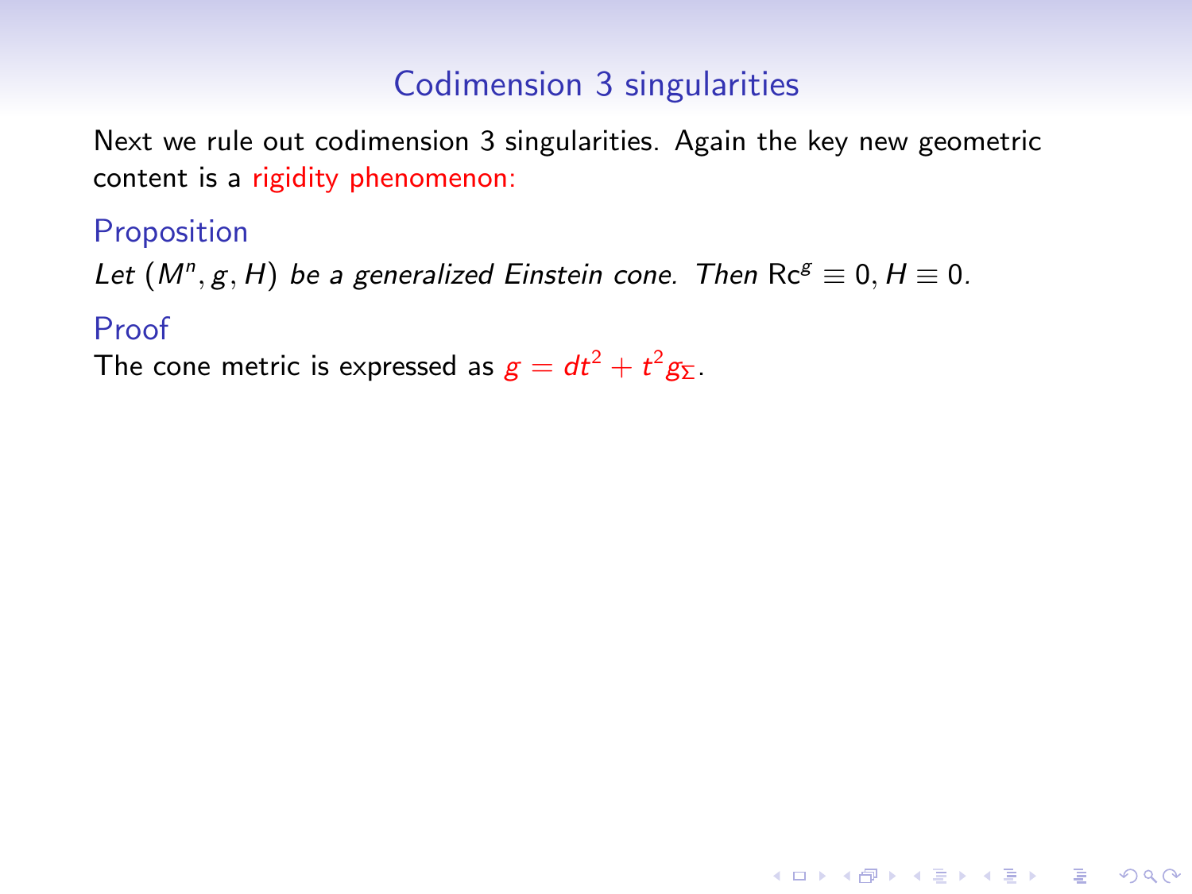## Codimension 3 singularities

Next we rule out codimension 3 singularities. Again the key new geometric content is a rigidity phenomenon:

### Proposition

*Let $(M^n, g, H)$ be a generalized Einstein cone. Then* $\mathrm{Rc}^g \equiv 0, H \equiv 0$.

### Proof

The cone metric is expressed as $g = dt^2 + t^2 g_\Sigma$.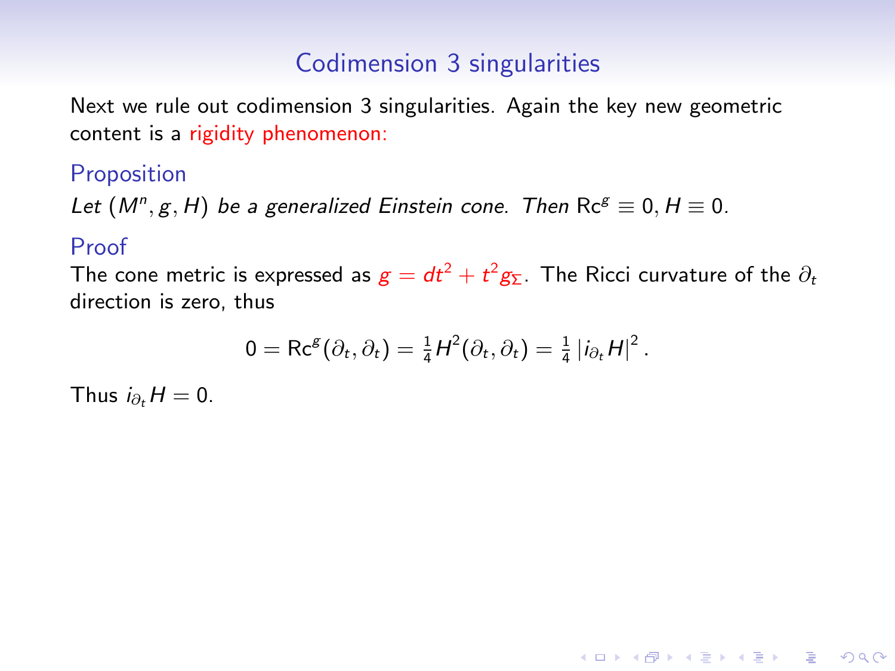## Codimension 3 singularities

Next we rule out codimension 3 singularities. Again the key new geometric content is a rigidity phenomenon:

### Proposition

*Let $(M^n, g, H)$ be a generalized Einstein cone. Then* $\mathrm{Rc}^g \equiv 0, H \equiv 0$.

### Proof

The cone metric is expressed as $g = dt^2 + t^2 g_\Sigma$. The Ricci curvature of the $\partial_t$ direction is zero, thus

$$0 = \mathrm{Rc}^g(\partial_t, \partial_t) = \tfrac{1}{4} H^2(\partial_t, \partial_t) = \tfrac{1}{4} \left| i_{\partial_t} H \right|^2.$$

Thus $i_{\partial_t} H = 0$.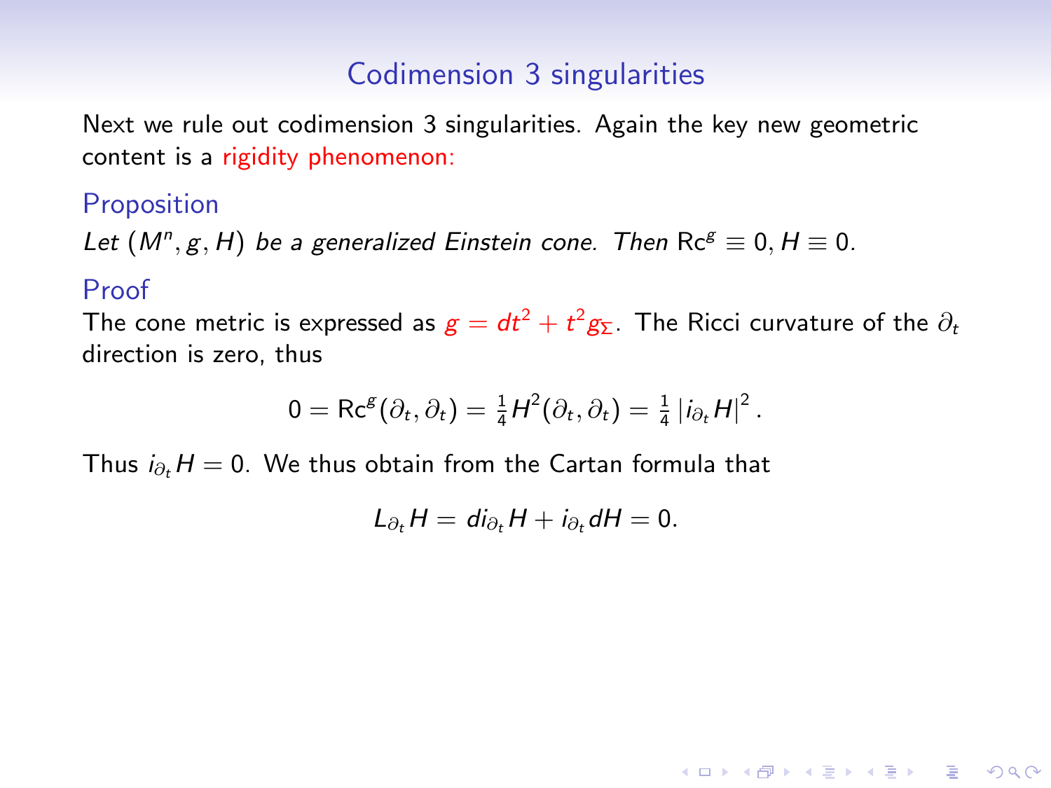## Codimension 3 singularities

Next we rule out codimension 3 singularities. Again the key new geometric content is a rigidity phenomenon:

### Proposition

*Let $(M^n, g, H)$ be a generalized Einstein cone. Then* $\mathrm{Rc}^g \equiv 0, H \equiv 0$.

### Proof

The cone metric is expressed as $g = dt^2 + t^2 g_\Sigma$. The Ricci curvature of the $\partial_t$ direction is zero, thus

$$0 = \mathrm{Rc}^g(\partial_t, \partial_t) = \tfrac{1}{4} H^2(\partial_t, \partial_t) = \tfrac{1}{4} \left| i_{\partial_t} H \right|^2.$$

Thus $i_{\partial_t} H = 0$. We thus obtain from the Cartan formula that

$$L_{\partial_t} H = d i_{\partial_t} H + i_{\partial_t} dH = 0.$$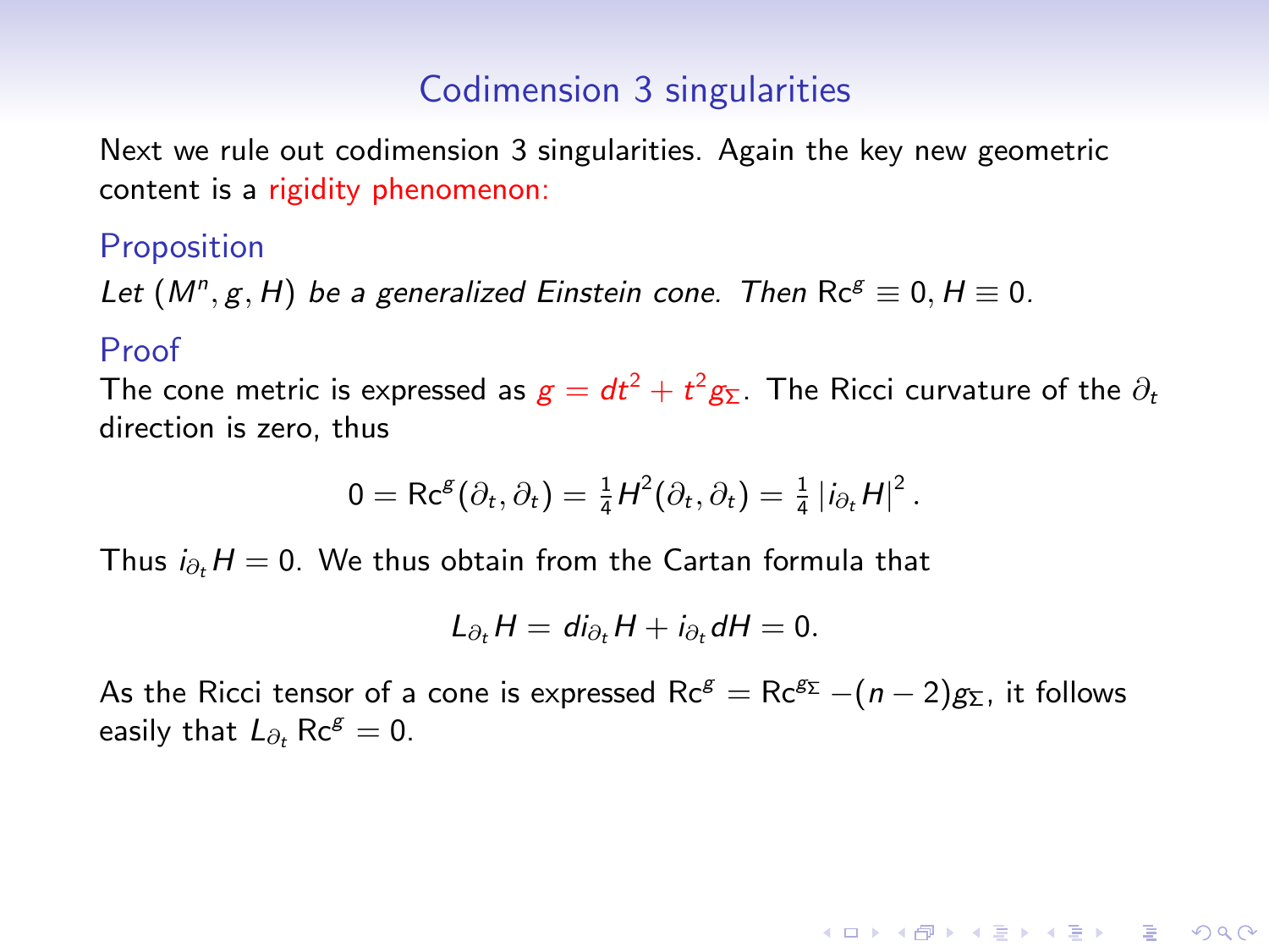## Codimension 3 singularities

Next we rule out codimension 3 singularities. Again the key new geometric content is a rigidity phenomenon:

### Proposition

*Let $(M^n, g, H)$ be a generalized Einstein cone. Then* $\mathrm{Rc}^g \equiv 0, H \equiv 0$.

### Proof

The cone metric is expressed as $g = dt^2 + t^2 g_\Sigma$. The Ricci curvature of the $\partial_t$ direction is zero, thus

$$0 = \mathrm{Rc}^g(\partial_t, \partial_t) = \tfrac{1}{4} H^2(\partial_t, \partial_t) = \tfrac{1}{4} \left| i_{\partial_t} H \right|^2 .$$

Thus $i_{\partial_t} H = 0$. We thus obtain from the Cartan formula that

$$L_{\partial_t} H = d i_{\partial_t} H + i_{\partial_t} dH = 0.$$

As the Ricci tensor of a cone is expressed $\mathrm{Rc}^g = \mathrm{Rc}^{g_\Sigma} - (n-2) g_\Sigma$, it follows easily that $L_{\partial_t} \mathrm{Rc}^g = 0$.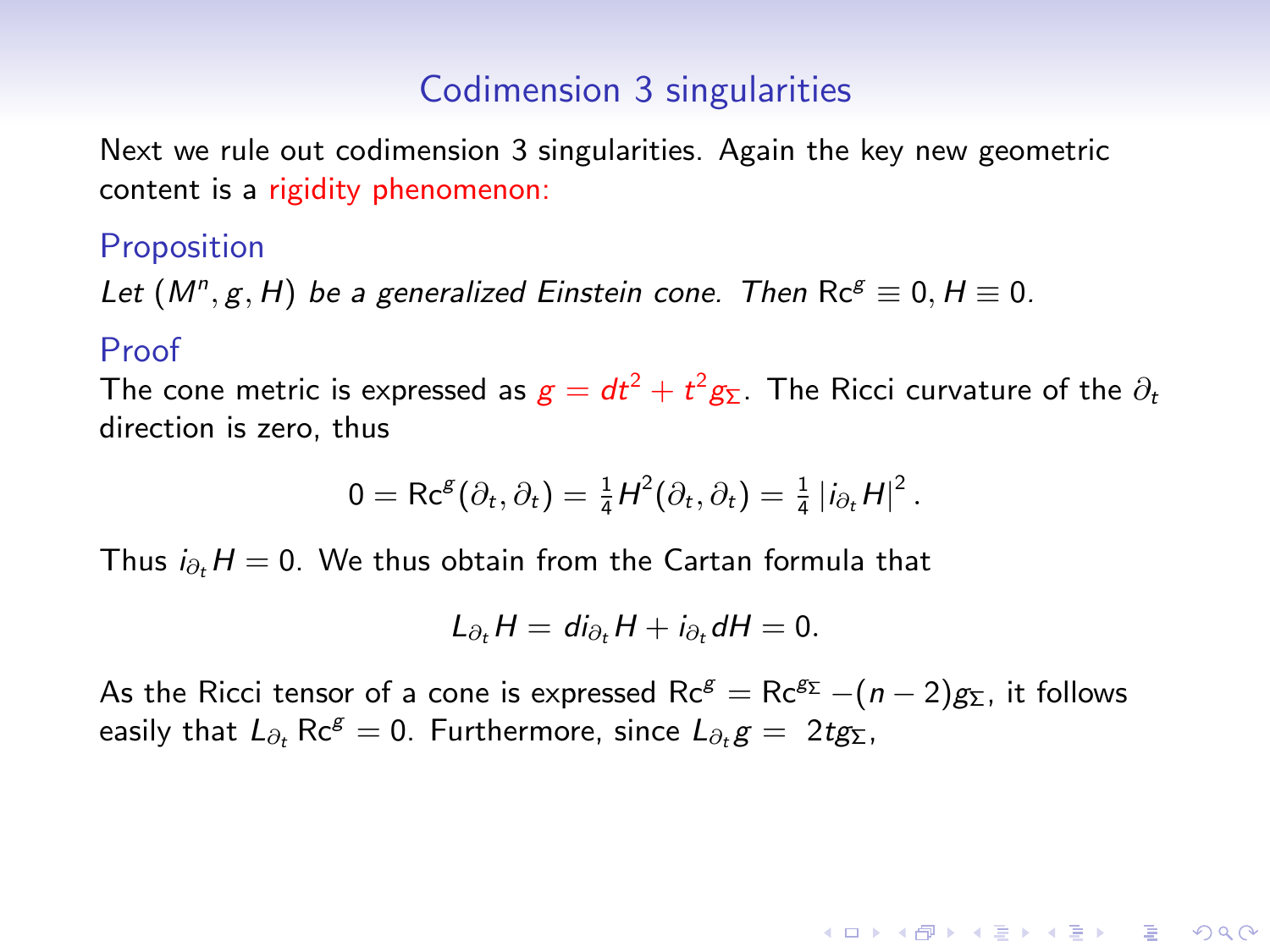## Codimension 3 singularities

Next we rule out codimension 3 singularities. Again the key new geometric content is a rigidity phenomenon:

### Proposition

*Let $(M^n, g, H)$ be a generalized Einstein cone. Then* $\mathrm{Rc}^g \equiv 0, H \equiv 0$.

### Proof

The cone metric is expressed as $g = dt^2 + t^2 g_{\Sigma}$. The Ricci curvature of the $\partial_t$ direction is zero, thus

$$0 = \mathrm{Rc}^g(\partial_t, \partial_t) = \tfrac{1}{4} H^2(\partial_t, \partial_t) = \tfrac{1}{4} \left| i_{\partial_t} H \right|^2.$$

Thus $i_{\partial_t} H = 0$. We thus obtain from the Cartan formula that

$$L_{\partial_t} H = d i_{\partial_t} H + i_{\partial_t} dH = 0.$$

As the Ricci tensor of a cone is expressed $\mathrm{Rc}^g = \mathrm{Rc}^{g_\Sigma} - (n-2) g_{\Sigma}$, it follows easily that $L_{\partial_t} \mathrm{Rc}^g = 0$. Furthermore, since $L_{\partial_t} g = \ 2t g_{\Sigma}$,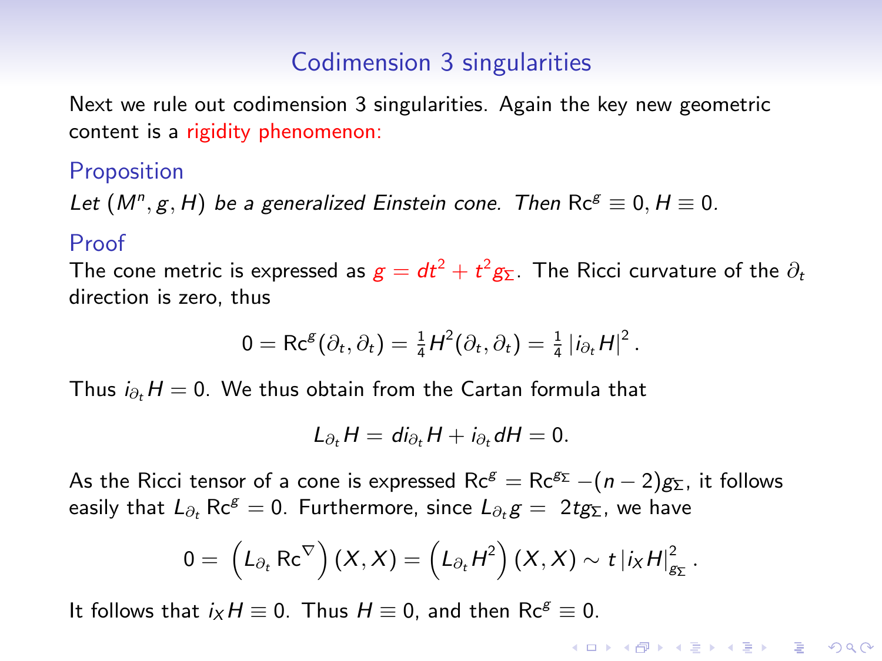## Codimension 3 singularities

Next we rule out codimension 3 singularities. Again the key new geometric content is a rigidity phenomenon:

### Proposition

*Let $(M^n, g, H)$ be a generalized Einstein cone. Then* $\mathrm{Rc}^g \equiv 0, H \equiv 0$.

### Proof

The cone metric is expressed as $g = dt^2 + t^2 g_\Sigma$. The Ricci curvature of the $\partial_t$ direction is zero, thus

$$0 = \mathrm{Rc}^g(\partial_t, \partial_t) = \tfrac{1}{4} H^2(\partial_t, \partial_t) = \tfrac{1}{4} \left| i_{\partial_t} H \right|^2.$$

Thus $i_{\partial_t} H = 0$. We thus obtain from the Cartan formula that

$$L_{\partial_t} H = d i_{\partial_t} H + i_{\partial_t} dH = 0.$$

As the Ricci tensor of a cone is expressed $\mathrm{Rc}^g = \mathrm{Rc}^{g_\Sigma} - (n-2) g_\Sigma$, it follows easily that $L_{\partial_t} \mathrm{Rc}^g = 0$. Furthermore, since $L_{\partial_t} g = 2 t g_\Sigma$, we have

$$0 = \left( L_{\partial_t} \mathrm{Rc}^\nabla \right)(X, X) = \left( L_{\partial_t} H^2 \right)(X, X) \sim t \left| i_X H \right|^2_{g_\Sigma}.$$

It follows that $i_X H \equiv 0$. Thus $H \equiv 0$, and then $\mathrm{Rc}^g \equiv 0$.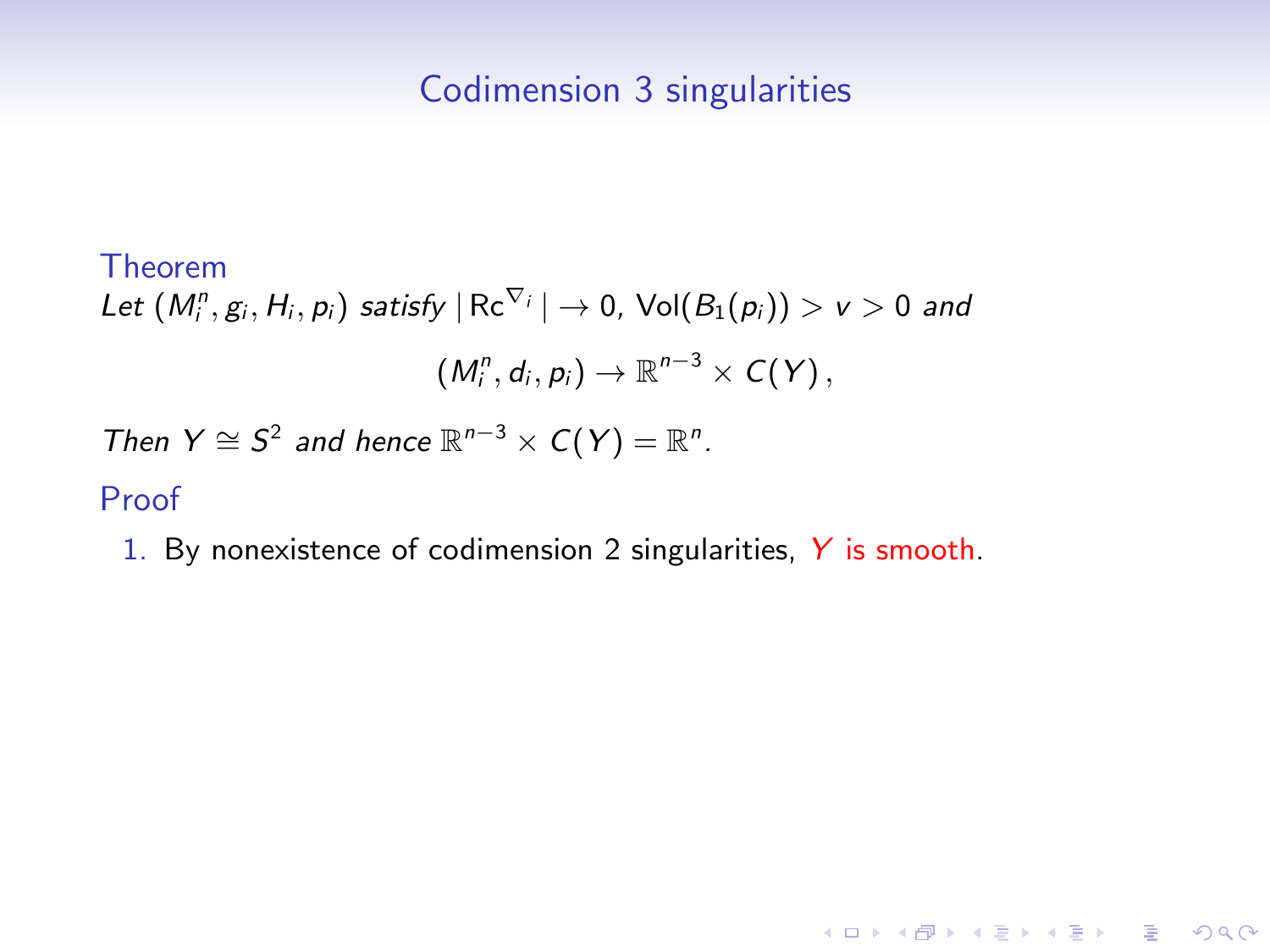## Codimension 3 singularities

**Theorem**

*Let $(M_i^n, g_i, H_i, p_i)$ satisfy $|\operatorname{Rc}^{\nabla_i}| \to 0$, $\operatorname{Vol}(B_1(p_i)) > v > 0$ and*

$$(M_i^n, d_i, p_i) \to \mathbb{R}^{n-3} \times C(Y),$$

*Then $Y \cong S^2$ and hence $\mathbb{R}^{n-3} \times C(Y) = \mathbb{R}^n$.*

**Proof**

1. By nonexistence of codimension 2 singularities, $Y$ is smooth.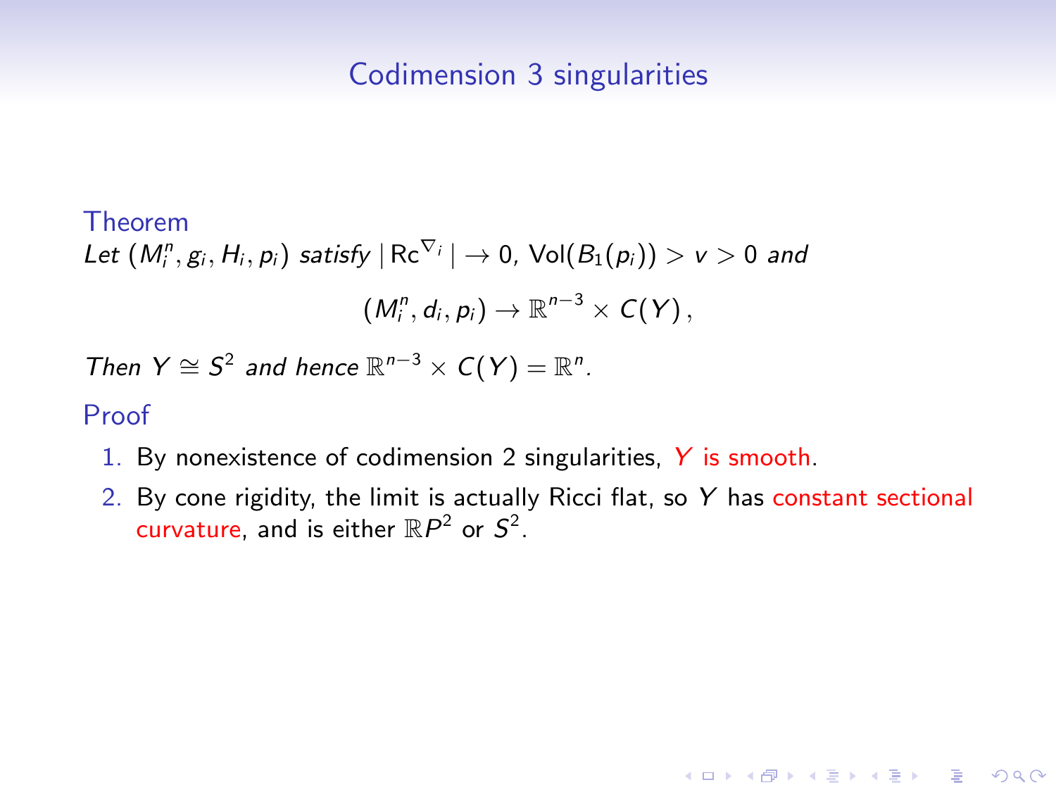## Codimension 3 singularities

**Theorem**

*Let $(M_i^n, g_i, H_i, p_i)$ satisfy $|\mathrm{Rc}^{\nabla_i}| \to 0$, $\mathrm{Vol}(B_1(p_i)) > v > 0$ and*

$$(M_i^n, d_i, p_i) \to \mathbb{R}^{n-3} \times C(Y),$$

*Then $Y \cong S^2$ and hence $\mathbb{R}^{n-3} \times C(Y) = \mathbb{R}^n$.*

**Proof**

1. By nonexistence of codimension 2 singularities, $Y$ is smooth.
2. By cone rigidity, the limit is actually Ricci flat, so $Y$ has constant sectional curvature, and is either $\mathbb{R}P^2$ or $S^2$.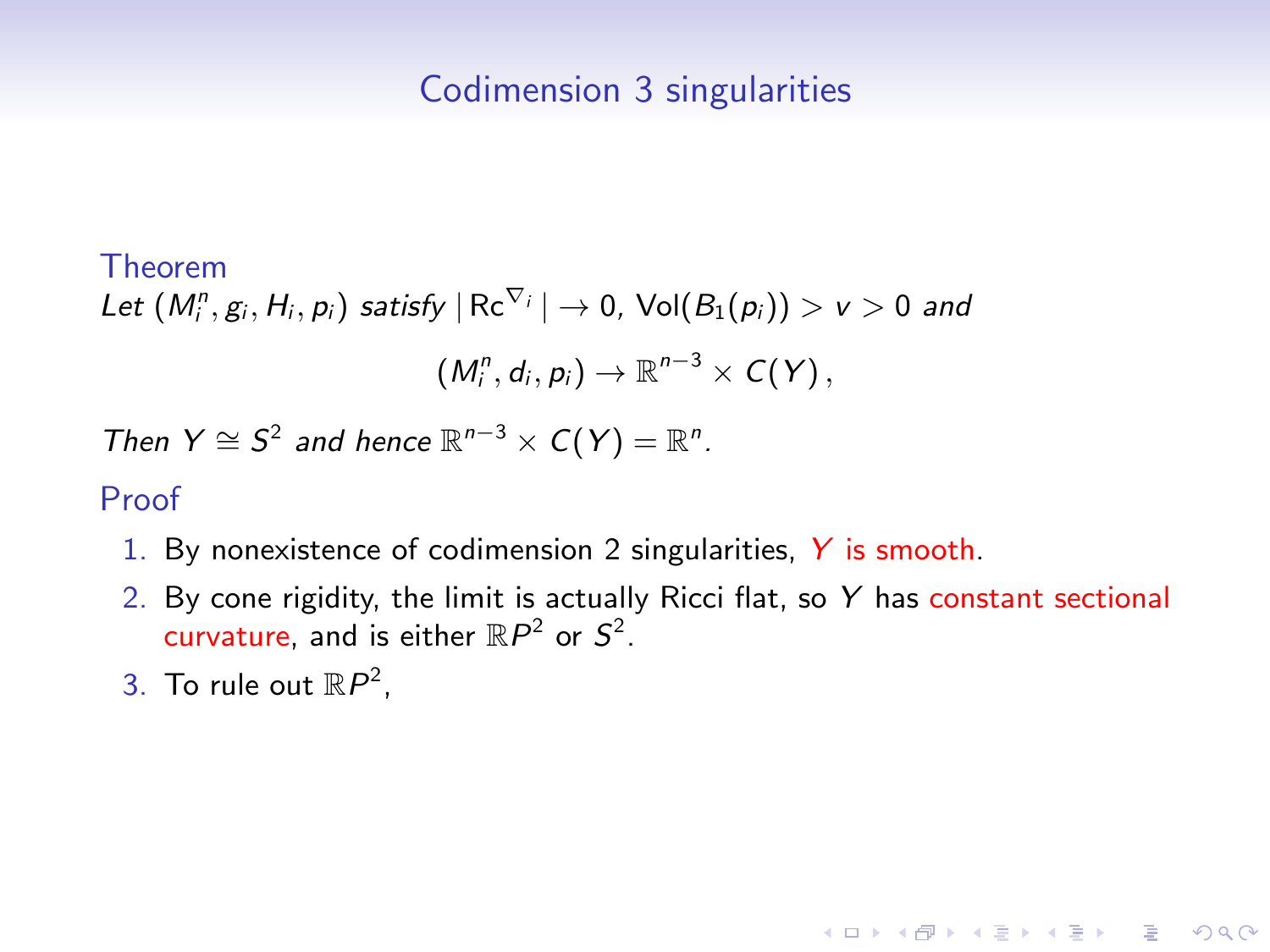## Codimension 3 singularities

**Theorem**

*Let $(M_i^n, g_i, H_i, p_i)$ satisfy $|\mathrm{Rc}^{\nabla_i}| \to 0$, $\mathrm{Vol}(B_1(p_i)) > v > 0$ and*

$$(M_i^n, d_i, p_i) \to \mathbb{R}^{n-3} \times C(Y),$$

*Then $Y \cong S^2$ and hence $\mathbb{R}^{n-3} \times C(Y) = \mathbb{R}^n$.*

**Proof**

1. By nonexistence of codimension 2 singularities, $Y$ is smooth.
2. By cone rigidity, the limit is actually Ricci flat, so $Y$ has constant sectional curvature, and is either $\mathbb{R}P^2$ or $S^2$.
3. To rule out $\mathbb{R}P^2$,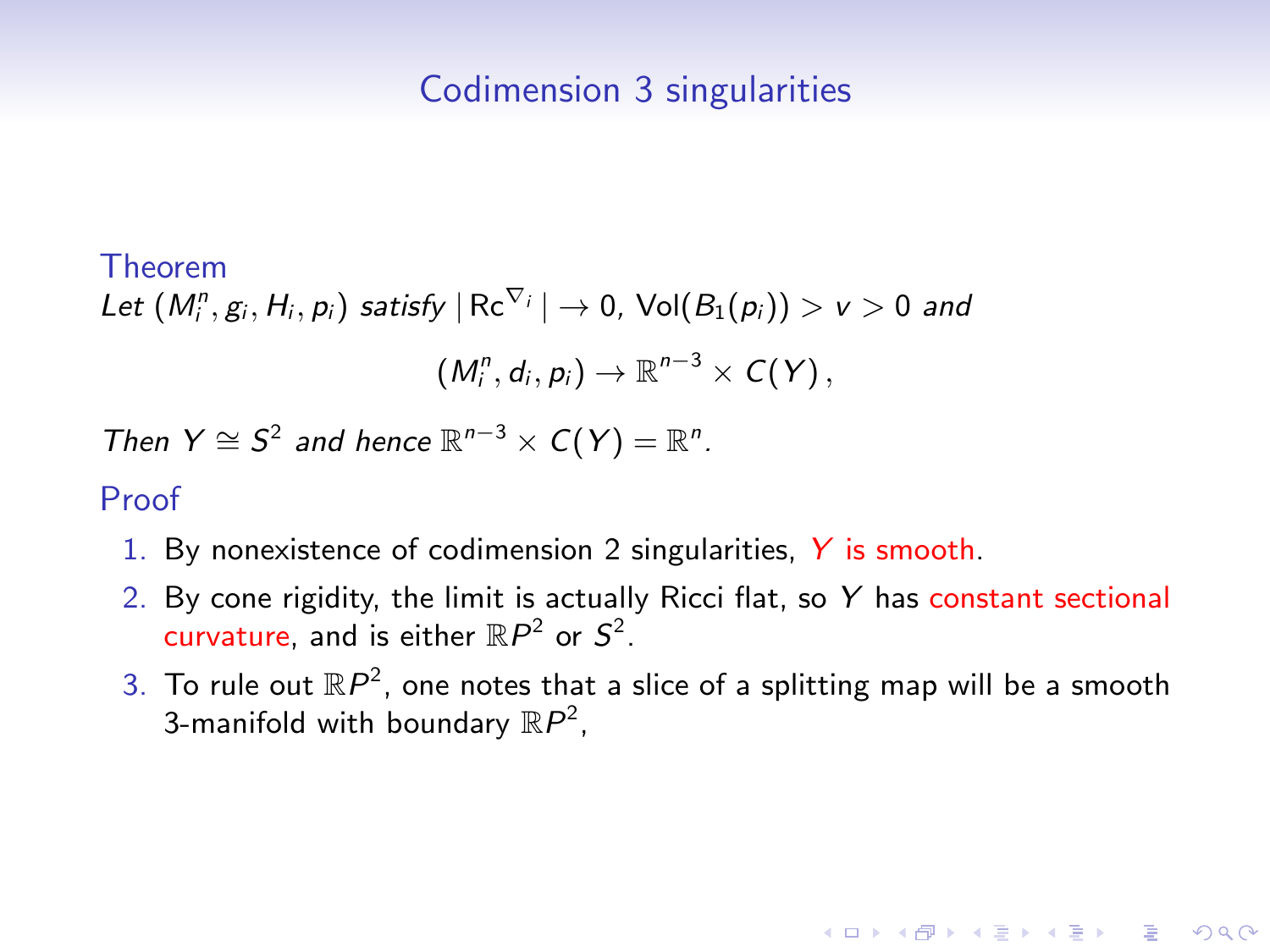## Codimension 3 singularities

**Theorem**

*Let $(M_i^n, g_i, H_i, p_i)$ satisfy $|\mathrm{Rc}^{\nabla_i}| \to 0$, $\mathrm{Vol}(B_1(p_i)) > v > 0$ and*

$$(M_i^n, d_i, p_i) \to \mathbb{R}^{n-3} \times C(Y),$$

*Then $Y \cong S^2$ and hence $\mathbb{R}^{n-3} \times C(Y) = \mathbb{R}^n$.*

**Proof**

1. By nonexistence of codimension 2 singularities, $Y$ is smooth.
2. By cone rigidity, the limit is actually Ricci flat, so $Y$ has constant sectional curvature, and is either $\mathbb{R}P^2$ or $S^2$.
3. To rule out $\mathbb{R}P^2$, one notes that a slice of a splitting map will be a smooth 3-manifold with boundary $\mathbb{R}P^2$,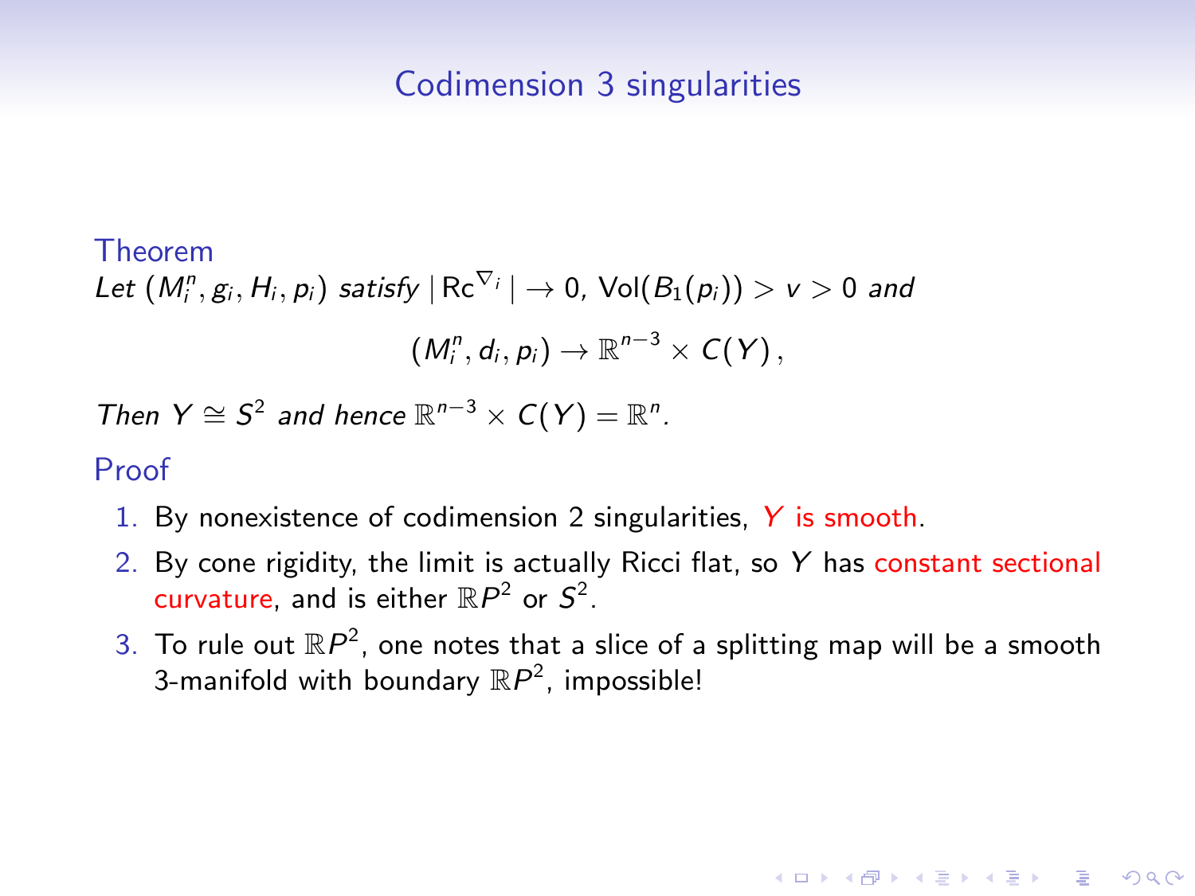# Codimension 3 singularities

**Theorem**

*Let $(M_i^n, g_i, H_i, p_i)$ satisfy $|\operatorname{Rc}^{\nabla_i}| \to 0$, $\operatorname{Vol}(B_1(p_i)) > v > 0$ and*

$$(M_i^n, d_i, p_i) \to \mathbb{R}^{n-3} \times C(Y),$$

*Then $Y \cong S^2$ and hence $\mathbb{R}^{n-3} \times C(Y) = \mathbb{R}^n$.*

**Proof**

1. By nonexistence of codimension 2 singularities, $Y$ is smooth.
2. By cone rigidity, the limit is actually Ricci flat, so $Y$ has constant sectional curvature, and is either $\mathbb{R}P^2$ or $S^2$.
3. To rule out $\mathbb{R}P^2$, one notes that a slice of a splitting map will be a smooth 3-manifold with boundary $\mathbb{R}P^2$, impossible!